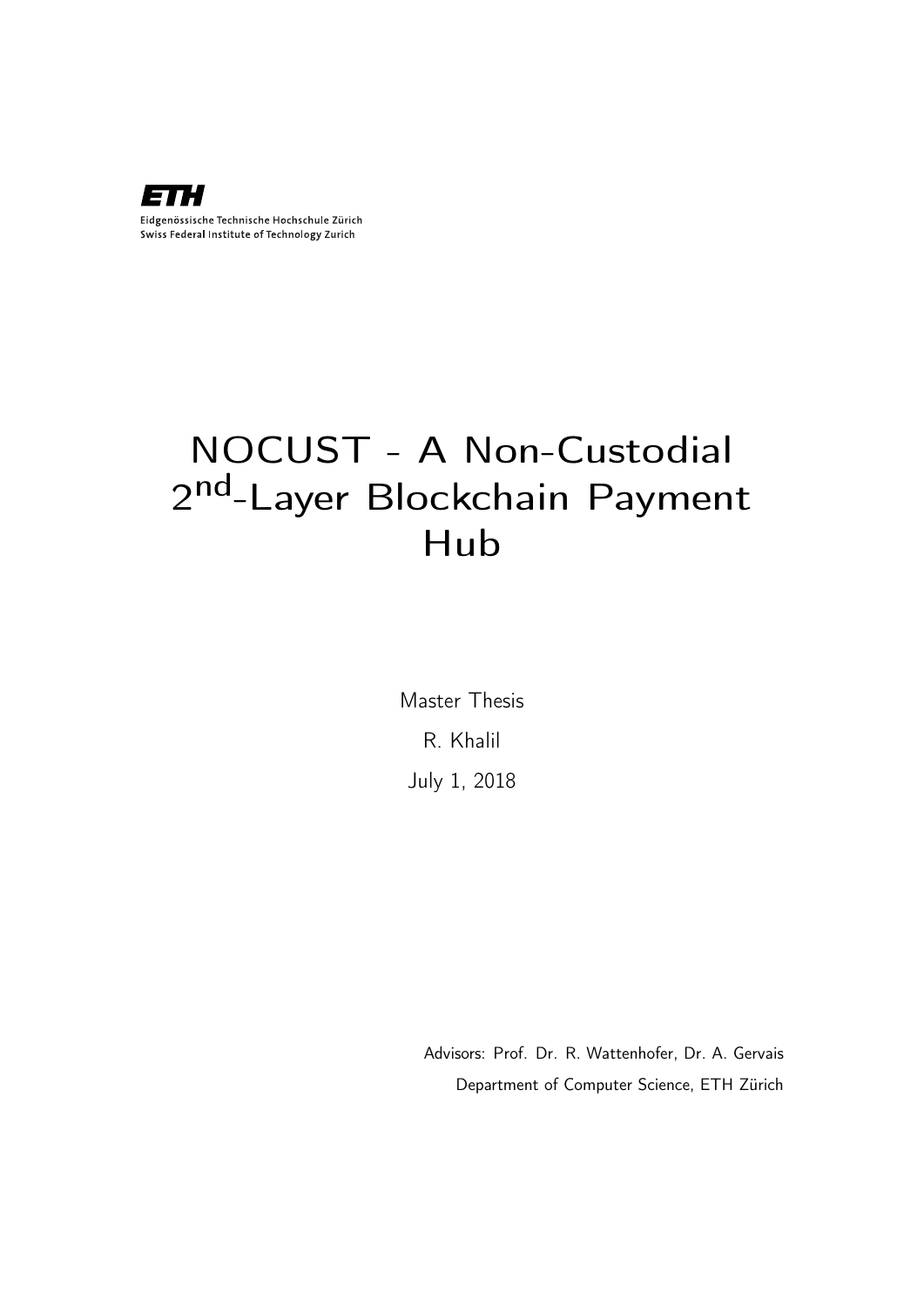ETH

Eidgenössische Technische Hochschule Zürich
Swiss Federal Institute of Technology Zurich

# NOCUST - A Non-Custodial 2$^{nd}$-Layer Blockchain Payment Hub

Master Thesis

R. Khalil

July 1, 2018

Advisors: Prof. Dr. R. Wattenhofer, Dr. A. Gervais

Department of Computer Science, ETH Zürich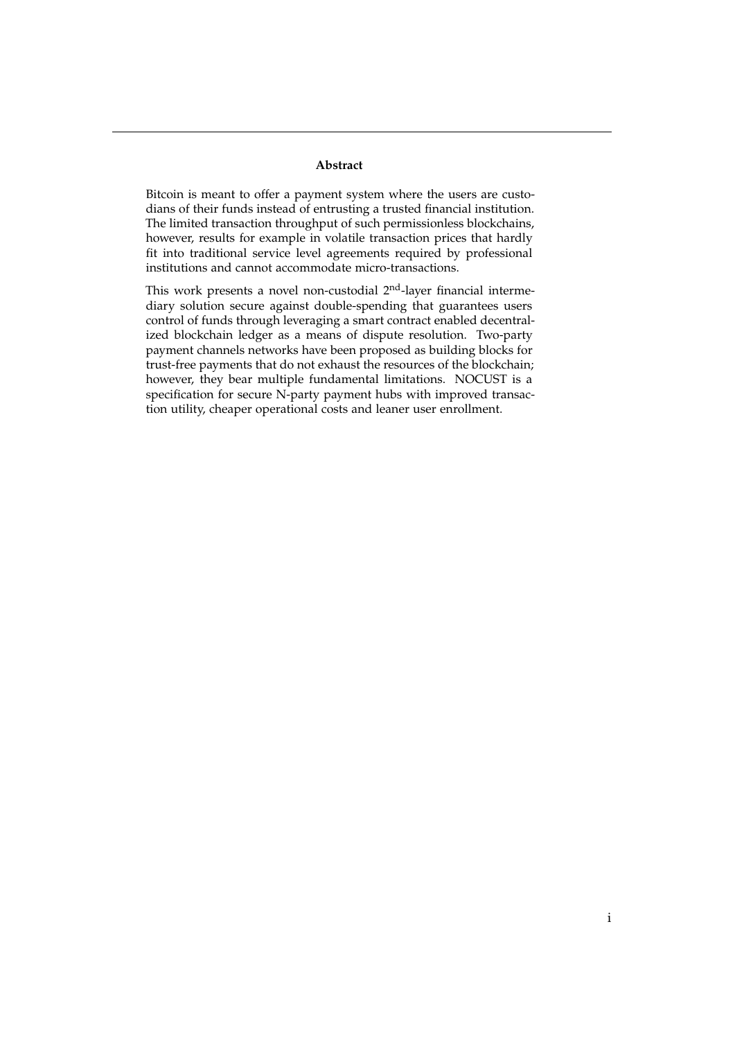## Abstract

Bitcoin is meant to offer a payment system where the users are custodians of their funds instead of entrusting a trusted financial institution. The limited transaction throughput of such permissionless blockchains, however, results for example in volatile transaction prices that hardly fit into traditional service level agreements required by professional institutions and cannot accommodate micro-transactions.

This work presents a novel non-custodial 2$^{nd}$-layer financial intermediary solution secure against double-spending that guarantees users control of funds through leveraging a smart contract enabled decentralized blockchain ledger as a means of dispute resolution. Two-party payment channels networks have been proposed as building blocks for trust-free payments that do not exhaust the resources of the blockchain; however, they bear multiple fundamental limitations. NOCUST is a specification for secure N-party payment hubs with improved transaction utility, cheaper operational costs and leaner user enrollment.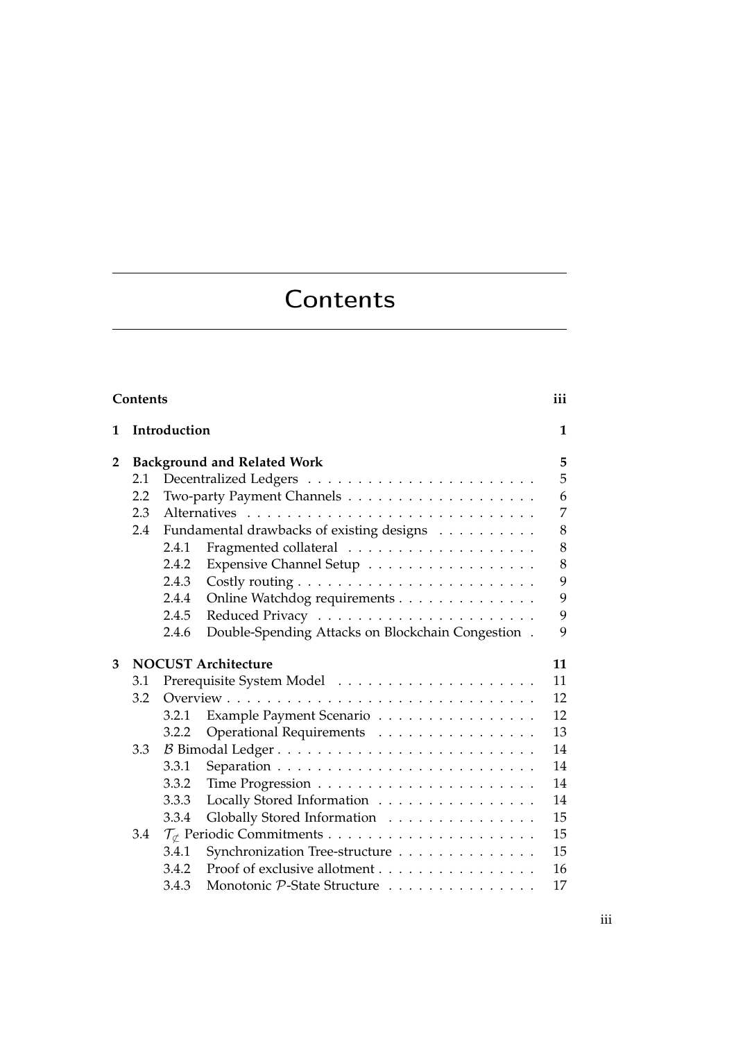# Contents

**Contents** iii

**1 Introduction** 1

**2 Background and Related Work** 5

- 2.1 Decentralized Ledgers 5
- 2.2 Two-party Payment Channels 6
- 2.3 Alternatives 7
- 2.4 Fundamental drawbacks of existing designs 8
  - 2.4.1 Fragmented collateral 8
  - 2.4.2 Expensive Channel Setup 8
  - 2.4.3 Costly routing 9
  - 2.4.4 Online Watchdog requirements 9
  - 2.4.5 Reduced Privacy 9
  - 2.4.6 Double-Spending Attacks on Blockchain Congestion 9

**3 NOCUST Architecture** 11

- 3.1 Prerequisite System Model 11
- 3.2 Overview 12
  - 3.2.1 Example Payment Scenario 12
  - 3.2.2 Operational Requirements 13
- 3.3 $\mathcal{B}$ Bimodal Ledger 14
  - 3.3.1 Separation 14
  - 3.3.2 Time Progression 14
  - 3.3.3 Locally Stored Information 14
  - 3.3.4 Globally Stored Information 15
- 3.4 $\mathcal{T}_{\not\subset}$ Periodic Commitments 15
  - 3.4.1 Synchronization Tree-structure 15
  - 3.4.2 Proof of exclusive allotment 16
  - 3.4.3 Monotonic $\mathcal{P}$-State Structure 17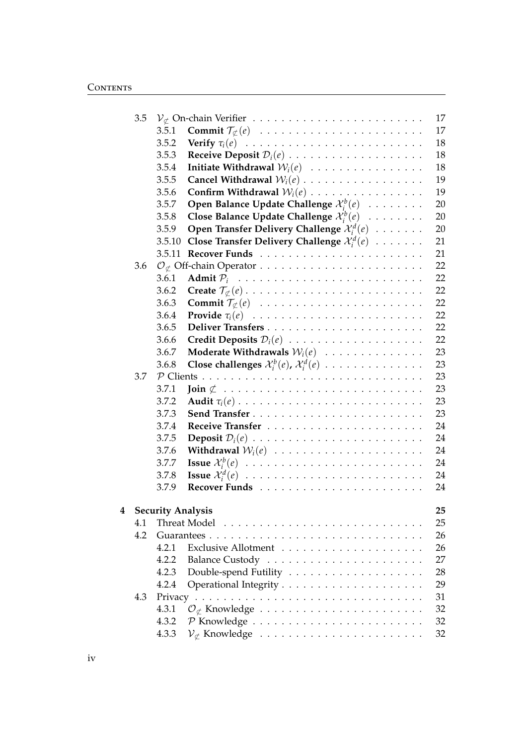| | | | |
|---|---|---|---|
| 3.5 | $\mathcal{V}_{\not\subset}$ On-chain Verifier | | 17 |
| | 3.5.1 | **Commit** $\mathcal{T}_{\not\subset}(e)$ | 17 |
| | 3.5.2 | **Verify** $\tau_i(e)$ | 18 |
| | 3.5.3 | **Receive Deposit** $\mathcal{D}_i(e)$ | 18 |
| | 3.5.4 | **Initiate Withdrawal** $\mathcal{W}_i(e)$ | 18 |
| | 3.5.5 | **Cancel Withdrawal** $\mathcal{W}_i(e)$ | 19 |
| | 3.5.6 | **Confirm Withdrawal** $\mathcal{W}_i(e)$ | 19 |
| | 3.5.7 | **Open Balance Update Challenge** $\mathcal{X}_i^b(e)$ | 20 |
| | 3.5.8 | **Close Balance Update Challenge** $\mathcal{X}_i^b(e)$ | 20 |
| | 3.5.9 | **Open Transfer Delivery Challenge** $\mathcal{X}_i^d(e)$ | 20 |
| | 3.5.10 | **Close Transfer Delivery Challenge** $\mathcal{X}_i^d(e)$ | 21 |
| | 3.5.11 | **Recover Funds** | 21 |
| 3.6 | $\mathcal{O}_{\not\subset}$ Off-chain Operator | | 22 |
| | 3.6.1 | **Admit** $\mathcal{P}_i$ | 22 |
| | 3.6.2 | **Create** $\mathcal{T}_{\not\subset}(e)$ | 22 |
| | 3.6.3 | **Commit** $\mathcal{T}_{\not\subset}(e)$ | 22 |
| | 3.6.4 | **Provide** $\tau_i(e)$ | 22 |
| | 3.6.5 | **Deliver Transfers** | 22 |
| | 3.6.6 | **Credit Deposits** $\mathcal{D}_i(e)$ | 22 |
| | 3.6.7 | **Moderate Withdrawals** $\mathcal{W}_i(e)$ | 23 |
| | 3.6.8 | **Close challenges** $\mathcal{X}_i^b(e)$, $\mathcal{X}_i^d(e)$ | 23 |
| 3.7 | $\mathcal{P}$ Clients | | 23 |
| | 3.7.1 | **Join** $\not\subset$ | 23 |
| | 3.7.2 | **Audit** $\tau_i(e)$ | 23 |
| | 3.7.3 | **Send Transfer** | 23 |
| | 3.7.4 | **Receive Transfer** | 24 |
| | 3.7.5 | **Deposit** $\mathcal{D}_i(e)$ | 24 |
| | 3.7.6 | **Withdrawal** $\mathcal{W}_i(e)$ | 24 |
| | 3.7.7 | **Issue** $\mathcal{X}_i^b(e)$ | 24 |
| | 3.7.8 | **Issue** $\mathcal{X}_i^d(e)$ | 24 |
| | 3.7.9 | **Recover Funds** | 24 |

| | | | |
|---|---|---|---|
| **4** | **Security Analysis** | | **25** |
| 4.1 | Threat Model | | 25 |
| 4.2 | Guarantees | | 26 |
| | 4.2.1 | Exclusive Allotment | 26 |
| | 4.2.2 | Balance Custody | 27 |
| | 4.2.3 | Double-spend Futility | 28 |
| | 4.2.4 | Operational Integrity | 29 |
| 4.3 | Privacy | | 31 |
| | 4.3.1 | $\mathcal{O}_{\not\subset}$ Knowledge | 32 |
| | 4.3.2 | $\mathcal{P}$ Knowledge | 32 |
| | 4.3.3 | $\mathcal{V}_{\not\subset}$ Knowledge | 32 |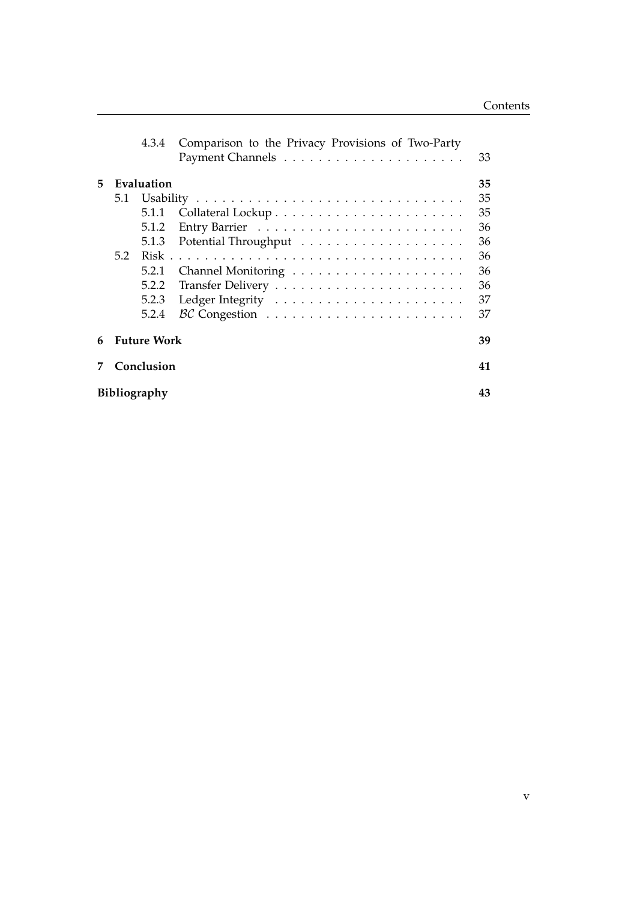4.3.4 Comparison to the Privacy Provisions of Two-Party Payment Channels . . . . . . . . . . . . . . . . . . . . . 33

**5 Evaluation** **35**

5.1 Usability . . . . . . . . . . . . . . . . . . . . . . . . . . . . . . . . 35

5.1.1 Collateral Lockup . . . . . . . . . . . . . . . . . . . . . . 35

5.1.2 Entry Barrier . . . . . . . . . . . . . . . . . . . . . . . . 36

5.1.3 Potential Throughput . . . . . . . . . . . . . . . . . . . . 36

5.2 Risk . . . . . . . . . . . . . . . . . . . . . . . . . . . . . . . . . . 36

5.2.1 Channel Monitoring . . . . . . . . . . . . . . . . . . . . 36

5.2.2 Transfer Delivery . . . . . . . . . . . . . . . . . . . . . . 36

5.2.3 Ledger Integrity . . . . . . . . . . . . . . . . . . . . . . . 37

5.2.4 $\mathcal{BC}$ Congestion . . . . . . . . . . . . . . . . . . . . . . . . 37

**6 Future Work** **39**

**7 Conclusion** **41**

**Bibliography** **43**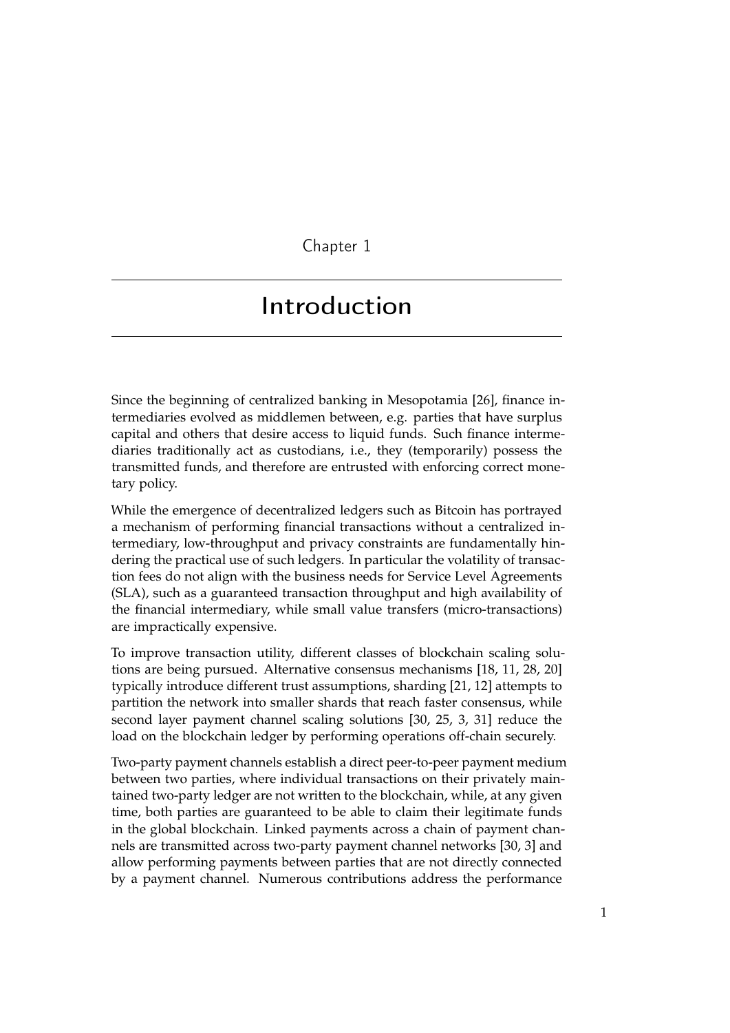# Chapter 1

# Introduction

Since the beginning of centralized banking in Mesopotamia [26], finance intermediaries evolved as middlemen between, e.g. parties that have surplus capital and others that desire access to liquid funds. Such finance intermediaries traditionally act as custodians, i.e., they (temporarily) possess the transmitted funds, and therefore are entrusted with enforcing correct monetary policy.

While the emergence of decentralized ledgers such as Bitcoin has portrayed a mechanism of performing financial transactions without a centralized intermediary, low-throughput and privacy constraints are fundamentally hindering the practical use of such ledgers. In particular the volatility of transaction fees do not align with the business needs for Service Level Agreements (SLA), such as a guaranteed transaction throughput and high availability of the financial intermediary, while small value transfers (micro-transactions) are impractically expensive.

To improve transaction utility, different classes of blockchain scaling solutions are being pursued. Alternative consensus mechanisms [18, 11, 28, 20] typically introduce different trust assumptions, sharding [21, 12] attempts to partition the network into smaller shards that reach faster consensus, while second layer payment channel scaling solutions [30, 25, 3, 31] reduce the load on the blockchain ledger by performing operations off-chain securely.

Two-party payment channels establish a direct peer-to-peer payment medium between two parties, where individual transactions on their privately maintained two-party ledger are not written to the blockchain, while, at any given time, both parties are guaranteed to be able to claim their legitimate funds in the global blockchain. Linked payments across a chain of payment channels are transmitted across two-party payment channel networks [30, 3] and allow performing payments between parties that are not directly connected by a payment channel. Numerous contributions address the performance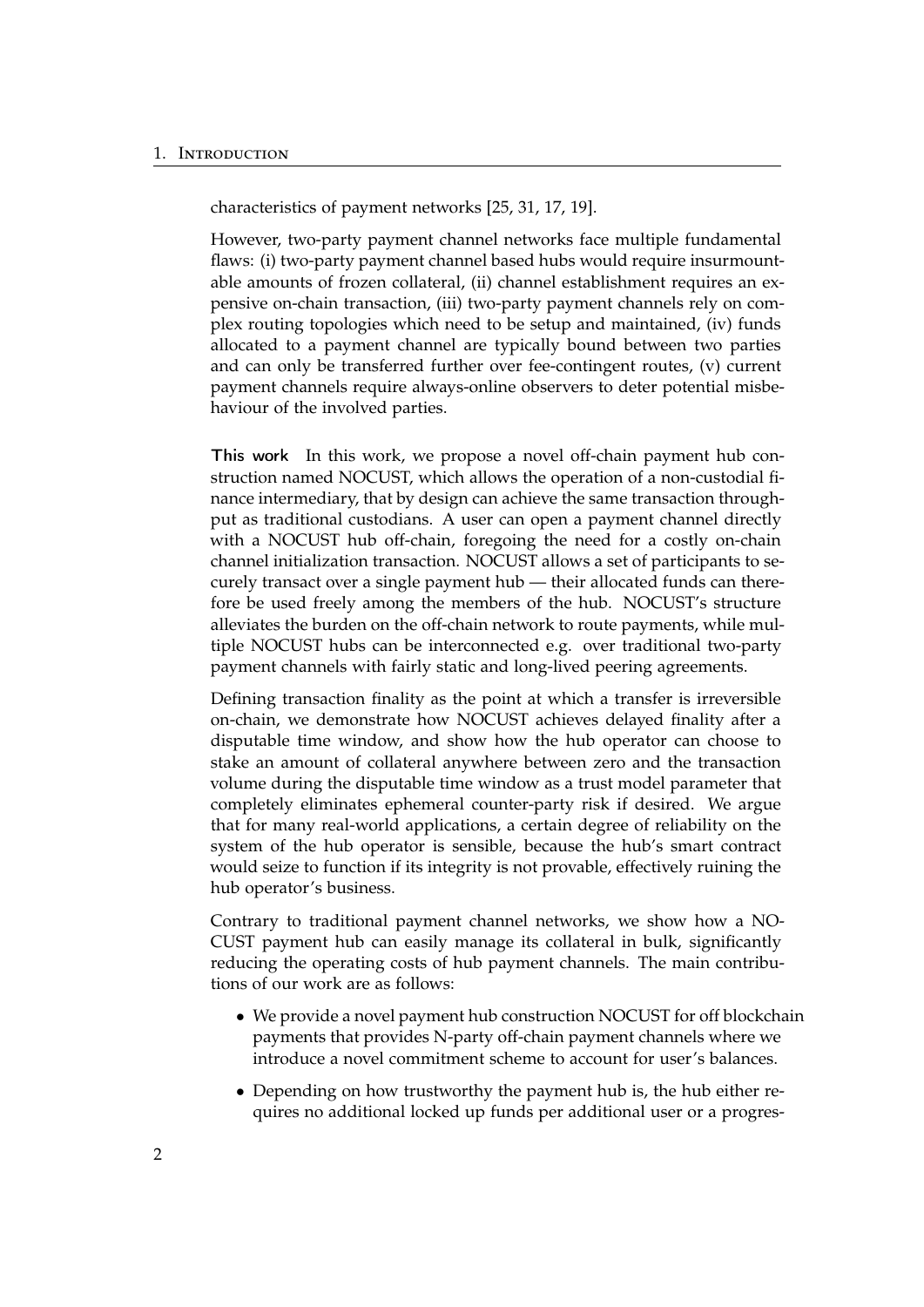characteristics of payment networks [25, 31, 17, 19].

However, two-party payment channel networks face multiple fundamental flaws: (i) two-party payment channel based hubs would require insurmountable amounts of frozen collateral, (ii) channel establishment requires an expensive on-chain transaction, (iii) two-party payment channels rely on complex routing topologies which need to be setup and maintained, (iv) funds allocated to a payment channel are typically bound between two parties and can only be transferred further over fee-contingent routes, (v) current payment channels require always-online observers to deter potential misbehaviour of the involved parties.

**This work** In this work, we propose a novel off-chain payment hub construction named NOCUST, which allows the operation of a non-custodial finance intermediary, that by design can achieve the same transaction throughput as traditional custodians. A user can open a payment channel directly with a NOCUST hub off-chain, foregoing the need for a costly on-chain channel initialization transaction. NOCUST allows a set of participants to securely transact over a single payment hub — their allocated funds can therefore be used freely among the members of the hub. NOCUST's structure alleviates the burden on the off-chain network to route payments, while multiple NOCUST hubs can be interconnected e.g. over traditional two-party payment channels with fairly static and long-lived peering agreements.

Defining transaction finality as the point at which a transfer is irreversible on-chain, we demonstrate how NOCUST achieves delayed finality after a disputable time window, and show how the hub operator can choose to stake an amount of collateral anywhere between zero and the transaction volume during the disputable time window as a trust model parameter that completely eliminates ephemeral counter-party risk if desired. We argue that for many real-world applications, a certain degree of reliability on the system of the hub operator is sensible, because the hub's smart contract would seize to function if its integrity is not provable, effectively ruining the hub operator's business.

Contrary to traditional payment channel networks, we show how a NOCUST payment hub can easily manage its collateral in bulk, significantly reducing the operating costs of hub payment channels. The main contributions of our work are as follows:

- We provide a novel payment hub construction NOCUST for off blockchain payments that provides N-party off-chain payment channels where we introduce a novel commitment scheme to account for user's balances.
- Depending on how trustworthy the payment hub is, the hub either requires no additional locked up funds per additional user or a progres-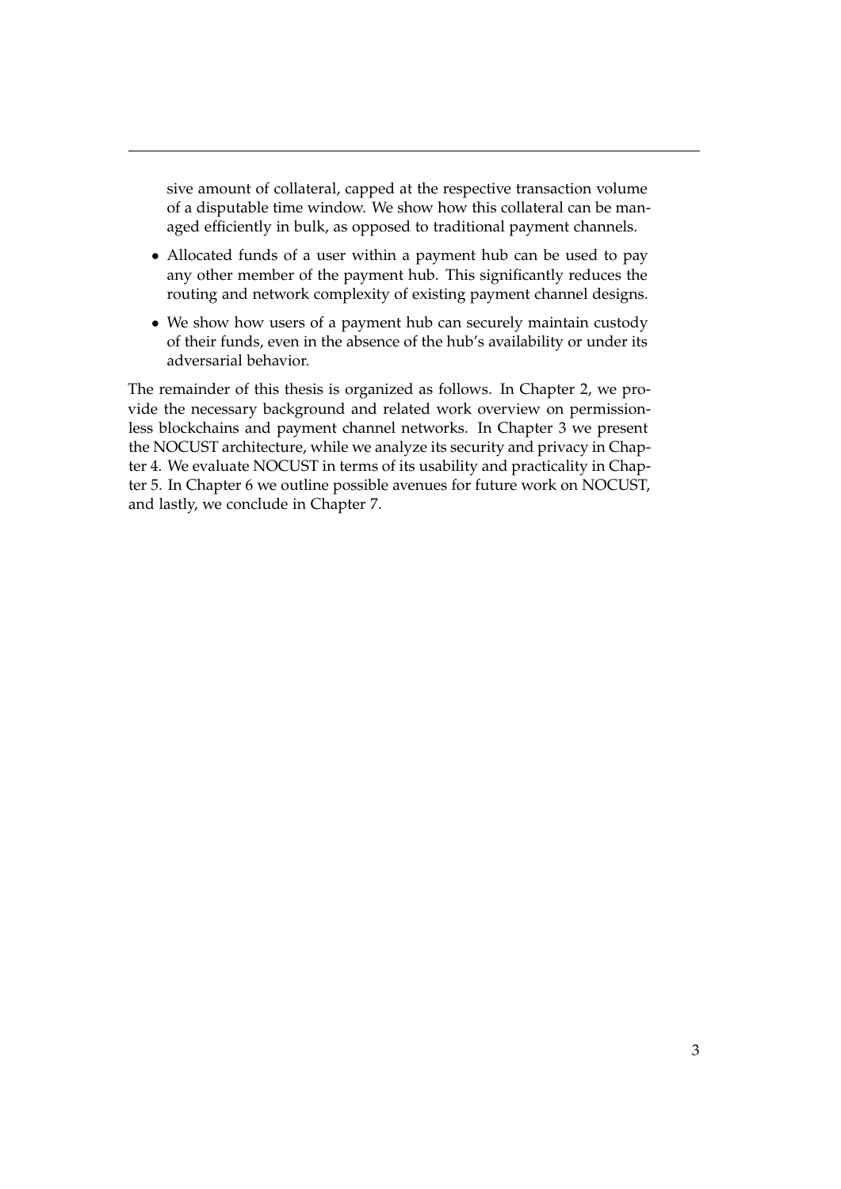sive amount of collateral, capped at the respective transaction volume of a disputable time window. We show how this collateral can be managed efficiently in bulk, as opposed to traditional payment channels.

- Allocated funds of a user within a payment hub can be used to pay any other member of the payment hub. This significantly reduces the routing and network complexity of existing payment channel designs.
- We show how users of a payment hub can securely maintain custody of their funds, even in the absence of the hub's availability or under its adversarial behavior.

The remainder of this thesis is organized as follows. In Chapter 2, we provide the necessary background and related work overview on permissionless blockchains and payment channel networks. In Chapter 3 we present the NOCUST architecture, while we analyze its security and privacy in Chapter 4. We evaluate NOCUST in terms of its usability and practicality in Chapter 5. In Chapter 6 we outline possible avenues for future work on NOCUST, and lastly, we conclude in Chapter 7.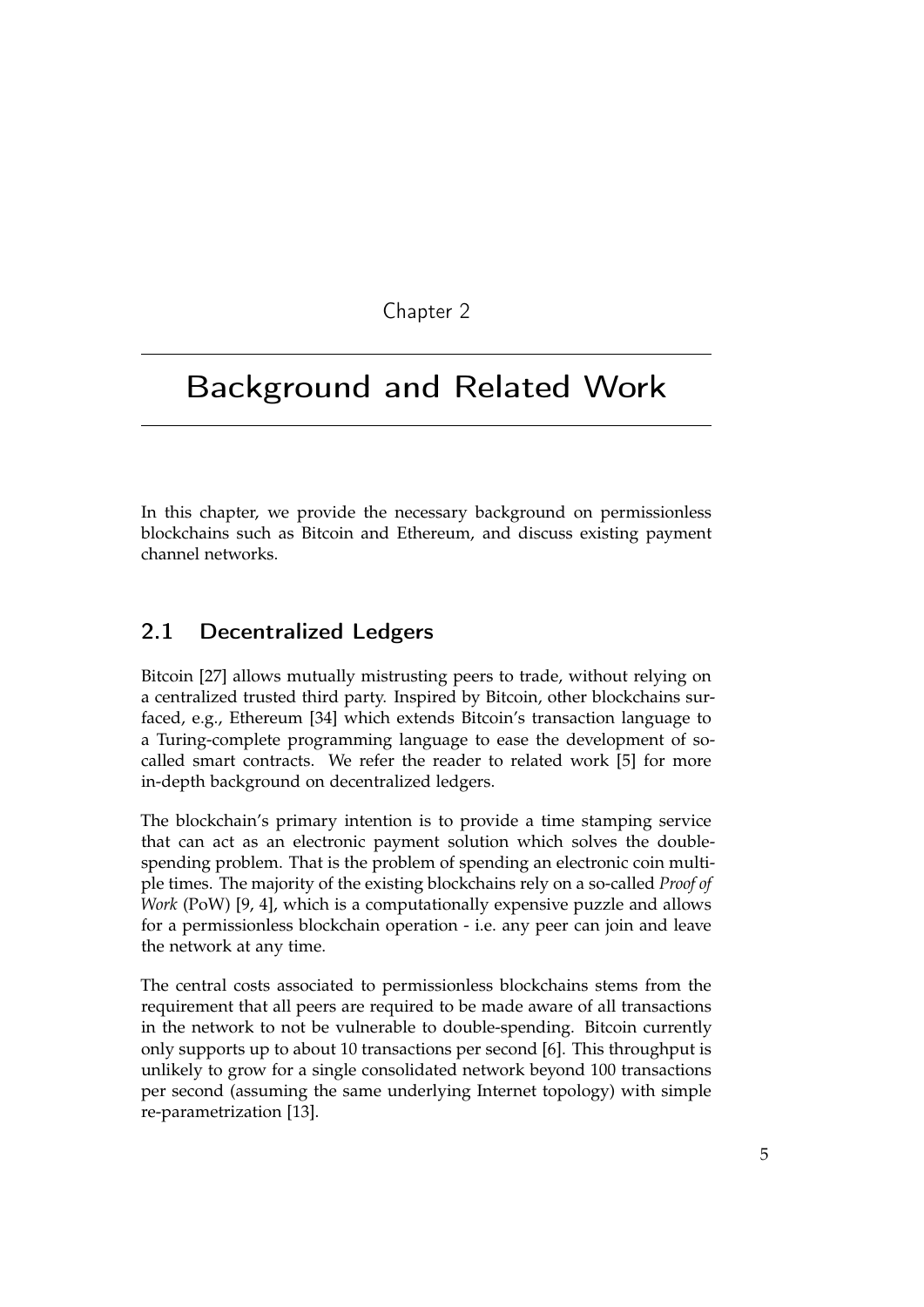# Chapter 2

# Background and Related Work

In this chapter, we provide the necessary background on permissionless blockchains such as Bitcoin and Ethereum, and discuss existing payment channel networks.

## 2.1 Decentralized Ledgers

Bitcoin [27] allows mutually mistrusting peers to trade, without relying on a centralized trusted third party. Inspired by Bitcoin, other blockchains surfaced, e.g., Ethereum [34] which extends Bitcoin's transaction language to a Turing-complete programming language to ease the development of so-called smart contracts. We refer the reader to related work [5] for more in-depth background on decentralized ledgers.

The blockchain's primary intention is to provide a time stamping service that can act as an electronic payment solution which solves the double-spending problem. That is the problem of spending an electronic coin multiple times. The majority of the existing blockchains rely on a so-called *Proof of Work* (PoW) [9, 4], which is a computationally expensive puzzle and allows for a permissionless blockchain operation - i.e. any peer can join and leave the network at any time.

The central costs associated to permissionless blockchains stems from the requirement that all peers are required to be made aware of all transactions in the network to not be vulnerable to double-spending. Bitcoin currently only supports up to about 10 transactions per second [6]. This throughput is unlikely to grow for a single consolidated network beyond 100 transactions per second (assuming the same underlying Internet topology) with simple re-parametrization [13].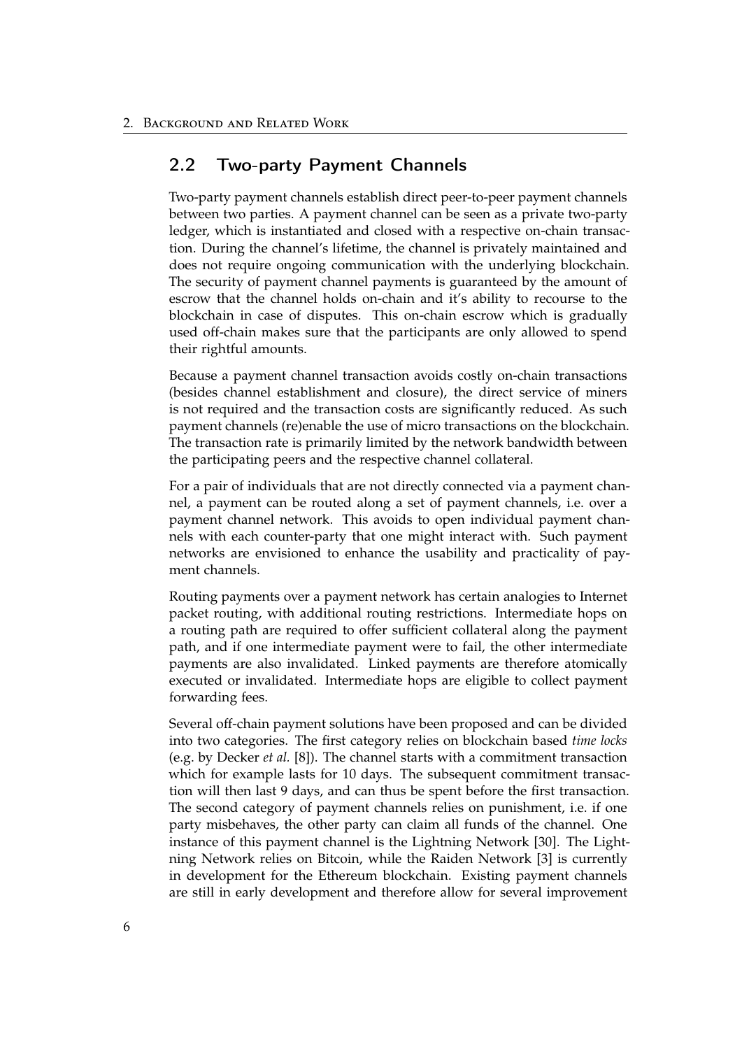## 2.2 Two-party Payment Channels

Two-party payment channels establish direct peer-to-peer payment channels between two parties. A payment channel can be seen as a private two-party ledger, which is instantiated and closed with a respective on-chain transaction. During the channel's lifetime, the channel is privately maintained and does not require ongoing communication with the underlying blockchain. The security of payment channel payments is guaranteed by the amount of escrow that the channel holds on-chain and it's ability to recourse to the blockchain in case of disputes. This on-chain escrow which is gradually used off-chain makes sure that the participants are only allowed to spend their rightful amounts.

Because a payment channel transaction avoids costly on-chain transactions (besides channel establishment and closure), the direct service of miners is not required and the transaction costs are significantly reduced. As such payment channels (re)enable the use of micro transactions on the blockchain. The transaction rate is primarily limited by the network bandwidth between the participating peers and the respective channel collateral.

For a pair of individuals that are not directly connected via a payment channel, a payment can be routed along a set of payment channels, i.e. over a payment channel network. This avoids to open individual payment channels with each counter-party that one might interact with. Such payment networks are envisioned to enhance the usability and practicality of payment channels.

Routing payments over a payment network has certain analogies to Internet packet routing, with additional routing restrictions. Intermediate hops on a routing path are required to offer sufficient collateral along the payment path, and if one intermediate payment were to fail, the other intermediate payments are also invalidated. Linked payments are therefore atomically executed or invalidated. Intermediate hops are eligible to collect payment forwarding fees.

Several off-chain payment solutions have been proposed and can be divided into two categories. The first category relies on blockchain based *time locks* (e.g. by Decker *et al.* [8]). The channel starts with a commitment transaction which for example lasts for 10 days. The subsequent commitment transaction will then last 9 days, and can thus be spent before the first transaction. The second category of payment channels relies on punishment, i.e. if one party misbehaves, the other party can claim all funds of the channel. One instance of this payment channel is the Lightning Network [30]. The Lightning Network relies on Bitcoin, while the Raiden Network [3] is currently in development for the Ethereum blockchain. Existing payment channels are still in early development and therefore allow for several improvement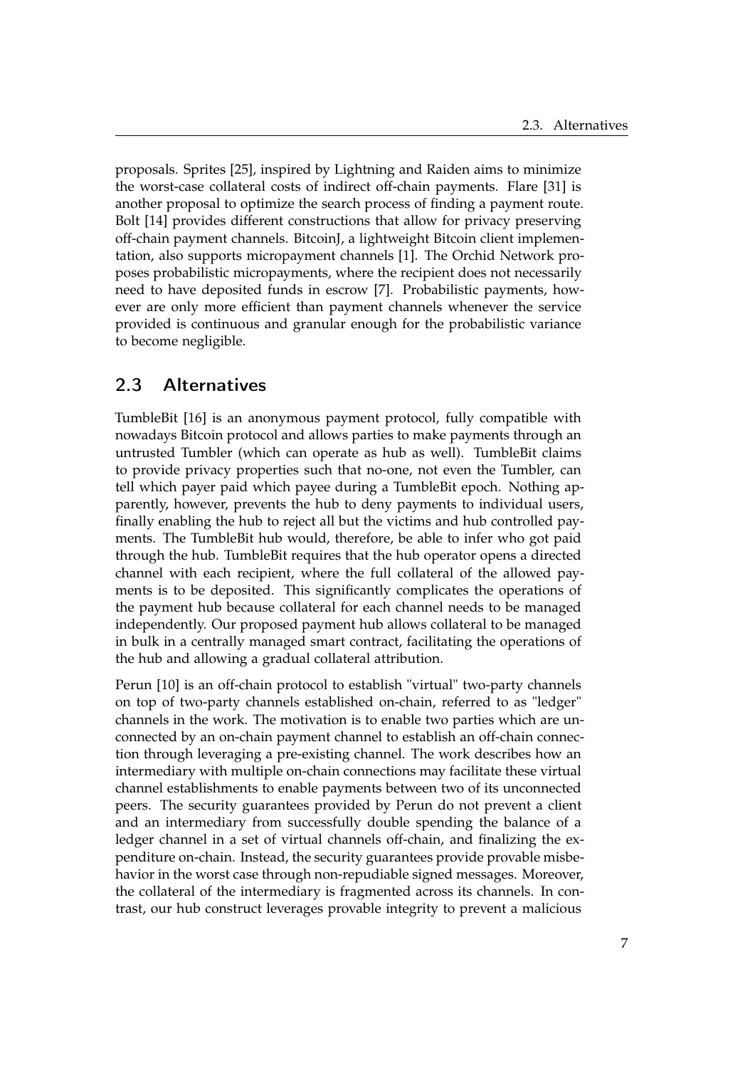proposals. Sprites [25], inspired by Lightning and Raiden aims to minimize the worst-case collateral costs of indirect off-chain payments. Flare [31] is another proposal to optimize the search process of finding a payment route. Bolt [14] provides different constructions that allow for privacy preserving off-chain payment channels. BitcoinJ, a lightweight Bitcoin client implementation, also supports micropayment channels [1]. The Orchid Network proposes probabilistic micropayments, where the recipient does not necessarily need to have deposited funds in escrow [7]. Probabilistic payments, however are only more efficient than payment channels whenever the service provided is continuous and granular enough for the probabilistic variance to become negligible.

## 2.3 Alternatives

TumbleBit [16] is an anonymous payment protocol, fully compatible with nowadays Bitcoin protocol and allows parties to make payments through an untrusted Tumbler (which can operate as hub as well). TumbleBit claims to provide privacy properties such that no-one, not even the Tumbler, can tell which payer paid which payee during a TumbleBit epoch. Nothing apparently, however, prevents the hub to deny payments to individual users, finally enabling the hub to reject all but the victims and hub controlled payments. The TumbleBit hub would, therefore, be able to infer who got paid through the hub. TumbleBit requires that the hub operator opens a directed channel with each recipient, where the full collateral of the allowed payments is to be deposited. This significantly complicates the operations of the payment hub because collateral for each channel needs to be managed independently. Our proposed payment hub allows collateral to be managed in bulk in a centrally managed smart contract, facilitating the operations of the hub and allowing a gradual collateral attribution.

Perun [10] is an off-chain protocol to establish "virtual" two-party channels on top of two-party channels established on-chain, referred to as "ledger" channels in the work. The motivation is to enable two parties which are unconnected by an on-chain payment channel to establish an off-chain connection through leveraging a pre-existing channel. The work describes how an intermediary with multiple on-chain connections may facilitate these virtual channel establishments to enable payments between two of its unconnected peers. The security guarantees provided by Perun do not prevent a client and an intermediary from successfully double spending the balance of a ledger channel in a set of virtual channels off-chain, and finalizing the expenditure on-chain. Instead, the security guarantees provide provable misbehavior in the worst case through non-repudiable signed messages. Moreover, the collateral of the intermediary is fragmented across its channels. In contrast, our hub construct leverages provable integrity to prevent a malicious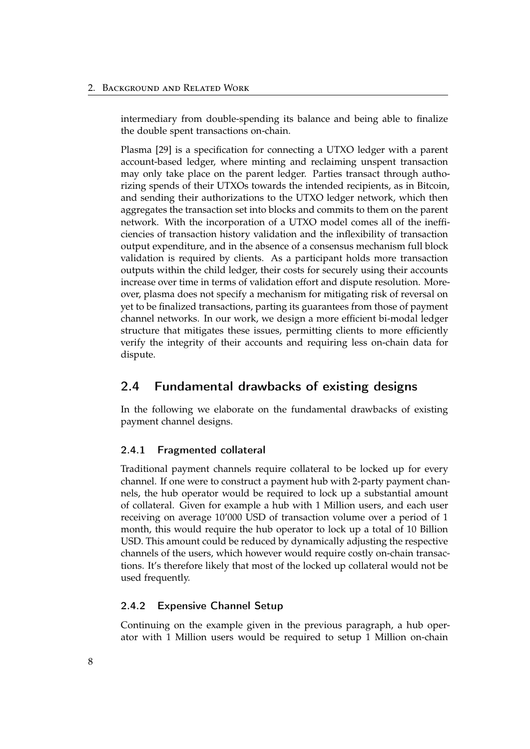intermediary from double-spending its balance and being able to finalize the double spent transactions on-chain.

Plasma [29] is a specification for connecting a UTXO ledger with a parent account-based ledger, where minting and reclaiming unspent transaction may only take place on the parent ledger. Parties transact through authorizing spends of their UTXOs towards the intended recipients, as in Bitcoin, and sending their authorizations to the UTXO ledger network, which then aggregates the transaction set into blocks and commits to them on the parent network. With the incorporation of a UTXO model comes all of the inefficiencies of transaction history validation and the inflexibility of transaction output expenditure, and in the absence of a consensus mechanism full block validation is required by clients. As a participant holds more transaction outputs within the child ledger, their costs for securely using their accounts increase over time in terms of validation effort and dispute resolution. Moreover, plasma does not specify a mechanism for mitigating risk of reversal on yet to be finalized transactions, parting its guarantees from those of payment channel networks. In our work, we design a more efficient bi-modal ledger structure that mitigates these issues, permitting clients to more efficiently verify the integrity of their accounts and requiring less on-chain data for dispute.

## 2.4 Fundamental drawbacks of existing designs

In the following we elaborate on the fundamental drawbacks of existing payment channel designs.

### 2.4.1 Fragmented collateral

Traditional payment channels require collateral to be locked up for every channel. If one were to construct a payment hub with 2-party payment channels, the hub operator would be required to lock up a substantial amount of collateral. Given for example a hub with 1 Million users, and each user receiving on average 10'000 USD of transaction volume over a period of 1 month, this would require the hub operator to lock up a total of 10 Billion USD. This amount could be reduced by dynamically adjusting the respective channels of the users, which however would require costly on-chain transactions. It's therefore likely that most of the locked up collateral would not be used frequently.

### 2.4.2 Expensive Channel Setup

Continuing on the example given in the previous paragraph, a hub operator with 1 Million users would be required to setup 1 Million on-chain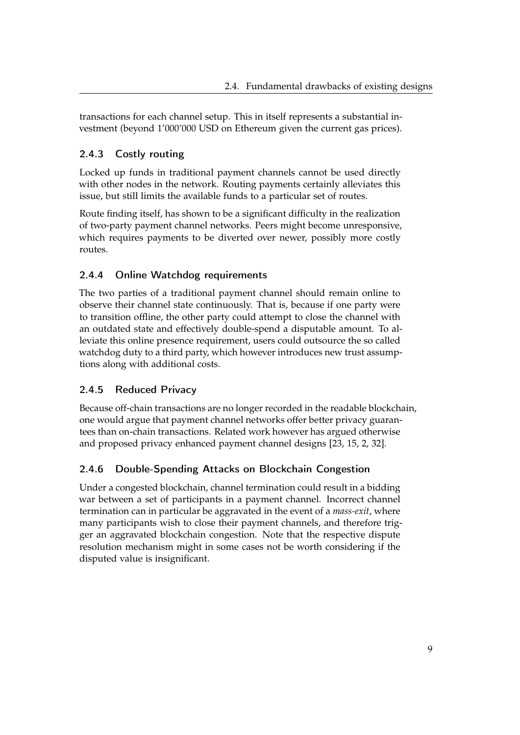transactions for each channel setup. This in itself represents a substantial investment (beyond 1'000'000 USD on Ethereum given the current gas prices).

### 2.4.3 Costly routing

Locked up funds in traditional payment channels cannot be used directly with other nodes in the network. Routing payments certainly alleviates this issue, but still limits the available funds to a particular set of routes.

Route finding itself, has shown to be a significant difficulty in the realization of two-party payment channel networks. Peers might become unresponsive, which requires payments to be diverted over newer, possibly more costly routes.

### 2.4.4 Online Watchdog requirements

The two parties of a traditional payment channel should remain online to observe their channel state continuously. That is, because if one party were to transition offline, the other party could attempt to close the channel with an outdated state and effectively double-spend a disputable amount. To alleviate this online presence requirement, users could outsource the so called watchdog duty to a third party, which however introduces new trust assumptions along with additional costs.

### 2.4.5 Reduced Privacy

Because off-chain transactions are no longer recorded in the readable blockchain, one would argue that payment channel networks offer better privacy guarantees than on-chain transactions. Related work however has argued otherwise and proposed privacy enhanced payment channel designs [23, 15, 2, 32].

### 2.4.6 Double-Spending Attacks on Blockchain Congestion

Under a congested blockchain, channel termination could result in a bidding war between a set of participants in a payment channel. Incorrect channel termination can in particular be aggravated in the event of a *mass-exit*, where many participants wish to close their payment channels, and therefore trigger an aggravated blockchain congestion. Note that the respective dispute resolution mechanism might in some cases not be worth considering if the disputed value is insignificant.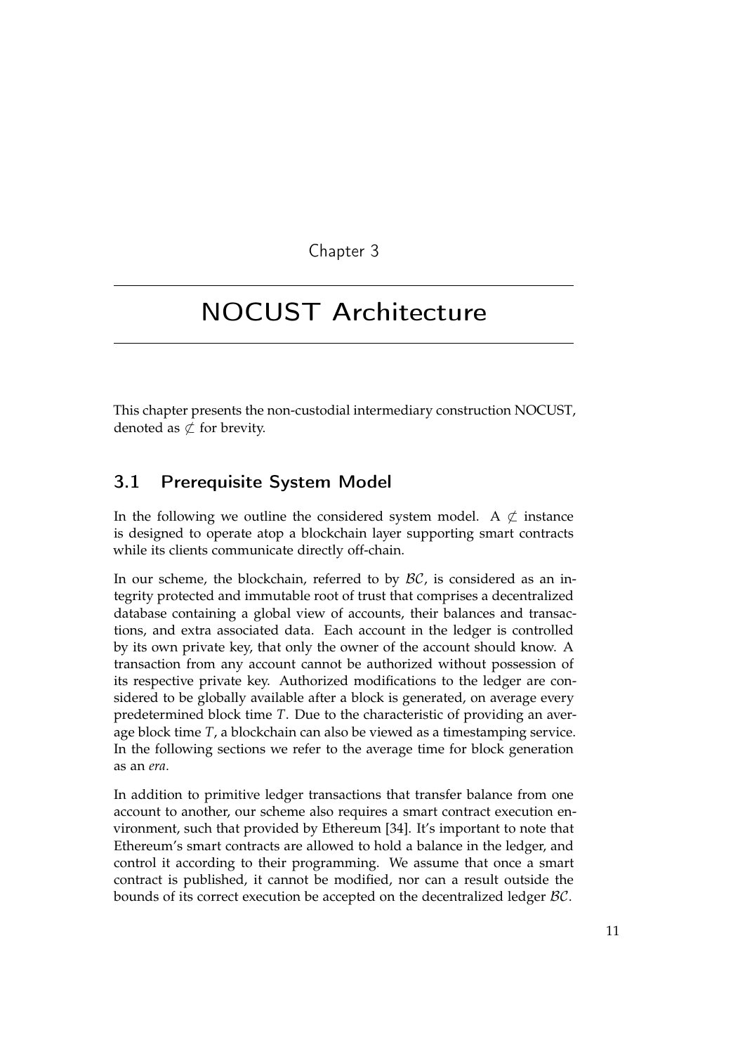Chapter 3

# NOCUST Architecture

This chapter presents the non-custodial intermediary construction NOCUST, denoted as $\not\subset$ for brevity.

## 3.1 Prerequisite System Model

In the following we outline the considered system model. A $\not\subset$ instance is designed to operate atop a blockchain layer supporting smart contracts while its clients communicate directly off-chain.

In our scheme, the blockchain, referred to by $\mathcal{BC}$, is considered as an integrity protected and immutable root of trust that comprises a decentralized database containing a global view of accounts, their balances and transactions, and extra associated data. Each account in the ledger is controlled by its own private key, that only the owner of the account should know. A transaction from any account cannot be authorized without possession of its respective private key. Authorized modifications to the ledger are considered to be globally available after a block is generated, on average every predetermined block time $T$. Due to the characteristic of providing an average block time $T$, a blockchain can also be viewed as a timestamping service. In the following sections we refer to the average time for block generation as an *era*.

In addition to primitive ledger transactions that transfer balance from one account to another, our scheme also requires a smart contract execution environment, such that provided by Ethereum [34]. It's important to note that Ethereum's smart contracts are allowed to hold a balance in the ledger, and control it according to their programming. We assume that once a smart contract is published, it cannot be modified, nor can a result outside the bounds of its correct execution be accepted on the decentralized ledger $\mathcal{BC}$.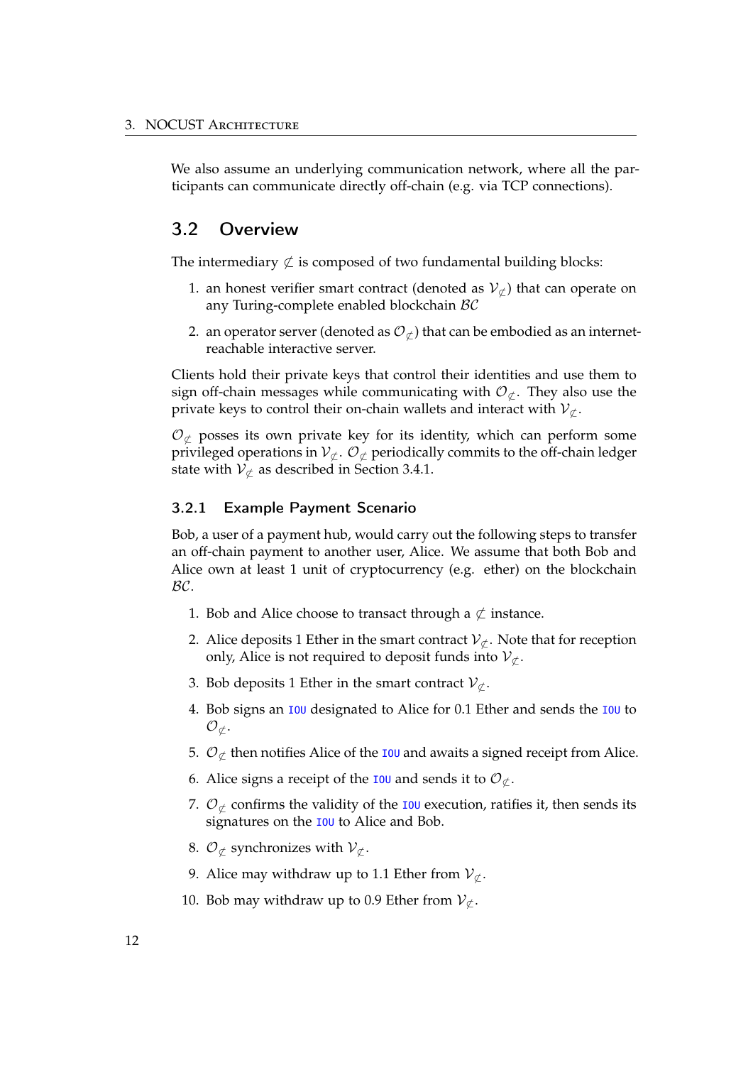We also assume an underlying communication network, where all the participants can communicate directly off-chain (e.g. via TCP connections).

## 3.2 Overview

The intermediary $\not\subset$ is composed of two fundamental building blocks:

1. an honest verifier smart contract (denoted as $\mathcal{V}_{\not\subset}$) that can operate on any Turing-complete enabled blockchain $\mathcal{BC}$
2. an operator server (denoted as $\mathcal{O}_{\not\subset}$) that can be embodied as an internet-reachable interactive server.

Clients hold their private keys that control their identities and use them to sign off-chain messages while communicating with $\mathcal{O}_{\not\subset}$. They also use the private keys to control their on-chain wallets and interact with $\mathcal{V}_{\not\subset}$.

$\mathcal{O}_{\not\subset}$ posses its own private key for its identity, which can perform some privileged operations in $\mathcal{V}_{\not\subset}$. $\mathcal{O}_{\not\subset}$ periodically commits to the off-chain ledger state with $\mathcal{V}_{\not\subset}$ as described in Section 3.4.1.

### 3.2.1 Example Payment Scenario

Bob, a user of a payment hub, would carry out the following steps to transfer an off-chain payment to another user, Alice. We assume that both Bob and Alice own at least 1 unit of cryptocurrency (e.g. ether) on the blockchain $\mathcal{BC}$.

1. Bob and Alice choose to transact through a $\not\subset$ instance.
2. Alice deposits 1 Ether in the smart contract $\mathcal{V}_{\not\subset}$. Note that for reception only, Alice is not required to deposit funds into $\mathcal{V}_{\not\subset}$.
3. Bob deposits 1 Ether in the smart contract $\mathcal{V}_{\not\subset}$.
4. Bob signs an `IOU` designated to Alice for 0.1 Ether and sends the `IOU` to $\mathcal{O}_{\not\subset}$.
5. $\mathcal{O}_{\not\subset}$ then notifies Alice of the `IOU` and awaits a signed receipt from Alice.
6. Alice signs a receipt of the `IOU` and sends it to $\mathcal{O}_{\not\subset}$.
7. $\mathcal{O}_{\not\subset}$ confirms the validity of the `IOU` execution, ratifies it, then sends its signatures on the `IOU` to Alice and Bob.
8. $\mathcal{O}_{\not\subset}$ synchronizes with $\mathcal{V}_{\not\subset}$.
9. Alice may withdraw up to 1.1 Ether from $\mathcal{V}_{\not\subset}$.
10. Bob may withdraw up to 0.9 Ether from $\mathcal{V}_{\not\subset}$.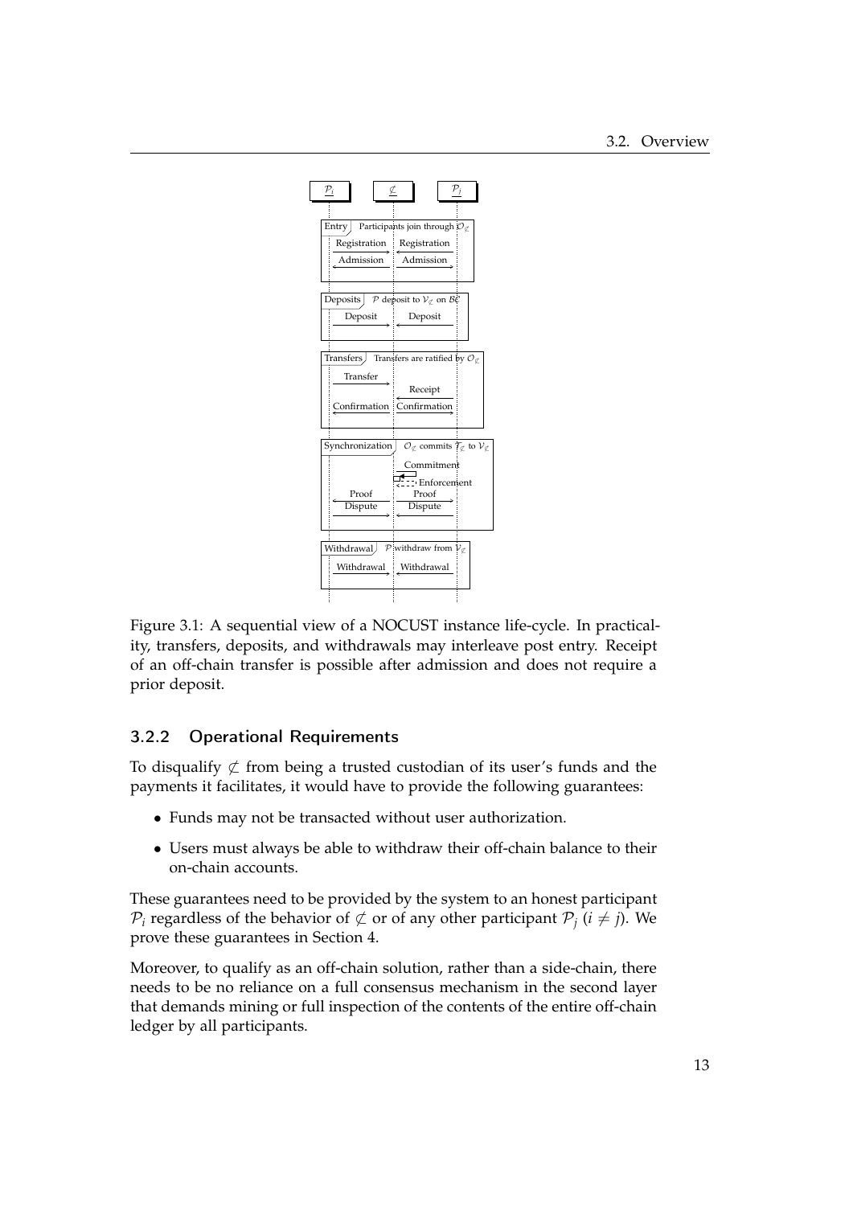Figure 3.1: A sequential view of a NOCUST instance life-cycle. In practicality, transfers, deposits, and withdrawals may interleave post entry. Receipt of an off-chain transfer is possible after admission and does not require a prior deposit.

### 3.2.2 Operational Requirements

To disqualify $\not\subset$ from being a trusted custodian of its user's funds and the payments it facilitates, it would have to provide the following guarantees:

- Funds may not be transacted without user authorization.
- Users must always be able to withdraw their off-chain balance to their on-chain accounts.

These guarantees need to be provided by the system to an honest participant $\mathcal{P}_i$ regardless of the behavior of $\not\subset$ or of any other participant $\mathcal{P}_j$ ($i \neq j$). We prove these guarantees in Section 4.

Moreover, to qualify as an off-chain solution, rather than a side-chain, there needs to be no reliance on a full consensus mechanism in the second layer that demands mining or full inspection of the contents of the entire off-chain ledger by all participants.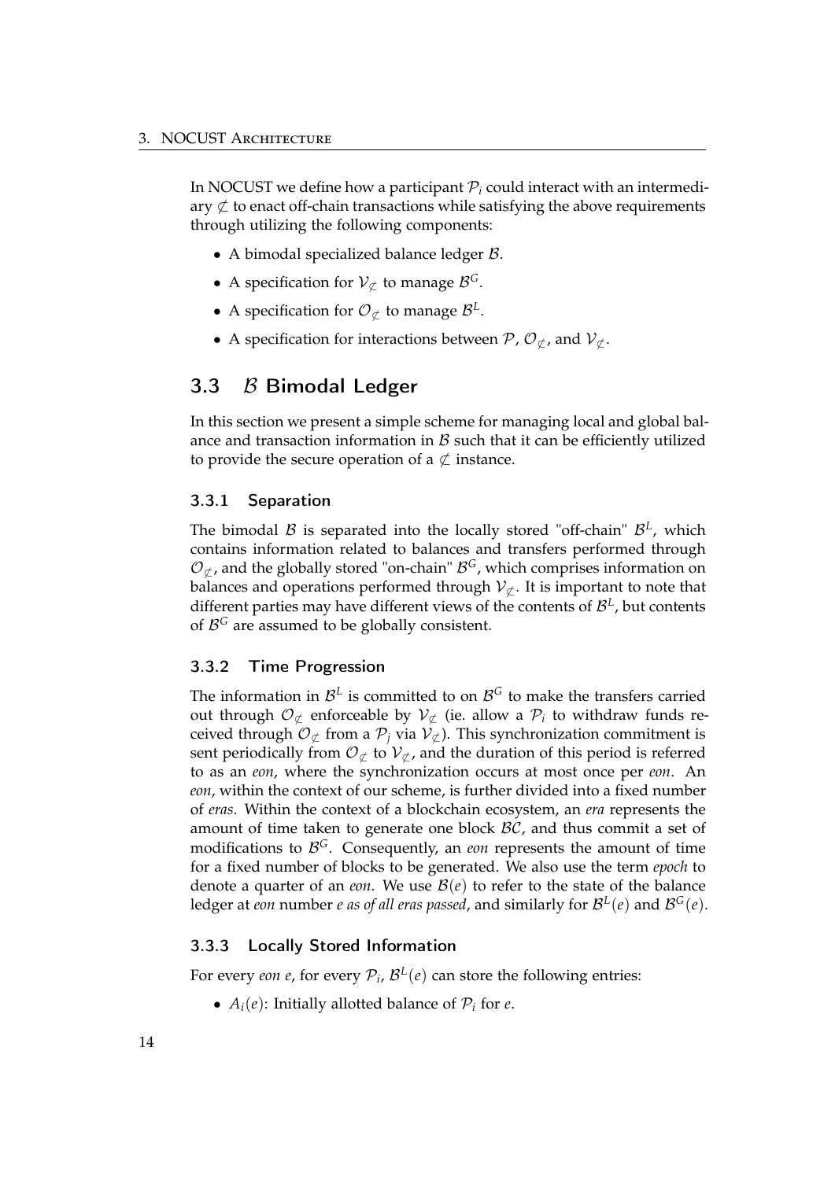In NOCUST we define how a participant $\mathcal{P}_i$ could interact with an intermediary $\not\subset$ to enact off-chain transactions while satisfying the above requirements through utilizing the following components:

- A bimodal specialized balance ledger $\mathcal{B}$.
- A specification for $\mathcal{V}_{\not\subset}$ to manage $\mathcal{B}^G$.
- A specification for $\mathcal{O}_{\not\subset}$ to manage $\mathcal{B}^L$.
- A specification for interactions between $\mathcal{P}$, $\mathcal{O}_{\not\subset}$, and $\mathcal{V}_{\not\subset}$.

## 3.3 $\mathcal{B}$ Bimodal Ledger

In this section we present a simple scheme for managing local and global balance and transaction information in $\mathcal{B}$ such that it can be efficiently utilized to provide the secure operation of a $\not\subset$ instance.

### 3.3.1 Separation

The bimodal $\mathcal{B}$ is separated into the locally stored "off-chain" $\mathcal{B}^L$, which contains information related to balances and transfers performed through $\mathcal{O}_{\not\subset}$, and the globally stored "on-chain" $\mathcal{B}^G$, which comprises information on balances and operations performed through $\mathcal{V}_{\not\subset}$. It is important to note that different parties may have different views of the contents of $\mathcal{B}^L$, but contents of $\mathcal{B}^G$ are assumed to be globally consistent.

### 3.3.2 Time Progression

The information in $\mathcal{B}^L$ is committed to on $\mathcal{B}^G$ to make the transfers carried out through $\mathcal{O}_{\not\subset}$ enforceable by $\mathcal{V}_{\not\subset}$ (ie. allow a $\mathcal{P}_i$ to withdraw funds received through $\mathcal{O}_{\not\subset}$ from a $\mathcal{P}_j$ via $\mathcal{V}_{\not\subset}$). This synchronization commitment is sent periodically from $\mathcal{O}_{\not\subset}$ to $\mathcal{V}_{\not\subset}$, and the duration of this period is referred to as an *eon*, where the synchronization occurs at most once per *eon*. An *eon*, within the context of our scheme, is further divided into a fixed number of *eras*. Within the context of a blockchain ecosystem, an *era* represents the amount of time taken to generate one block $\mathcal{BC}$, and thus commit a set of modifications to $\mathcal{B}^G$. Consequently, an *eon* represents the amount of time for a fixed number of blocks to be generated. We also use the term *epoch* to denote a quarter of an *eon*. We use $\mathcal{B}(e)$ to refer to the state of the balance ledger at *eon* number *e as of all eras passed*, and similarly for $\mathcal{B}^L(e)$ and $\mathcal{B}^G(e)$.

### 3.3.3 Locally Stored Information

For every *eon* $e$, for every $\mathcal{P}_i$, $\mathcal{B}^L(e)$ can store the following entries:

- $A_i(e)$: Initially allotted balance of $\mathcal{P}_i$ for $e$.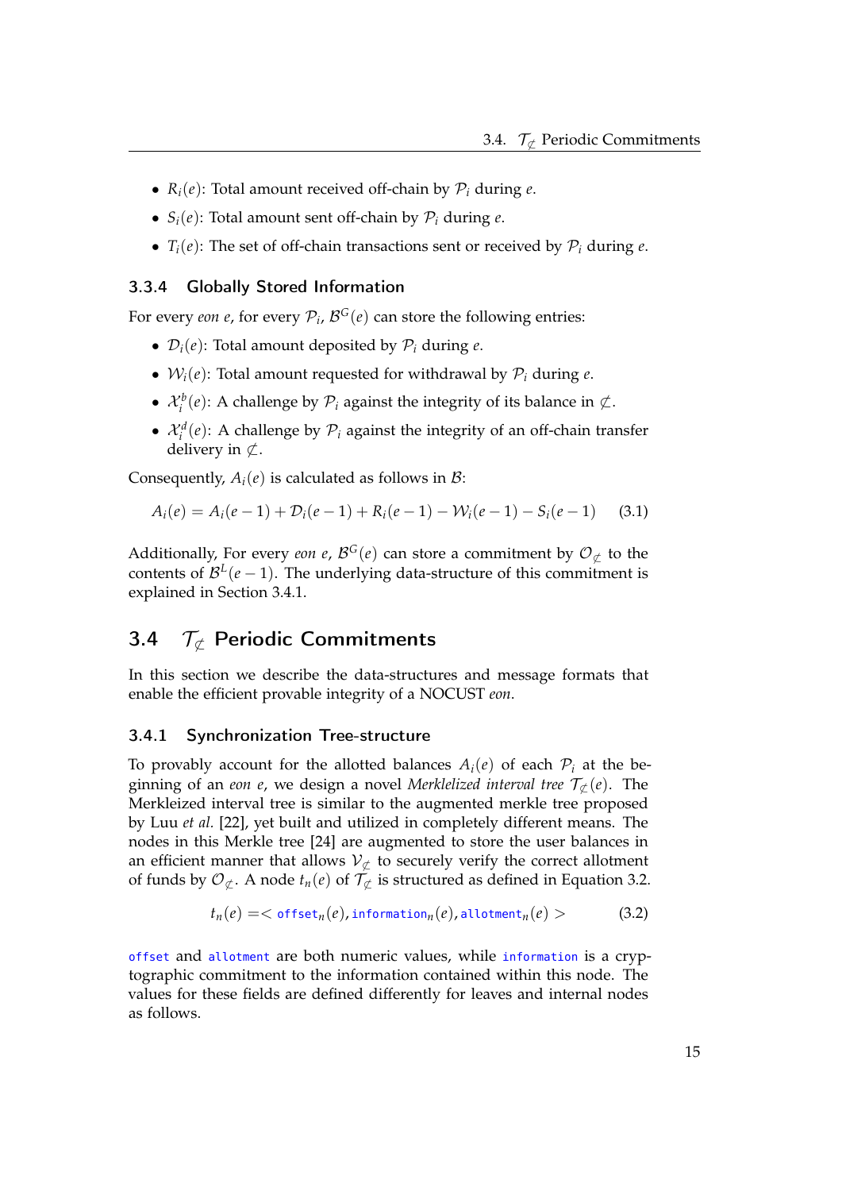- $R_i(e)$: Total amount received off-chain by $\mathcal{P}_i$ during $e$.
- $S_i(e)$: Total amount sent off-chain by $\mathcal{P}_i$ during $e$.
- $T_i(e)$: The set of off-chain transactions sent or received by $\mathcal{P}_i$ during $e$.

### 3.3.4 Globally Stored Information

For every *eon* $e$, for every $\mathcal{P}_i$, $\mathcal{B}^G(e)$ can store the following entries:

- $\mathcal{D}_i(e)$: Total amount deposited by $\mathcal{P}_i$ during $e$.
- $\mathcal{W}_i(e)$: Total amount requested for withdrawal by $\mathcal{P}_i$ during $e$.
- $\mathcal{X}_i^b(e)$: A challenge by $\mathcal{P}_i$ against the integrity of its balance in $\not\subset$.
- $\mathcal{X}_i^d(e)$: A challenge by $\mathcal{P}_i$ against the integrity of an off-chain transfer delivery in $\not\subset$.

Consequently, $A_i(e)$ is calculated as follows in $\mathcal{B}$:

$$A_i(e) = A_i(e-1) + \mathcal{D}_i(e-1) + R_i(e-1) - \mathcal{W}_i(e-1) - S_i(e-1) \qquad (3.1)$$

Additionally, For every *eon* $e$, $\mathcal{B}^G(e)$ can store a commitment by $\mathcal{O}_{\not\subset}$ to the contents of $\mathcal{B}^L(e-1)$. The underlying data-structure of this commitment is explained in Section 3.4.1.

## 3.4 $\mathcal{T}_{\not\subset}$ Periodic Commitments

In this section we describe the data-structures and message formats that enable the efficient provable integrity of a NOCUST *eon*.

### 3.4.1 Synchronization Tree-structure

To provably account for the allotted balances $A_i(e)$ of each $\mathcal{P}_i$ at the beginning of an *eon* $e$, we design a novel *Merklelized interval tree* $\mathcal{T}_{\not\subset}(e)$. The Merkleized interval tree is similar to the augmented merkle tree proposed by Luu *et al.* [22], yet built and utilized in completely different means. The nodes in this Merkle tree [24] are augmented to store the user balances in an efficient manner that allows $\mathcal{V}_{\not\subset}$ to securely verify the correct allotment of funds by $\mathcal{O}_{\not\subset}$. A node $t_n(e)$ of $\mathcal{T}_{\not\subset}$ is structured as defined in Equation 3.2.

$$t_n(e) = < \texttt{offset}_n(e), \texttt{information}_n(e), \texttt{allotment}_n(e) > \qquad (3.2)$$

`offset` and `allotment` are both numeric values, while `information` is a cryptographic commitment to the information contained within this node. The values for these fields are defined differently for leaves and internal nodes as follows.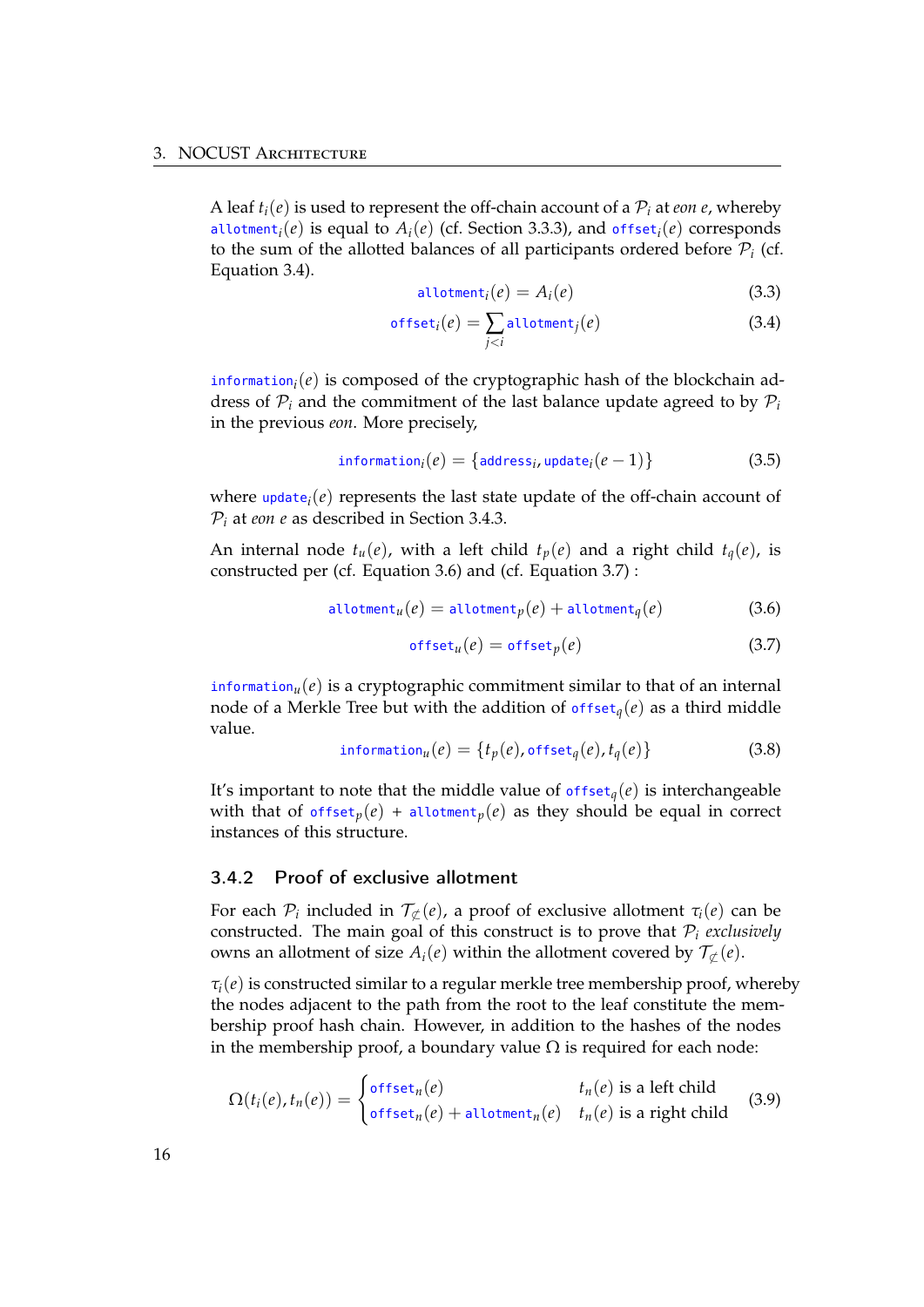A leaf $t_i(e)$ is used to represent the off-chain account of a $\mathcal{P}_i$ at *eon e*, whereby $\texttt{allotment}_i(e)$ is equal to $A_i(e)$ (cf. Section 3.3.3), and $\texttt{offset}_i(e)$ corresponds to the sum of the allotted balances of all participants ordered before $\mathcal{P}_i$ (cf. Equation 3.4).

$$\texttt{allotment}_i(e) = A_i(e) \tag{3.3}$$

$$\texttt{offset}_i(e) = \sum_{j<i} \texttt{allotment}_j(e) \tag{3.4}$$

$\texttt{information}_i(e)$ is composed of the cryptographic hash of the blockchain address of $\mathcal{P}_i$ and the commitment of the last balance update agreed to by $\mathcal{P}_i$ in the previous *eon*. More precisely,

$$\texttt{information}_i(e) = \{\texttt{address}_i, \texttt{update}_i(e-1)\} \tag{3.5}$$

where $\texttt{update}_i(e)$ represents the last state update of the off-chain account of $\mathcal{P}_i$ at *eon e* as described in Section 3.4.3.

An internal node $t_u(e)$, with a left child $t_p(e)$ and a right child $t_q(e)$, is constructed per (cf. Equation 3.6) and (cf. Equation 3.7) :

$$\texttt{allotment}_u(e) = \texttt{allotment}_p(e) + \texttt{allotment}_q(e) \tag{3.6}$$

$$\texttt{offset}_u(e) = \texttt{offset}_p(e) \tag{3.7}$$

$\texttt{information}_u(e)$ is a cryptographic commitment similar to that of an internal node of a Merkle Tree but with the addition of $\texttt{offset}_q(e)$ as a third middle value.

$$\texttt{information}_u(e) = \{t_p(e), \texttt{offset}_q(e), t_q(e)\} \tag{3.8}$$

It's important to note that the middle value of $\texttt{offset}_q(e)$ is interchangeable with that of $\texttt{offset}_p(e)$ + $\texttt{allotment}_p(e)$ as they should be equal in correct instances of this structure.

### 3.4.2 Proof of exclusive allotment

For each $\mathcal{P}_i$ included in $\mathcal{T}_{\not\subset}(e)$, a proof of exclusive allotment $\tau_i(e)$ can be constructed. The main goal of this construct is to prove that $\mathcal{P}_i$ *exclusively* owns an allotment of size $A_i(e)$ within the allotment covered by $\mathcal{T}_{\not\subset}(e)$.

$\tau_i(e)$ is constructed similar to a regular merkle tree membership proof, whereby the nodes adjacent to the path from the root to the leaf constitute the membership proof hash chain. However, in addition to the hashes of the nodes in the membership proof, a boundary value $\Omega$ is required for each node:

$$\Omega(t_i(e), t_n(e)) = \begin{cases} \texttt{offset}_n(e) & t_n(e) \text{ is a left child} \\ \texttt{offset}_n(e) + \texttt{allotment}_n(e) & t_n(e) \text{ is a right child} \end{cases} \tag{3.9}$$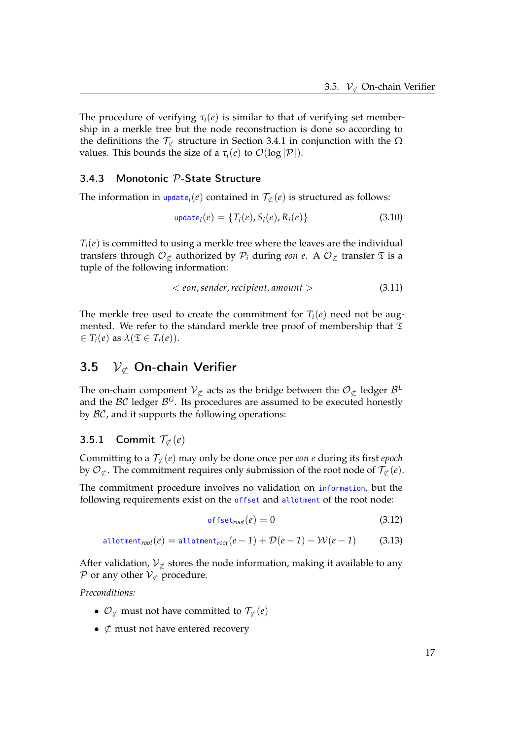The procedure of verifying $\tau_i(e)$ is similar to that of verifying set membership in a merkle tree but the node reconstruction is done so according to the definitions the $\mathcal{T}_{\not\subset}$ structure in Section 3.4.1 in conjunction with the $\Omega$ values. This bounds the size of a $\tau_i(e)$ to $\mathcal{O}(\log|\mathcal{P}|)$.

### 3.4.3 Monotonic $\mathcal{P}$-State Structure

The information in $\texttt{update}_i(e)$ contained in $\mathcal{T}_{\not\subset}(e)$ is structured as follows:

$$\texttt{update}_i(e) = \{T_i(e), S_i(e), R_i(e)\} \tag{3.10}$$

$T_i(e)$ is committed to using a merkle tree where the leaves are the individual transfers through $\mathcal{O}_{\not\subset}$ authorized by $\mathcal{P}_i$ during *eon e*. A $\mathcal{O}_{\not\subset}$ transfer $\mathfrak{T}$ is a tuple of the following information:

$$< eon, sender, recipient, amount > \tag{3.11}$$

The merkle tree used to create the commitment for $T_i(e)$ need not be augmented. We refer to the standard merkle tree proof of membership that $\mathfrak{T} \in T_i(e)$ as $\lambda(\mathfrak{T} \in T_i(e))$.

## 3.5 $\mathcal{V}_{\not\subset}$ On-chain Verifier

The on-chain component $\mathcal{V}_{\not\subset}$ acts as the bridge between the $\mathcal{O}_{\not\subset}$ ledger $\mathcal{B}^L$ and the $\mathcal{BC}$ ledger $\mathcal{B}^G$. Its procedures are assumed to be executed honestly by $\mathcal{BC}$, and it supports the following operations:

### 3.5.1 Commit $\mathcal{T}_{\not\subset}(e)$

Committing to a $\mathcal{T}_{\not\subset}(e)$ may only be done once per *eon e* during its first *epoch* by $\mathcal{O}_{\not\subset}$. The commitment requires only submission of the root node of $\mathcal{T}_{\not\subset}(e)$.

The commitment procedure involves no validation on $\texttt{information}$, but the following requirements exist on the $\texttt{offset}$ and $\texttt{allotment}$ of the root node:

$$\texttt{offset}_{root}(e) = 0 \tag{3.12}$$

$$\texttt{allotment}_{root}(e) = \texttt{allotment}_{root}(e-1) + \mathcal{D}(e-1) - \mathcal{W}(e-1) \tag{3.13}$$

After validation, $\mathcal{V}_{\not\subset}$ stores the node information, making it available to any $\mathcal{P}$ or any other $\mathcal{V}_{\not\subset}$ procedure.

*Preconditions:*

- $\mathcal{O}_{\not\subset}$ must not have committed to $\mathcal{T}_{\not\subset}(e)$
- $\not\subset$ must not have entered recovery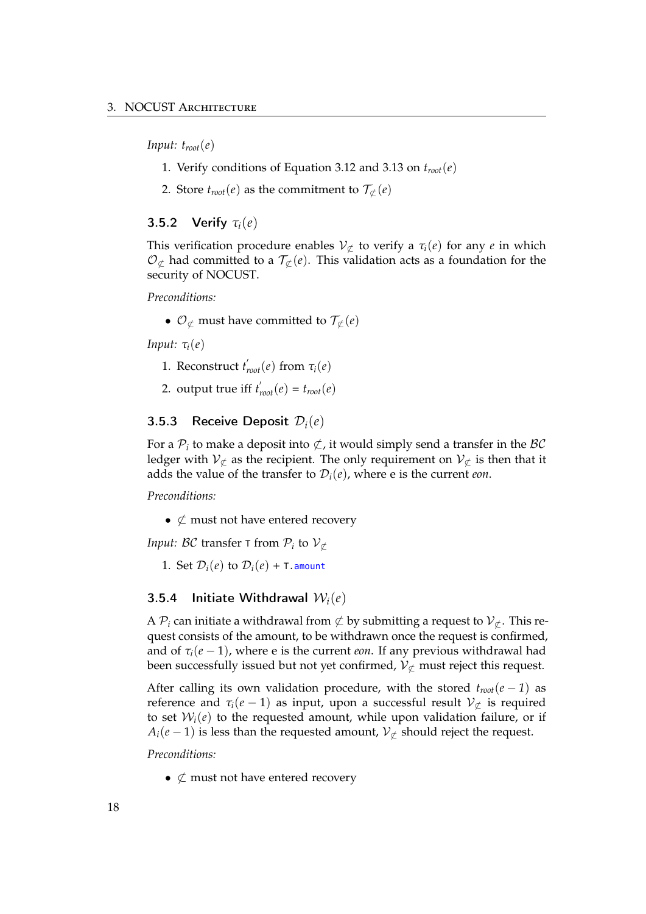*Input:* $t_{root}(e)$

1. Verify conditions of Equation 3.12 and 3.13 on $t_{root}(e)$
2. Store $t_{root}(e)$ as the commitment to $\mathcal{T}_{\not\subset}(e)$

### 3.5.2 Verify $\tau_i(e)$

This verification procedure enables $\mathcal{V}_{\not\subset}$ to verify a $\tau_i(e)$ for any $e$ in which $\mathcal{O}_{\not\subset}$ had committed to a $\mathcal{T}_{\not\subset}(e)$. This validation acts as a foundation for the security of NOCUST.

*Preconditions:*

- $\mathcal{O}_{\not\subset}$ must have committed to $\mathcal{T}_{\not\subset}(e)$

*Input:* $\tau_i(e)$

1. Reconstruct $t'_{root}(e)$ from $\tau_i(e)$
2. output true iff $t'_{root}(e) = t_{root}(e)$

### 3.5.3 Receive Deposit $\mathcal{D}_i(e)$

For a $\mathcal{P}_i$ to make a deposit into $\not\subset$, it would simply send a transfer in the $\mathcal{BC}$ ledger with $\mathcal{V}_{\not\subset}$ as the recipient. The only requirement on $\mathcal{V}_{\not\subset}$ is then that it adds the value of the transfer to $\mathcal{D}_i(e)$, where e is the current *eon*.

*Preconditions:*

- $\not\subset$ must not have entered recovery

*Input:* $\mathcal{BC}$ transfer `T` from $\mathcal{P}_i$ to $\mathcal{V}_{\not\subset}$

1. Set $\mathcal{D}_i(e)$ to $\mathcal{D}_i(e)$ + `T.amount`

### 3.5.4 Initiate Withdrawal $\mathcal{W}_i(e)$

A $\mathcal{P}_i$ can initiate a withdrawal from $\not\subset$ by submitting a request to $\mathcal{V}_{\not\subset}$. This request consists of the amount, to be withdrawn once the request is confirmed, and of $\tau_i(e-1)$, where e is the current *eon*. If any previous withdrawal had been successfully issued but not yet confirmed, $\mathcal{V}_{\not\subset}$ must reject this request.

After calling its own validation procedure, with the stored $t_{root}(e-1)$ as reference and $\tau_i(e-1)$ as input, upon a successful result $\mathcal{V}_{\not\subset}$ is required to set $\mathcal{W}_i(e)$ to the requested amount, while upon validation failure, or if $A_i(e-1)$ is less than the requested amount, $\mathcal{V}_{\not\subset}$ should reject the request.

*Preconditions:*

- $\not\subset$ must not have entered recovery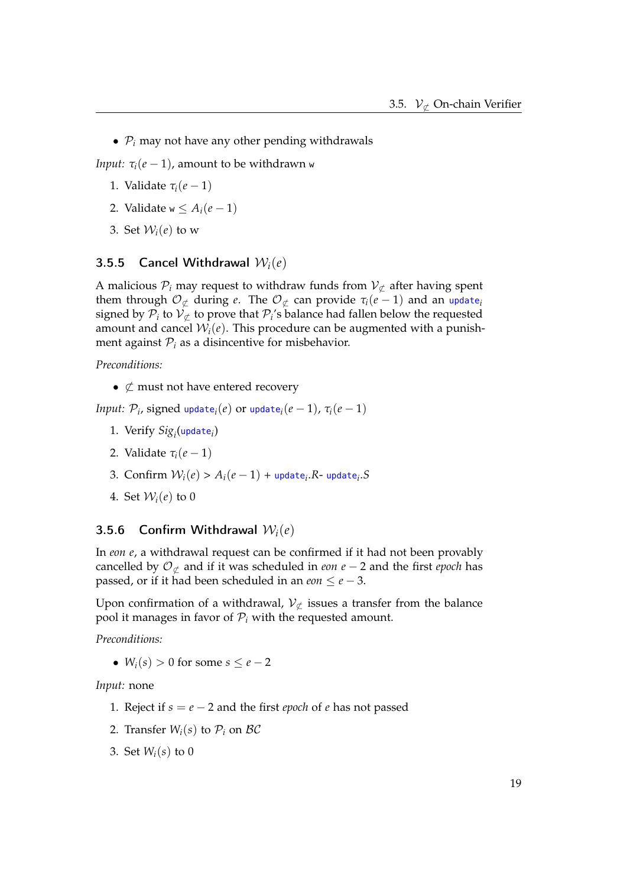- $\mathcal{P}_i$ may not have any other pending withdrawals

*Input:* $\tau_i(e-1)$, amount to be withdrawn $\mathtt{w}$

1. Validate $\tau_i(e-1)$
2. Validate $\mathtt{w} \leq A_i(e-1)$
3. Set $\mathcal{W}_i(e)$ to w

### 3.5.5 Cancel Withdrawal $\mathcal{W}_i(e)$

A malicious $\mathcal{P}_i$ may request to withdraw funds from $\mathcal{V}_{\not\subset}$ after having spent them through $\mathcal{O}_{\not\subset}$ during $e$. The $\mathcal{O}_{\not\subset}$ can provide $\tau_i(e-1)$ and an $\mathtt{update}_i$ signed by $\mathcal{P}_i$ to $\mathcal{V}_{\not\subset}$ to prove that $\mathcal{P}_i$'s balance had fallen below the requested amount and cancel $\mathcal{W}_i(e)$. This procedure can be augmented with a punishment against $\mathcal{P}_i$ as a disincentive for misbehavior.

*Preconditions:*

- $\not\subset$ must not have entered recovery

*Input:* $\mathcal{P}_i$, signed $\mathtt{update}_i(e)$ or $\mathtt{update}_i(e-1)$, $\tau_i(e-1)$

1. Verify $Sig_i(\mathtt{update}_i)$
2. Validate $\tau_i(e-1)$
3. Confirm $\mathcal{W}_i(e) > A_i(e-1) + \mathtt{update}_i.R - \mathtt{update}_i.S$
4. Set $\mathcal{W}_i(e)$ to 0

### 3.5.6 Confirm Withdrawal $\mathcal{W}_i(e)$

In *eon* $e$, a withdrawal request can be confirmed if it had not been provably cancelled by $\mathcal{O}_{\not\subset}$ and if it was scheduled in *eon* $e-2$ and the first *epoch* has passed, or if it had been scheduled in an *eon* $\leq e-3$.

Upon confirmation of a withdrawal, $\mathcal{V}_{\not\subset}$ issues a transfer from the balance pool it manages in favor of $\mathcal{P}_i$ with the requested amount.

*Preconditions:*

- $W_i(s) > 0$ for some $s \leq e-2$

*Input:* none

1. Reject if $s = e-2$ and the first *epoch* of $e$ has not passed
2. Transfer $W_i(s)$ to $\mathcal{P}_i$ on $\mathcal{BC}$
3. Set $W_i(s)$ to 0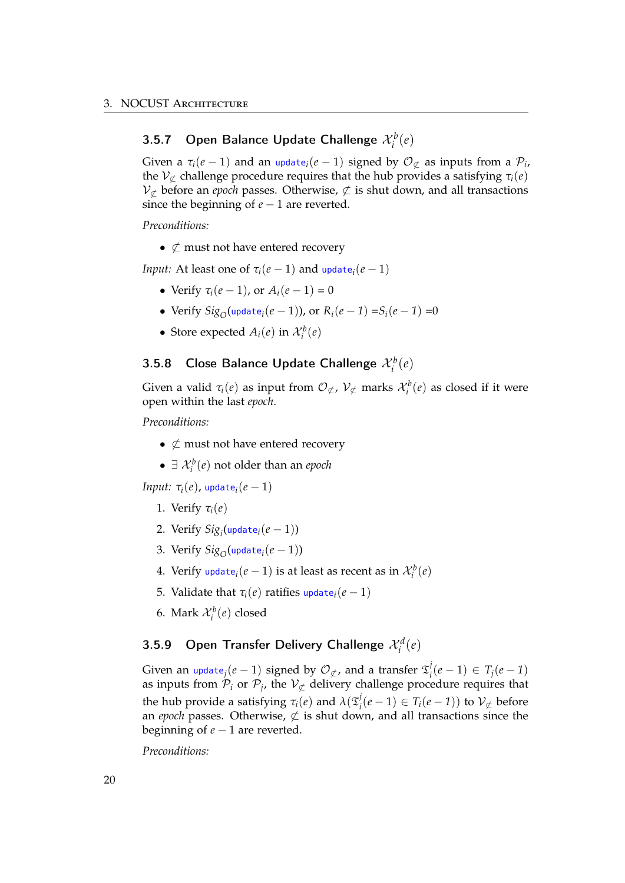### 3.5.7 Open Balance Update Challenge $\mathcal{X}_i^b(e)$

Given a $\tau_i(e-1)$ and an $\texttt{update}_i(e-1)$ signed by $\mathcal{O}_{\not\subset}$ as inputs from a $\mathcal{P}_i$, the $\mathcal{V}_{\not\subset}$ challenge procedure requires that the hub provides a satisfying $\tau_i(e)$ $\mathcal{V}_{\not\subset}$ before an *epoch* passes. Otherwise, $\not\subset$ is shut down, and all transactions since the beginning of $e-1$ are reverted.

*Preconditions:*

- $\not\subset$ must not have entered recovery

*Input:* At least one of $\tau_i(e-1)$ and $\texttt{update}_i(e-1)$

- Verify $\tau_i(e-1)$, or $A_i(e-1) = 0$
- Verify $Sig_O(\texttt{update}_i(e-1))$, or $R_i(e-1) = S_i(e-1) = 0$
- Store expected $A_i(e)$ in $\mathcal{X}_i^b(e)$

### 3.5.8 Close Balance Update Challenge $\mathcal{X}_i^b(e)$

Given a valid $\tau_i(e)$ as input from $\mathcal{O}_{\not\subset}$, $\mathcal{V}_{\not\subset}$ marks $\mathcal{X}_i^b(e)$ as closed if it were open within the last *epoch*.

*Preconditions:*

- $\not\subset$ must not have entered recovery
- $\exists\ \mathcal{X}_i^b(e)$ not older than an *epoch*

*Input:* $\tau_i(e)$, $\texttt{update}_i(e-1)$

1. Verify $\tau_i(e)$
2. Verify $Sig_i(\texttt{update}_i(e-1))$
3. Verify $Sig_O(\texttt{update}_i(e-1))$
4. Verify $\texttt{update}_i(e-1)$ is at least as recent as in $\mathcal{X}_i^b(e)$
5. Validate that $\tau_i(e)$ ratifies $\texttt{update}_i(e-1)$
6. Mark $\mathcal{X}_i^b(e)$ closed

### 3.5.9 Open Transfer Delivery Challenge $\mathcal{X}_i^d(e)$

Given an $\texttt{update}_j(e-1)$ signed by $\mathcal{O}_{\not\subset}$, and a transfer $\mathfrak{T}_i^j(e-1) \in T_j(e-1)$ as inputs from $\mathcal{P}_i$ or $\mathcal{P}_j$, the $\mathcal{V}_{\not\subset}$ delivery challenge procedure requires that the hub provide a satisfying $\tau_i(e)$ and $\lambda(\mathfrak{T}_i^j(e-1) \in T_i(e-1))$ to $\mathcal{V}_{\not\subset}$ before an *epoch* passes. Otherwise, $\not\subset$ is shut down, and all transactions since the beginning of $e-1$ are reverted.

*Preconditions:*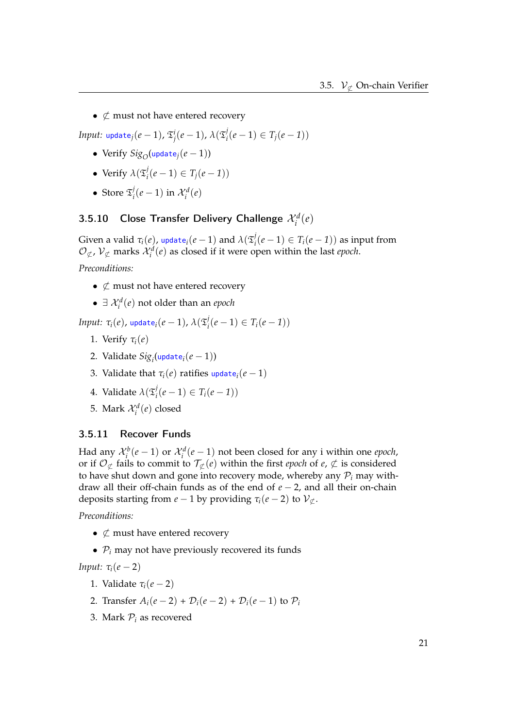- $\not\subset$ must not have entered recovery

*Input:* $\texttt{update}_j(e-1)$, $\mathfrak{T}^i_j(e-1)$, $\lambda(\mathfrak{T}^j_i(e-1) \in T_j(e-1))$

- Verify $Sig_O(\texttt{update}_j(e-1))$
- Verify $\lambda(\mathfrak{T}^j_i(e-1) \in T_j(e-1))$
- Store $\mathfrak{T}^j_i(e-1)$ in $\mathcal{X}^d_i(e)$

### 3.5.10 Close Transfer Delivery Challenge $\mathcal{X}^d_i(e)$

Given a valid $\tau_i(e)$, $\texttt{update}_i(e-1)$ and $\lambda(\mathfrak{T}^j_i(e-1) \in T_i(e-1))$ as input from $\mathcal{O}_{\not\subset}$, $\mathcal{V}_{\not\subset}$ marks $\mathcal{X}^d_i(e)$ as closed if it were open within the last *epoch*.

*Preconditions:*

- $\not\subset$ must not have entered recovery
- $\exists$ $\mathcal{X}^d_i(e)$ not older than an *epoch*

*Input:* $\tau_i(e)$, $\texttt{update}_i(e-1)$, $\lambda(\mathfrak{T}^j_i(e-1) \in T_i(e-1))$

1. Verify $\tau_i(e)$
2. Validate $Sig_i(\texttt{update}_i(e-1))$
3. Validate that $\tau_i(e)$ ratifies $\texttt{update}_i(e-1)$
4. Validate $\lambda(\mathfrak{T}^j_i(e-1) \in T_i(e-1))$
5. Mark $\mathcal{X}^d_i(e)$ closed

### 3.5.11 Recover Funds

Had any $\mathcal{X}^b_i(e-1)$ or $\mathcal{X}^d_i(e-1)$ not been closed for any i within one *epoch*, or if $\mathcal{O}_{\not\subset}$ fails to commit to $\mathcal{T}_{\not\subset}(e)$ within the first *epoch* of $e$, $\not\subset$ is considered to have shut down and gone into recovery mode, whereby any $\mathcal{P}_i$ may withdraw all their off-chain funds as of the end of $e-2$, and all their on-chain deposits starting from $e-1$ by providing $\tau_i(e-2)$ to $\mathcal{V}_{\not\subset}$.

*Preconditions:*

- $\not\subset$ must have entered recovery
- $\mathcal{P}_i$ may not have previously recovered its funds

*Input:* $\tau_i(e-2)$

1. Validate $\tau_i(e-2)$
2. Transfer $A_i(e-2) + \mathcal{D}_i(e-2) + \mathcal{D}_i(e-1)$ to $\mathcal{P}_i$
3. Mark $\mathcal{P}_i$ as recovered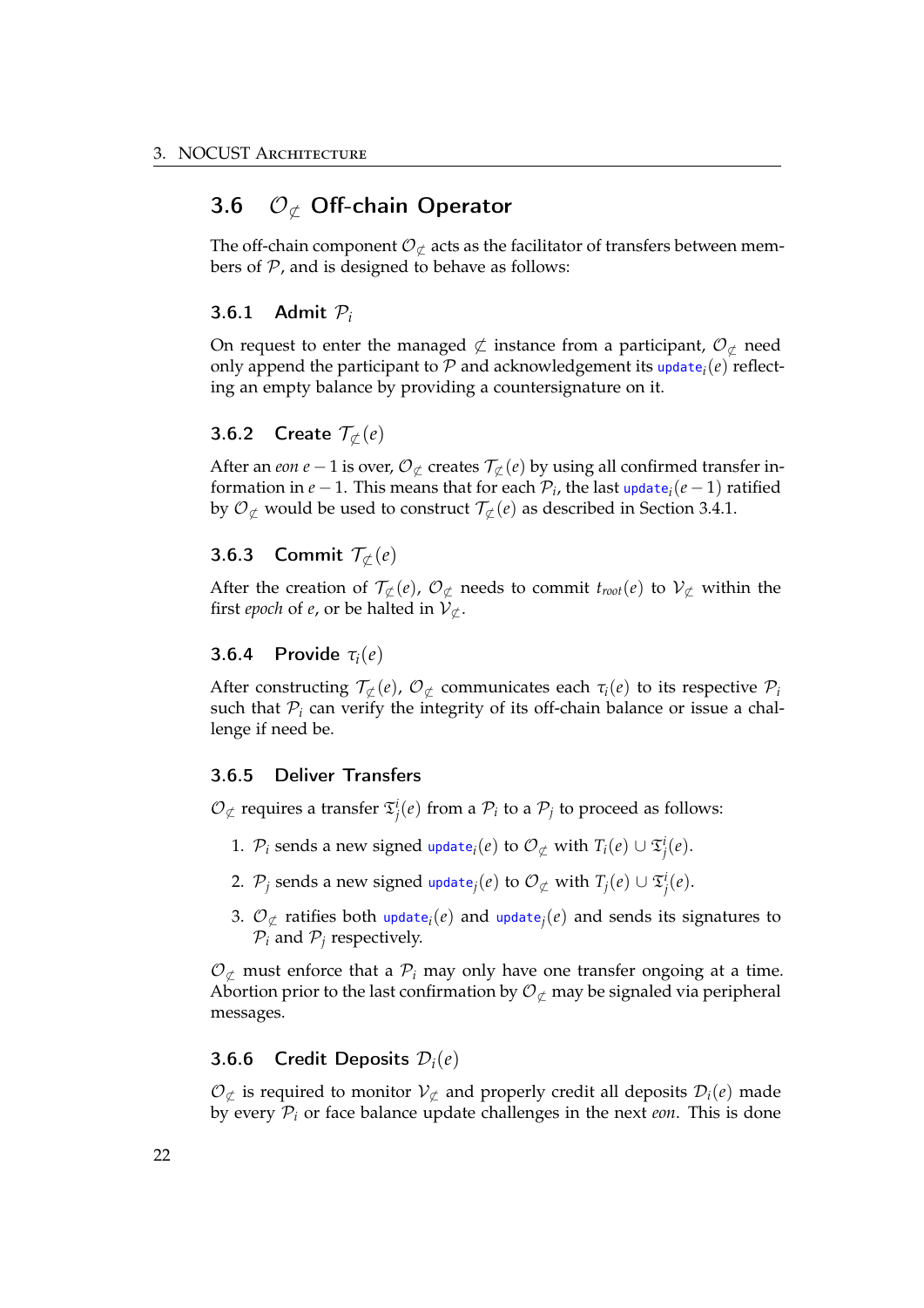## 3.6 $\mathcal{O}_{\not\subset}$ Off-chain Operator

The off-chain component $\mathcal{O}_{\not\subset}$ acts as the facilitator of transfers between members of $\mathcal{P}$, and is designed to behave as follows:

### 3.6.1 Admit $\mathcal{P}_i$

On request to enter the managed $\not\subset$ instance from a participant, $\mathcal{O}_{\not\subset}$ need only append the participant to $\mathcal{P}$ and acknowledgement its $\texttt{update}_i(e)$ reflecting an empty balance by providing a countersignature on it.

### 3.6.2 Create $\mathcal{T}_{\not\subset}(e)$

After an *eon* $e-1$ is over, $\mathcal{O}_{\not\subset}$ creates $\mathcal{T}_{\not\subset}(e)$ by using all confirmed transfer information in $e-1$. This means that for each $\mathcal{P}_i$, the last $\texttt{update}_i(e-1)$ ratified by $\mathcal{O}_{\not\subset}$ would be used to construct $\mathcal{T}_{\not\subset}(e)$ as described in Section 3.4.1.

### 3.6.3 Commit $\mathcal{T}_{\not\subset}(e)$

After the creation of $\mathcal{T}_{\not\subset}(e)$, $\mathcal{O}_{\not\subset}$ needs to commit $t_{root}(e)$ to $\mathcal{V}_{\not\subset}$ within the first *epoch* of $e$, or be halted in $\mathcal{V}_{\not\subset}$.

### 3.6.4 Provide $\tau_i(e)$

After constructing $\mathcal{T}_{\not\subset}(e)$, $\mathcal{O}_{\not\subset}$ communicates each $\tau_i(e)$ to its respective $\mathcal{P}_i$ such that $\mathcal{P}_i$ can verify the integrity of its off-chain balance or issue a challenge if need be.

### 3.6.5 Deliver Transfers

$\mathcal{O}_{\not\subset}$ requires a transfer $\mathfrak{T}^i_j(e)$ from a $\mathcal{P}_i$ to a $\mathcal{P}_j$ to proceed as follows:

1. $\mathcal{P}_i$ sends a new signed $\texttt{update}_i(e)$ to $\mathcal{O}_{\not\subset}$ with $T_i(e) \cup \mathfrak{T}^i_j(e)$.
2. $\mathcal{P}_j$ sends a new signed $\texttt{update}_j(e)$ to $\mathcal{O}_{\not\subset}$ with $T_j(e) \cup \mathfrak{T}^i_j(e)$.
3. $\mathcal{O}_{\not\subset}$ ratifies both $\texttt{update}_i(e)$ and $\texttt{update}_j(e)$ and sends its signatures to $\mathcal{P}_i$ and $\mathcal{P}_j$ respectively.

$\mathcal{O}_{\not\subset}$ must enforce that a $\mathcal{P}_i$ may only have one transfer ongoing at a time. Abortion prior to the last confirmation by $\mathcal{O}_{\not\subset}$ may be signaled via peripheral messages.

### 3.6.6 Credit Deposits $\mathcal{D}_i(e)$

$\mathcal{O}_{\not\subset}$ is required to monitor $\mathcal{V}_{\not\subset}$ and properly credit all deposits $\mathcal{D}_i(e)$ made by every $\mathcal{P}_i$ or face balance update challenges in the next *eon*. This is done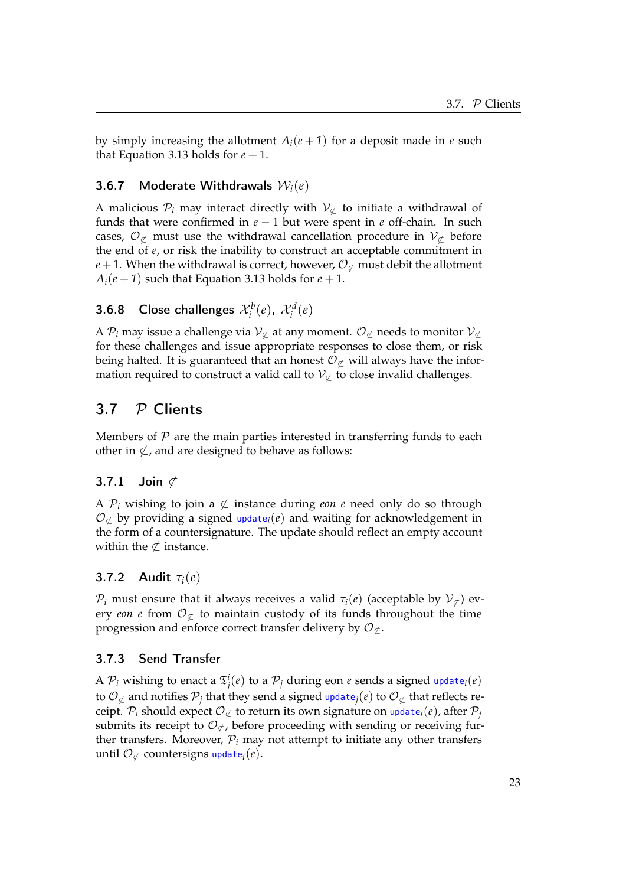by simply increasing the allotment $A_i(e+1)$ for a deposit made in $e$ such that Equation 3.13 holds for $e+1$.

### 3.6.7 Moderate Withdrawals $\mathcal{W}_i(e)$

A malicious $\mathcal{P}_i$ may interact directly with $\mathcal{V}_{\not\subset}$ to initiate a withdrawal of funds that were confirmed in $e-1$ but were spent in $e$ off-chain. In such cases, $\mathcal{O}_{\not\subset}$ must use the withdrawal cancellation procedure in $\mathcal{V}_{\not\subset}$ before the end of $e$, or risk the inability to construct an acceptable commitment in $e+1$. When the withdrawal is correct, however, $\mathcal{O}_{\not\subset}$ must debit the allotment $A_i(e+1)$ such that Equation 3.13 holds for $e+1$.

### 3.6.8 Close challenges $\mathcal{X}_i^b(e)$, $\mathcal{X}_i^d(e)$

A $\mathcal{P}_i$ may issue a challenge via $\mathcal{V}_{\not\subset}$ at any moment. $\mathcal{O}_{\not\subset}$ needs to monitor $\mathcal{V}_{\not\subset}$ for these challenges and issue appropriate responses to close them, or risk being halted. It is guaranteed that an honest $\mathcal{O}_{\not\subset}$ will always have the information required to construct a valid call to $\mathcal{V}_{\not\subset}$ to close invalid challenges.

## 3.7 $\mathcal{P}$ Clients

Members of $\mathcal{P}$ are the main parties interested in transferring funds to each other in $\not\subset$, and are designed to behave as follows:

### 3.7.1 Join $\not\subset$

A $\mathcal{P}_i$ wishing to join a $\not\subset$ instance during *eon* $e$ need only do so through $\mathcal{O}_{\not\subset}$ by providing a signed $\texttt{update}_i(e)$ and waiting for acknowledgement in the form of a countersignature. The update should reflect an empty account within the $\not\subset$ instance.

### 3.7.2 Audit $\tau_i(e)$

$\mathcal{P}_i$ must ensure that it always receives a valid $\tau_i(e)$ (acceptable by $\mathcal{V}_{\not\subset}$) every *eon* $e$ from $\mathcal{O}_{\not\subset}$ to maintain custody of its funds throughout the time progression and enforce correct transfer delivery by $\mathcal{O}_{\not\subset}$.

### 3.7.3 Send Transfer

A $\mathcal{P}_i$ wishing to enact a $\mathfrak{T}_j^i(e)$ to a $\mathcal{P}_j$ during eon $e$ sends a signed $\texttt{update}_i(e)$ to $\mathcal{O}_{\not\subset}$ and notifies $\mathcal{P}_j$ that they send a signed $\texttt{update}_j(e)$ to $\mathcal{O}_{\not\subset}$ that reflects receipt. $\mathcal{P}_i$ should expect $\mathcal{O}_{\not\subset}$ to return its own signature on $\texttt{update}_i(e)$, after $\mathcal{P}_j$ submits its receipt to $\mathcal{O}_{\not\subset}$, before proceeding with sending or receiving further transfers. Moreover, $\mathcal{P}_i$ may not attempt to initiate any other transfers until $\mathcal{O}_{\not\subset}$ countersigns $\texttt{update}_i(e)$.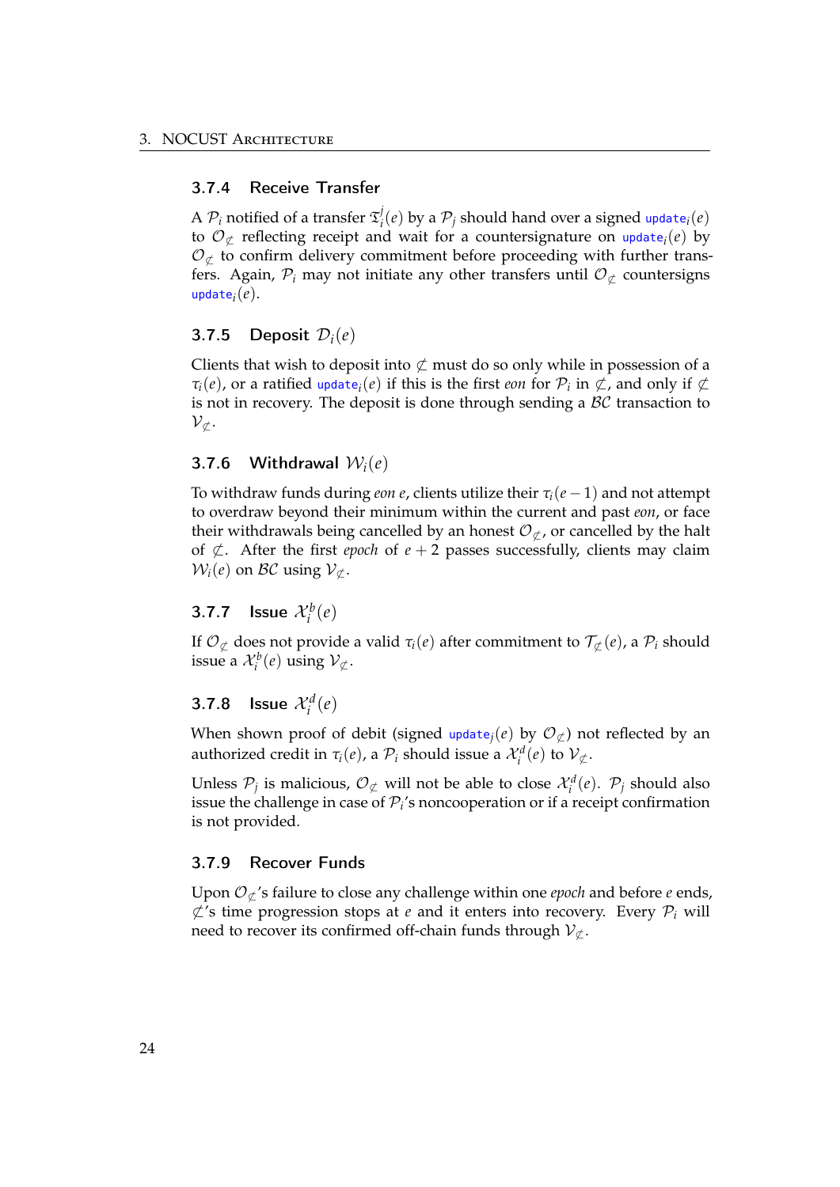### 3.7.4 Receive Transfer

A $\mathcal{P}_i$ notified of a transfer $\mathfrak{T}_i^j(e)$ by a $\mathcal{P}_j$ should hand over a signed $\texttt{update}_i(e)$ to $\mathcal{O}_{\not\subset}$ reflecting receipt and wait for a countersignature on $\texttt{update}_i(e)$ by $\mathcal{O}_{\not\subset}$ to confirm delivery commitment before proceeding with further transfers. Again, $\mathcal{P}_i$ may not initiate any other transfers until $\mathcal{O}_{\not\subset}$ countersigns $\texttt{update}_i(e)$.

### 3.7.5 Deposit $\mathcal{D}_i(e)$

Clients that wish to deposit into $\not\subset$ must do so only while in possession of a $\tau_i(e)$, or a ratified $\texttt{update}_i(e)$ if this is the first *eon* for $\mathcal{P}_i$ in $\not\subset$, and only if $\not\subset$ is not in recovery. The deposit is done through sending a $\mathcal{BC}$ transaction to $\mathcal{V}_{\not\subset}$.

### 3.7.6 Withdrawal $\mathcal{W}_i(e)$

To withdraw funds during *eon* $e$, clients utilize their $\tau_i(e-1)$ and not attempt to overdraw beyond their minimum within the current and past *eon*, or face their withdrawals being cancelled by an honest $\mathcal{O}_{\not\subset}$, or cancelled by the halt of $\not\subset$. After the first *epoch* of $e+2$ passes successfully, clients may claim $\mathcal{W}_i(e)$ on $\mathcal{BC}$ using $\mathcal{V}_{\not\subset}$.

### 3.7.7 Issue $\mathcal{X}_i^b(e)$

If $\mathcal{O}_{\not\subset}$ does not provide a valid $\tau_i(e)$ after commitment to $\mathcal{T}_{\not\subset}(e)$, a $\mathcal{P}_i$ should issue a $\mathcal{X}_i^b(e)$ using $\mathcal{V}_{\not\subset}$.

### 3.7.8 Issue $\mathcal{X}_i^d(e)$

When shown proof of debit (signed $\texttt{update}_j(e)$ by $\mathcal{O}_{\not\subset}$) not reflected by an authorized credit in $\tau_i(e)$, a $\mathcal{P}_i$ should issue a $\mathcal{X}_i^d(e)$ to $\mathcal{V}_{\not\subset}$.

Unless $\mathcal{P}_j$ is malicious, $\mathcal{O}_{\not\subset}$ will not be able to close $\mathcal{X}_i^d(e)$. $\mathcal{P}_j$ should also issue the challenge in case of $\mathcal{P}_i$'s noncooperation or if a receipt confirmation is not provided.

### 3.7.9 Recover Funds

Upon $\mathcal{O}_{\not\subset}$'s failure to close any challenge within one *epoch* and before $e$ ends, $\not\subset$'s time progression stops at $e$ and it enters into recovery. Every $\mathcal{P}_i$ will need to recover its confirmed off-chain funds through $\mathcal{V}_{\not\subset}$.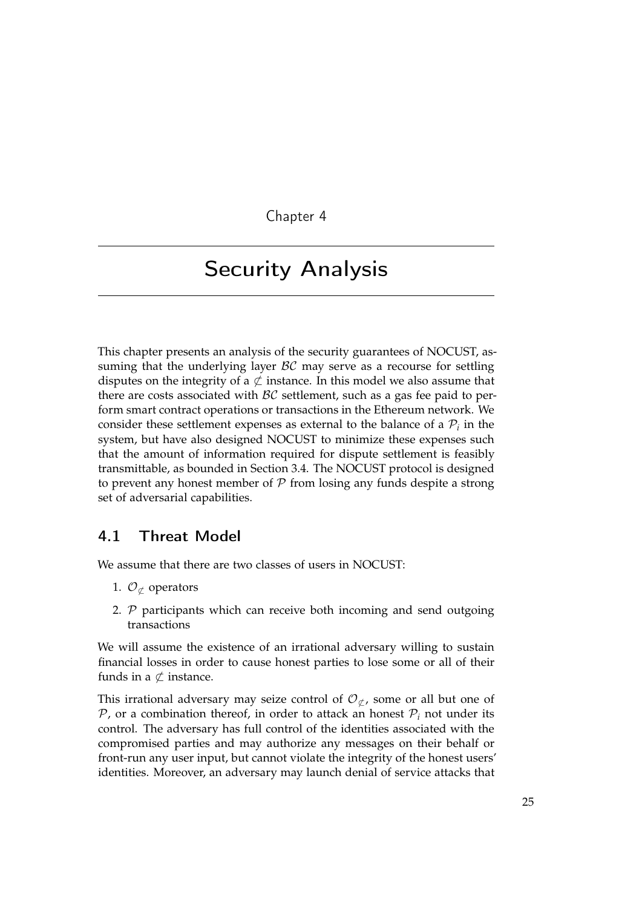# Chapter 4

# Security Analysis

This chapter presents an analysis of the security guarantees of NOCUST, assuming that the underlying layer $\mathcal{BC}$ may serve as a recourse for settling disputes on the integrity of a $\not\subset$ instance. In this model we also assume that there are costs associated with $\mathcal{BC}$ settlement, such as a gas fee paid to perform smart contract operations or transactions in the Ethereum network. We consider these settlement expenses as external to the balance of a $\mathcal{P}_i$ in the system, but have also designed NOCUST to minimize these expenses such that the amount of information required for dispute settlement is feasibly transmittable, as bounded in Section 3.4. The NOCUST protocol is designed to prevent any honest member of $\mathcal{P}$ from losing any funds despite a strong set of adversarial capabilities.

## 4.1 Threat Model

We assume that there are two classes of users in NOCUST:

1. $\mathcal{O}_{\not\subset}$ operators
2. $\mathcal{P}$ participants which can receive both incoming and send outgoing transactions

We will assume the existence of an irrational adversary willing to sustain financial losses in order to cause honest parties to lose some or all of their funds in a $\not\subset$ instance.

This irrational adversary may seize control of $\mathcal{O}_{\not\subset}$, some or all but one of $\mathcal{P}$, or a combination thereof, in order to attack an honest $\mathcal{P}_i$ not under its control. The adversary has full control of the identities associated with the compromised parties and may authorize any messages on their behalf or front-run any user input, but cannot violate the integrity of the honest users' identities. Moreover, an adversary may launch denial of service attacks that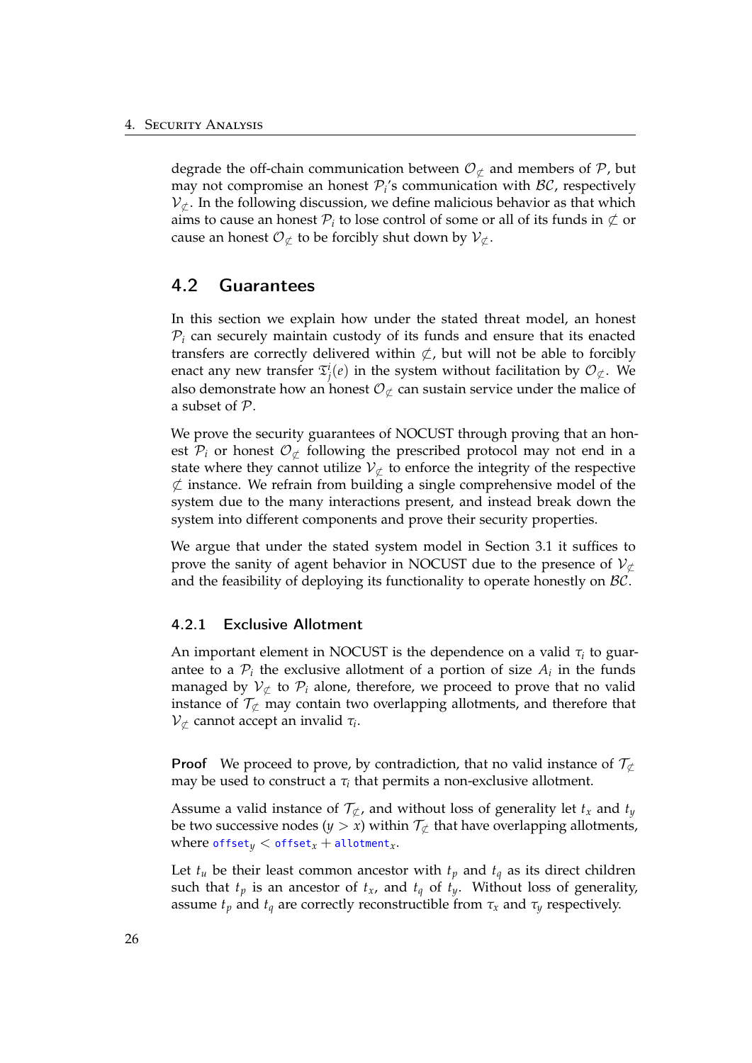degrade the off-chain communication between $\mathcal{O}_{\not\subset}$ and members of $\mathcal{P}$, but may not compromise an honest $\mathcal{P}_i$'s communication with $\mathcal{BC}$, respectively $\mathcal{V}_{\not\subset}$. In the following discussion, we define malicious behavior as that which aims to cause an honest $\mathcal{P}_i$ to lose control of some or all of its funds in $\not\subset$ or cause an honest $\mathcal{O}_{\not\subset}$ to be forcibly shut down by $\mathcal{V}_{\not\subset}$.

## 4.2 Guarantees

In this section we explain how under the stated threat model, an honest $\mathcal{P}_i$ can securely maintain custody of its funds and ensure that its enacted transfers are correctly delivered within $\not\subset$, but will not be able to forcibly enact any new transfer $\mathfrak{T}^i_j(e)$ in the system without facilitation by $\mathcal{O}_{\not\subset}$. We also demonstrate how an honest $\mathcal{O}_{\not\subset}$ can sustain service under the malice of a subset of $\mathcal{P}$.

We prove the security guarantees of NOCUST through proving that an honest $\mathcal{P}_i$ or honest $\mathcal{O}_{\not\subset}$ following the prescribed protocol may not end in a state where they cannot utilize $\mathcal{V}_{\not\subset}$ to enforce the integrity of the respective $\not\subset$ instance. We refrain from building a single comprehensive model of the system due to the many interactions present, and instead break down the system into different components and prove their security properties.

We argue that under the stated system model in Section 3.1 it suffices to prove the sanity of agent behavior in NOCUST due to the presence of $\mathcal{V}_{\not\subset}$ and the feasibility of deploying its functionality to operate honestly on $\mathcal{BC}$.

### 4.2.1 Exclusive Allotment

An important element in NOCUST is the dependence on a valid $\tau_i$ to guarantee to a $\mathcal{P}_i$ the exclusive allotment of a portion of size $A_i$ in the funds managed by $\mathcal{V}_{\not\subset}$ to $\mathcal{P}_i$ alone, therefore, we proceed to prove that no valid instance of $\mathcal{T}_{\not\subset}$ may contain two overlapping allotments, and therefore that $\mathcal{V}_{\not\subset}$ cannot accept an invalid $\tau_i$.

**Proof** We proceed to prove, by contradiction, that no valid instance of $\mathcal{T}_{\not\subset}$ may be used to construct a $\tau_i$ that permits a non-exclusive allotment.

Assume a valid instance of $\mathcal{T}_{\not\subset}$, and without loss of generality let $t_x$ and $t_y$ be two successive nodes ($y > x$) within $\mathcal{T}_{\not\subset}$ that have overlapping allotments, where $\texttt{offset}_y < \texttt{offset}_x + \texttt{allotment}_x$.

Let $t_u$ be their least common ancestor with $t_p$ and $t_q$ as its direct children such that $t_p$ is an ancestor of $t_x$, and $t_q$ of $t_y$. Without loss of generality, assume $t_p$ and $t_q$ are correctly reconstructible from $\tau_x$ and $\tau_y$ respectively.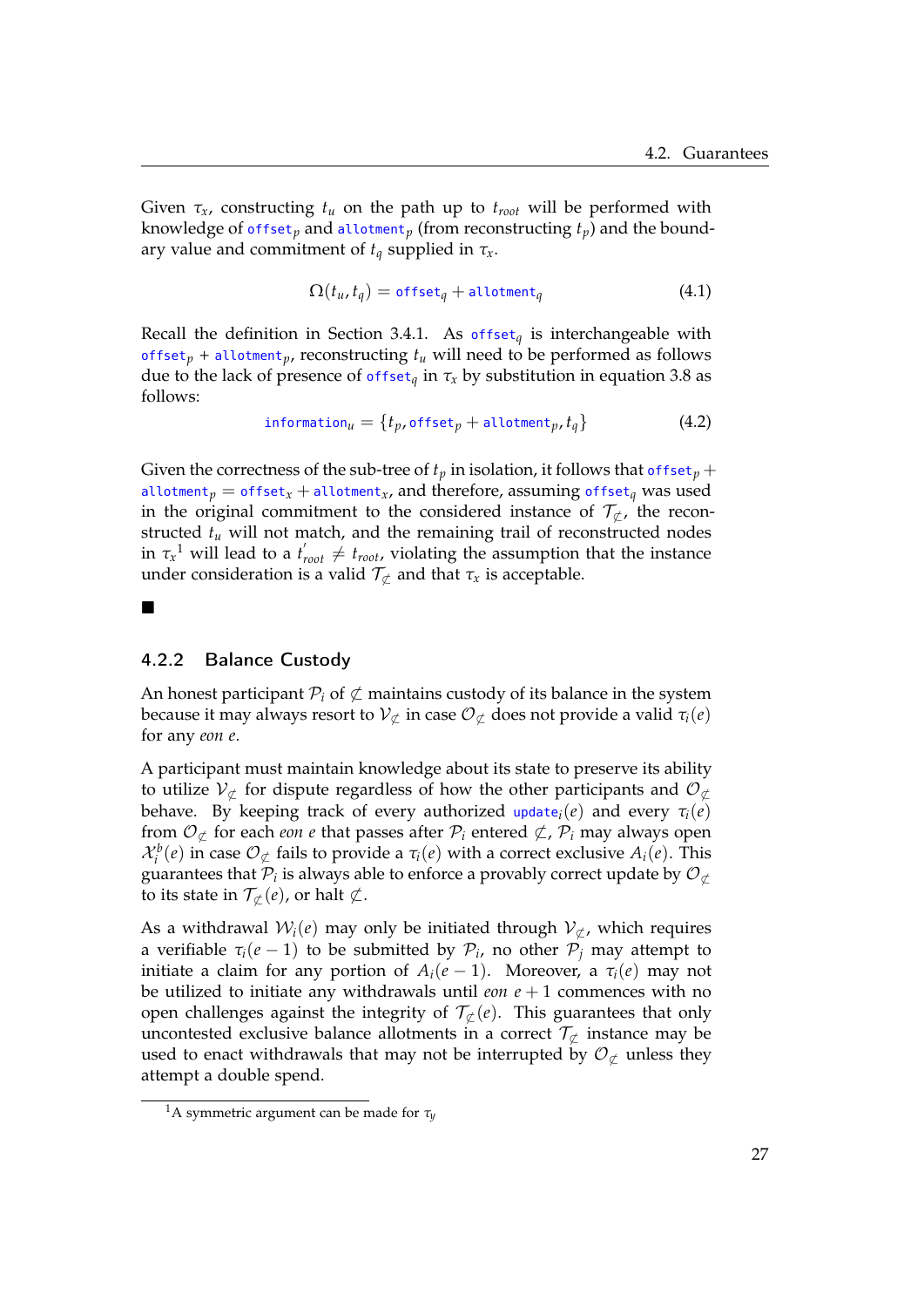Given $\tau_x$, constructing $t_u$ on the path up to $t_{root}$ will be performed with knowledge of $\texttt{offset}_p$ and $\texttt{allotment}_p$ (from reconstructing $t_p$) and the boundary value and commitment of $t_q$ supplied in $\tau_x$.

$$\Omega(t_u, t_q) = \texttt{offset}_q + \texttt{allotment}_q \tag{4.1}$$

Recall the definition in Section 3.4.1. As $\texttt{offset}_q$ is interchangeable with $\texttt{offset}_p + \texttt{allotment}_p$, reconstructing $t_u$ will need to be performed as follows due to the lack of presence of $\texttt{offset}_q$ in $\tau_x$ by substitution in equation 3.8 as follows:

$$\texttt{information}_u = \{t_p, \texttt{offset}_p + \texttt{allotment}_p, t_q\} \tag{4.2}$$

Given the correctness of the sub-tree of $t_p$ in isolation, it follows that $\texttt{offset}_p + \texttt{allotment}_p = \texttt{offset}_x + \texttt{allotment}_x$, and therefore, assuming $\texttt{offset}_q$ was used in the original commitment to the considered instance of $\mathcal{T}_{\not\subset}$, the reconstructed $t_u$ will not match, and the remaining trail of reconstructed nodes in $\tau_x$[1] will lead to a $t^{'}_{root} \neq t_{root}$, violating the assumption that the instance under consideration is a valid $\mathcal{T}_{\not\subset}$ and that $\tau_x$ is acceptable.

■

### 4.2.2 Balance Custody

An honest participant $\mathcal{P}_i$ of $\not\subset$ maintains custody of its balance in the system because it may always resort to $\mathcal{V}_{\not\subset}$ in case $\mathcal{O}_{\not\subset}$ does not provide a valid $\tau_i(e)$ for any *eon* $e$.

A participant must maintain knowledge about its state to preserve its ability to utilize $\mathcal{V}_{\not\subset}$ for dispute regardless of how the other participants and $\mathcal{O}_{\not\subset}$ behave. By keeping track of every authorized $\texttt{update}_i(e)$ and every $\tau_i(e)$ from $\mathcal{O}_{\not\subset}$ for each *eon* $e$ that passes after $\mathcal{P}_i$ entered $\not\subset$, $\mathcal{P}_i$ may always open $\mathcal{X}^b_i(e)$ in case $\mathcal{O}_{\not\subset}$ fails to provide a $\tau_i(e)$ with a correct exclusive $A_i(e)$. This guarantees that $\mathcal{P}_i$ is always able to enforce a provably correct update by $\mathcal{O}_{\not\subset}$ to its state in $\mathcal{T}_{\not\subset}(e)$, or halt $\not\subset$.

As a withdrawal $\mathcal{W}_i(e)$ may only be initiated through $\mathcal{V}_{\not\subset}$, which requires a verifiable $\tau_i(e-1)$ to be submitted by $\mathcal{P}_i$, no other $\mathcal{P}_j$ may attempt to initiate a claim for any portion of $A_i(e-1)$. Moreover, a $\tau_i(e)$ may not be utilized to initiate any withdrawals until *eon* $e+1$ commences with no open challenges against the integrity of $\mathcal{T}_{\not\subset}(e)$. This guarantees that only uncontested exclusive balance allotments in a correct $\mathcal{T}_{\not\subset}$ instance may be used to enact withdrawals that may not be interrupted by $\mathcal{O}_{\not\subset}$ unless they attempt a double spend.

---

[1] A symmetric argument can be made for $\tau_y$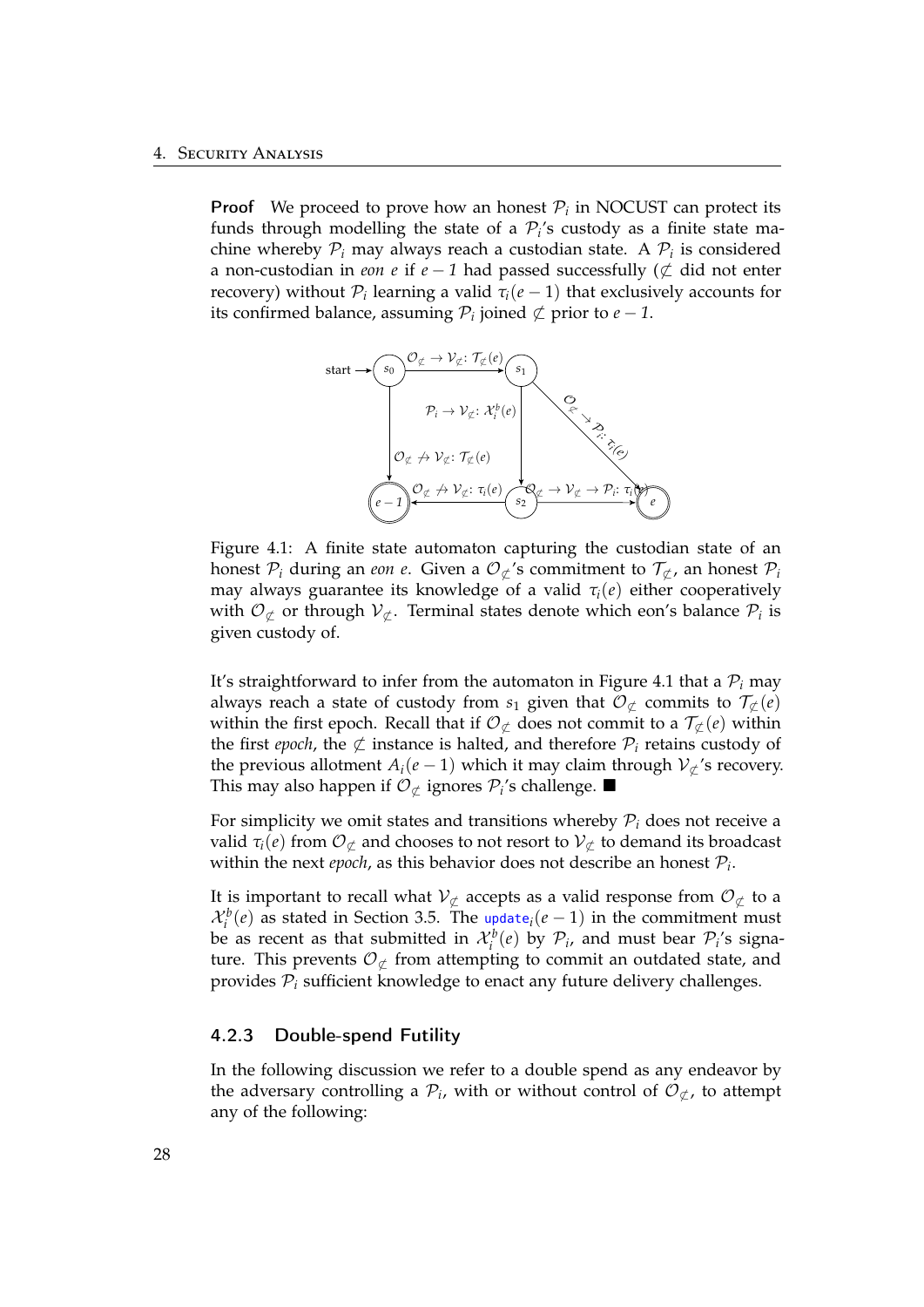**Proof** We proceed to prove how an honest $\mathcal{P}_i$ in NOCUST can protect its funds through modelling the state of a $\mathcal{P}_i$'s custody as a finite state machine whereby $\mathcal{P}_i$ may always reach a custodian state. A $\mathcal{P}_i$ is considered a non-custodian in *eon* $e$ if $e-1$ had passed successfully ($\not\subset$ did not enter recovery) without $\mathcal{P}_i$ learning a valid $\tau_i(e-1)$ that exclusively accounts for its confirmed balance, assuming $\mathcal{P}_i$ joined $\not\subset$ prior to $e-1$.

Figure 4.1: A finite state automaton capturing the custodian state of an honest $\mathcal{P}_i$ during an *eon* $e$. Given a $\mathcal{O}_{\not\subset}$'s commitment to $\mathcal{T}_{\not\subset}$, an honest $\mathcal{P}_i$ may always guarantee its knowledge of a valid $\tau_i(e)$ either cooperatively with $\mathcal{O}_{\not\subset}$ or through $\mathcal{V}_{\not\subset}$. Terminal states denote which eon's balance $\mathcal{P}_i$ is given custody of.

It's straightforward to infer from the automaton in Figure 4.1 that a $\mathcal{P}_i$ may always reach a state of custody from $s_1$ given that $\mathcal{O}_{\not\subset}$ commits to $\mathcal{T}_{\not\subset}(e)$ within the first epoch. Recall that if $\mathcal{O}_{\not\subset}$ does not commit to a $\mathcal{T}_{\not\subset}(e)$ within the first *epoch*, the $\not\subset$ instance is halted, and therefore $\mathcal{P}_i$ retains custody of the previous allotment $A_i(e-1)$ which it may claim through $\mathcal{V}_{\not\subset}$'s recovery. This may also happen if $\mathcal{O}_{\not\subset}$ ignores $\mathcal{P}_i$'s challenge. ■

For simplicity we omit states and transitions whereby $\mathcal{P}_i$ does not receive a valid $\tau_i(e)$ from $\mathcal{O}_{\not\subset}$ and chooses to not resort to $\mathcal{V}_{\not\subset}$ to demand its broadcast within the next *epoch*, as this behavior does not describe an honest $\mathcal{P}_i$.

It is important to recall what $\mathcal{V}_{\not\subset}$ accepts as a valid response from $\mathcal{O}_{\not\subset}$ to a $\mathcal{X}_i^b(e)$ as stated in Section 3.5. The $\texttt{update}_i(e-1)$ in the commitment must be as recent as that submitted in $\mathcal{X}_i^b(e)$ by $\mathcal{P}_i$, and must bear $\mathcal{P}_i$'s signature. This prevents $\mathcal{O}_{\not\subset}$ from attempting to commit an outdated state, and provides $\mathcal{P}_i$ sufficient knowledge to enact any future delivery challenges.

### 4.2.3 Double-spend Futility

In the following discussion we refer to a double spend as any endeavor by the adversary controlling a $\mathcal{P}_i$, with or without control of $\mathcal{O}_{\not\subset}$, to attempt any of the following: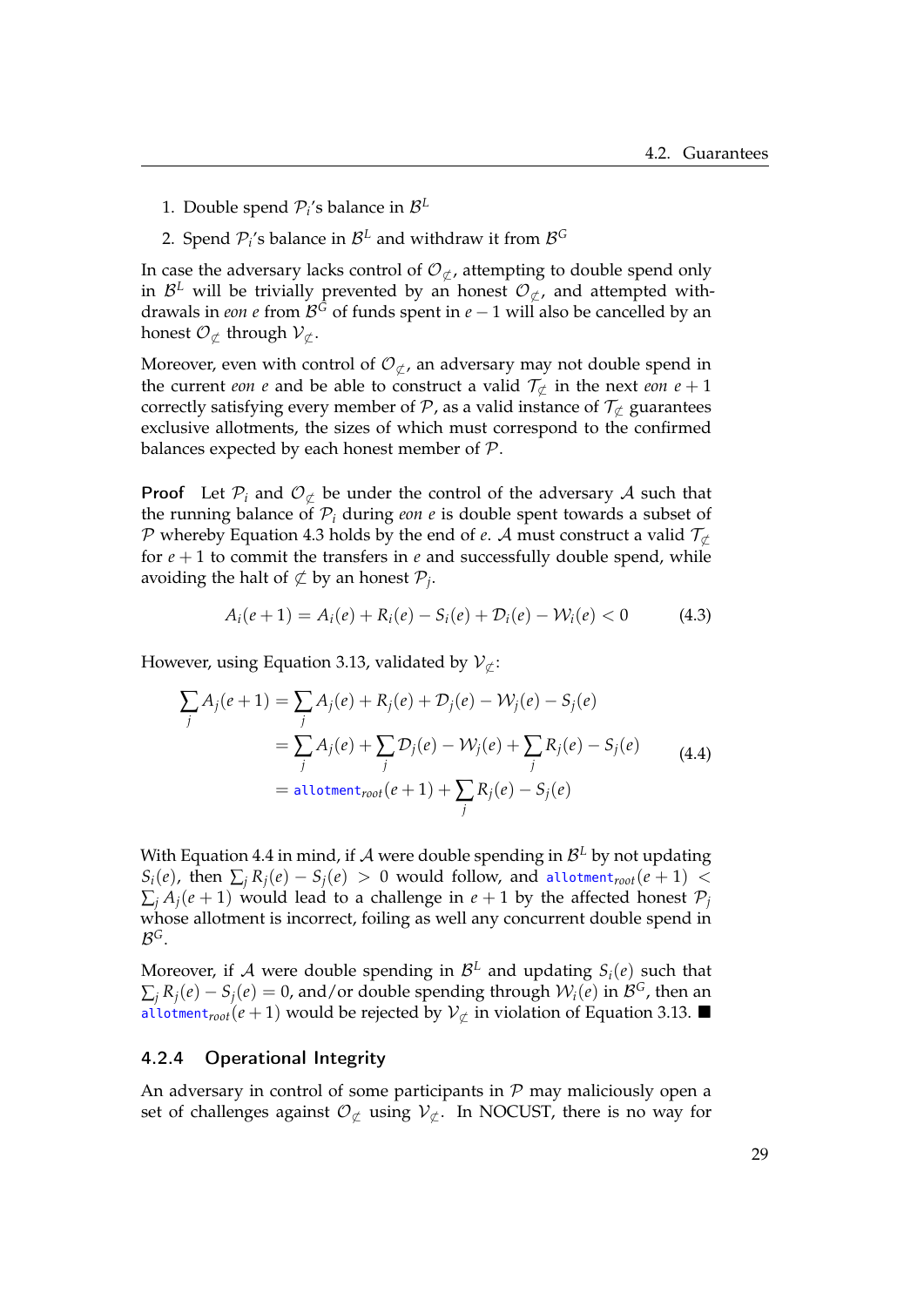1. Double spend $\mathcal{P}_i$'s balance in $\mathcal{B}^L$
2. Spend $\mathcal{P}_i$'s balance in $\mathcal{B}^L$ and withdraw it from $\mathcal{B}^G$

In case the adversary lacks control of $\mathcal{O}_{\not\subset}$, attempting to double spend only in $\mathcal{B}^L$ will be trivially prevented by an honest $\mathcal{O}_{\not\subset}$, and attempted withdrawals in *eon e* from $\mathcal{B}^G$ of funds spent in $e-1$ will also be cancelled by an honest $\mathcal{O}_{\not\subset}$ through $\mathcal{V}_{\not\subset}$.

Moreover, even with control of $\mathcal{O}_{\not\subset}$, an adversary may not double spend in the current *eon e* and be able to construct a valid $\mathcal{T}_{\not\subset}$ in the next *eon* $e+1$ correctly satisfying every member of $\mathcal{P}$, as a valid instance of $\mathcal{T}_{\not\subset}$ guarantees exclusive allotments, the sizes of which must correspond to the confirmed balances expected by each honest member of $\mathcal{P}$.

**Proof** Let $\mathcal{P}_i$ and $\mathcal{O}_{\not\subset}$ be under the control of the adversary $\mathcal{A}$ such that the running balance of $\mathcal{P}_i$ during *eon e* is double spent towards a subset of $\mathcal{P}$ whereby Equation 4.3 holds by the end of $e$. $\mathcal{A}$ must construct a valid $\mathcal{T}_{\not\subset}$ for $e+1$ to commit the transfers in $e$ and successfully double spend, while avoiding the halt of $\not\subset$ by an honest $\mathcal{P}_j$.

$$A_i(e+1) = A_i(e) + R_i(e) - S_i(e) + \mathcal{D}_i(e) - \mathcal{W}_i(e) < 0 \tag{4.3}$$

However, using Equation 3.13, validated by $\mathcal{V}_{\not\subset}$:

$$\begin{aligned}
\sum_j A_j(e+1) &= \sum_j A_j(e) + R_j(e) + \mathcal{D}_j(e) - \mathcal{W}_j(e) - S_j(e) \\
&= \sum_j A_j(e) + \sum_j \mathcal{D}_j(e) - \mathcal{W}_j(e) + \sum_j R_j(e) - S_j(e) \\
&= \texttt{allotment}_{root}(e+1) + \sum_j R_j(e) - S_j(e)
\end{aligned} \tag{4.4}$$

With Equation 4.4 in mind, if $\mathcal{A}$ were double spending in $\mathcal{B}^L$ by not updating $S_i(e)$, then $\sum_j R_j(e) - S_j(e) > 0$ would follow, and $\texttt{allotment}_{root}(e+1) < \sum_j A_j(e+1)$ would lead to a challenge in $e+1$ by the affected honest $\mathcal{P}_j$ whose allotment is incorrect, foiling as well any concurrent double spend in $\mathcal{B}^G$.

Moreover, if $\mathcal{A}$ were double spending in $\mathcal{B}^L$ and updating $S_i(e)$ such that $\sum_j R_j(e) - S_j(e) = 0$, and/or double spending through $\mathcal{W}_i(e)$ in $\mathcal{B}^G$, then an $\texttt{allotment}_{root}(e+1)$ would be rejected by $\mathcal{V}_{\not\subset}$ in violation of Equation 3.13. ■

### 4.2.4 Operational Integrity

An adversary in control of some participants in $\mathcal{P}$ may maliciously open a set of challenges against $\mathcal{O}_{\not\subset}$ using $\mathcal{V}_{\not\subset}$. In NOCUST, there is no way for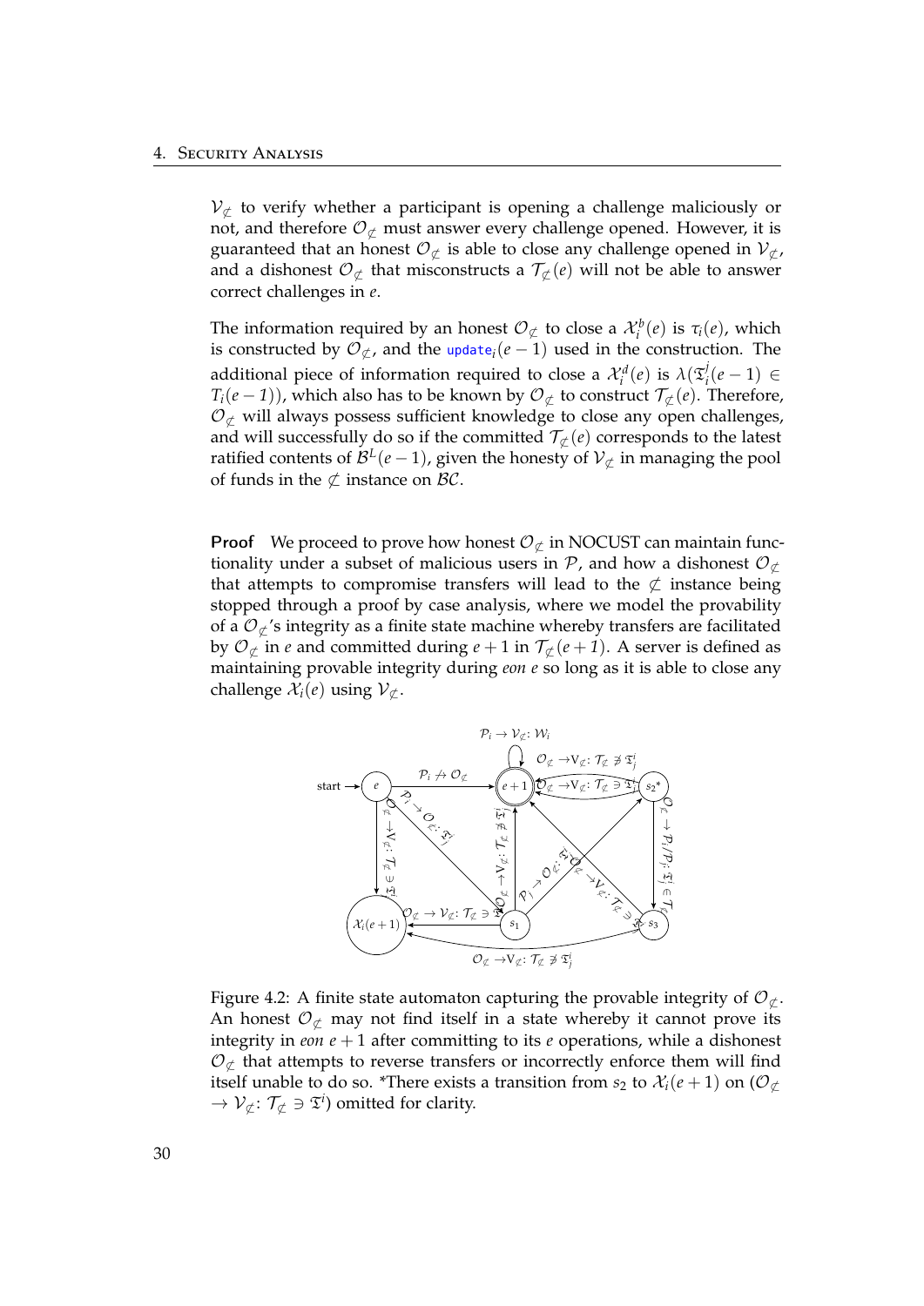$\mathcal{V}_{\not\subset}$ to verify whether a participant is opening a challenge maliciously or not, and therefore $\mathcal{O}_{\not\subset}$ must answer every challenge opened. However, it is guaranteed that an honest $\mathcal{O}_{\not\subset}$ is able to close any challenge opened in $\mathcal{V}_{\not\subset}$, and a dishonest $\mathcal{O}_{\not\subset}$ that misconstructs a $\mathcal{T}_{\not\subset}(e)$ will not be able to answer correct challenges in $e$.

The information required by an honest $\mathcal{O}_{\not\subset}$ to close a $\mathcal{X}_i^b(e)$ is $\tau_i(e)$, which is constructed by $\mathcal{O}_{\not\subset}$, and the $\texttt{update}_i(e-1)$ used in the construction. The additional piece of information required to close a $\mathcal{X}_i^d(e)$ is $\lambda(\mathfrak{T}_i^j(e-1) \in T_i(e-1))$, which also has to be known by $\mathcal{O}_{\not\subset}$ to construct $\mathcal{T}_{\not\subset}(e)$. Therefore, $\mathcal{O}_{\not\subset}$ will always possess sufficient knowledge to close any open challenges, and will successfully do so if the committed $\mathcal{T}_{\not\subset}(e)$ corresponds to the latest ratified contents of $\mathcal{B}^L(e-1)$, given the honesty of $\mathcal{V}_{\not\subset}$ in managing the pool of funds in the $\not\subset$ instance on $\mathcal{BC}$.

**Proof** We proceed to prove how honest $\mathcal{O}_{\not\subset}$ in NOCUST can maintain functionality under a subset of malicious users in $\mathcal{P}$, and how a dishonest $\mathcal{O}_{\not\subset}$ that attempts to compromise transfers will lead to the $\not\subset$ instance being stopped through a proof by case analysis, where we model the provability of a $\mathcal{O}_{\not\subset}$'s integrity as a finite state machine whereby transfers are facilitated by $\mathcal{O}_{\not\subset}$ in $e$ and committed during $e+1$ in $\mathcal{T}_{\not\subset}(e+1)$. A server is defined as maintaining provable integrity during *eon* $e$ so long as it is able to close any challenge $\mathcal{X}_i(e)$ using $\mathcal{V}_{\not\subset}$.

Figure 4.2: A finite state automaton capturing the provable integrity of $\mathcal{O}_{\not\subset}$. An honest $\mathcal{O}_{\not\subset}$ may not find itself in a state whereby it cannot prove its integrity in *eon* $e+1$ after committing to its $e$ operations, while a dishonest $\mathcal{O}_{\not\subset}$ that attempts to reverse transfers or incorrectly enforce them will find itself unable to do so. *There exists a transition from $s_2$ to $\mathcal{X}_i(e+1)$ on ($\mathcal{O}_{\not\subset} \rightarrow \mathcal{V}_{\not\subset}$: $\mathcal{T}_{\not\subset} \ni \mathfrak{T}^i$) omitted for clarity.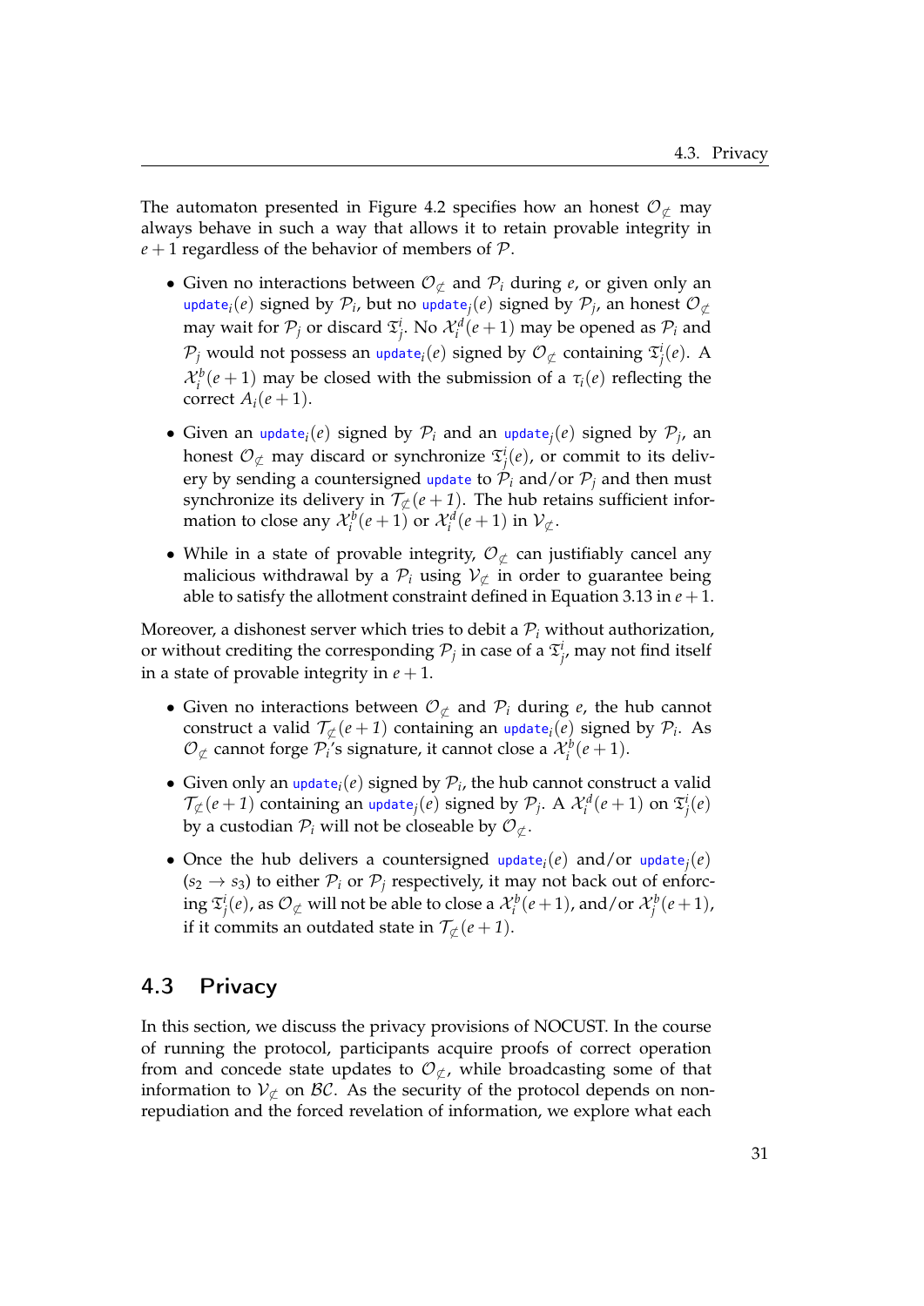The automaton presented in Figure 4.2 specifies how an honest $\mathcal{O}_{\not\subset}$ may always behave in such a way that allows it to retain provable integrity in $e+1$ regardless of the behavior of members of $\mathcal{P}$.

- Given no interactions between $\mathcal{O}_{\not\subset}$ and $\mathcal{P}_i$ during $e$, or given only an $\texttt{update}_i(e)$ signed by $\mathcal{P}_i$, but no $\texttt{update}_j(e)$ signed by $\mathcal{P}_j$, an honest $\mathcal{O}_{\not\subset}$ may wait for $\mathcal{P}_j$ or discard $\mathfrak{T}^i_j$. No $\mathcal{X}^d_i(e+1)$ may be opened as $\mathcal{P}_i$ and $\mathcal{P}_j$ would not possess an $\texttt{update}_i(e)$ signed by $\mathcal{O}_{\not\subset}$ containing $\mathfrak{T}^i_j(e)$. A $\mathcal{X}^b_i(e+1)$ may be closed with the submission of a $\tau_i(e)$ reflecting the correct $A_i(e+1)$.

- Given an $\texttt{update}_i(e)$ signed by $\mathcal{P}_i$ and an $\texttt{update}_j(e)$ signed by $\mathcal{P}_j$, an honest $\mathcal{O}_{\not\subset}$ may discard or synchronize $\mathfrak{T}^i_j(e)$, or commit to its delivery by sending a countersigned $\texttt{update}$ to $\mathcal{P}_i$ and/or $\mathcal{P}_j$ and then must synchronize its delivery in $\mathcal{T}_{\not\subset}(e+1)$. The hub retains sufficient information to close any $\mathcal{X}^b_i(e+1)$ or $\mathcal{X}^d_i(e+1)$ in $\mathcal{V}_{\not\subset}$.

- While in a state of provable integrity, $\mathcal{O}_{\not\subset}$ can justifiably cancel any malicious withdrawal by a $\mathcal{P}_i$ using $\mathcal{V}_{\not\subset}$ in order to guarantee being able to satisfy the allotment constraint defined in Equation 3.13 in $e+1$.

Moreover, a dishonest server which tries to debit a $\mathcal{P}_i$ without authorization, or without crediting the corresponding $\mathcal{P}_j$ in case of a $\mathfrak{T}^i_j$, may not find itself in a state of provable integrity in $e+1$.

- Given no interactions between $\mathcal{O}_{\not\subset}$ and $\mathcal{P}_i$ during $e$, the hub cannot construct a valid $\mathcal{T}_{\not\subset}(e+1)$ containing an $\texttt{update}_i(e)$ signed by $\mathcal{P}_i$. As $\mathcal{O}_{\not\subset}$ cannot forge $\mathcal{P}_i$'s signature, it cannot close a $\mathcal{X}^b_i(e+1)$.

- Given only an $\texttt{update}_i(e)$ signed by $\mathcal{P}_i$, the hub cannot construct a valid $\mathcal{T}_{\not\subset}(e+1)$ containing an $\texttt{update}_j(e)$ signed by $\mathcal{P}_j$. A $\mathcal{X}^d_i(e+1)$ on $\mathfrak{T}^i_j(e)$ by a custodian $\mathcal{P}_i$ will not be closeable by $\mathcal{O}_{\not\subset}$.

- Once the hub delivers a countersigned $\texttt{update}_i(e)$ and/or $\texttt{update}_j(e)$ ($s_2 \rightarrow s_3$) to either $\mathcal{P}_i$ or $\mathcal{P}_j$ respectively, it may not back out of enforcing $\mathfrak{T}^i_j(e)$, as $\mathcal{O}_{\not\subset}$ will not be able to close a $\mathcal{X}^b_i(e+1)$, and/or $\mathcal{X}^b_j(e+1)$, if it commits an outdated state in $\mathcal{T}_{\not\subset}(e+1)$.

## 4.3 Privacy

In this section, we discuss the privacy provisions of NOCUST. In the course of running the protocol, participants acquire proofs of correct operation from and concede state updates to $\mathcal{O}_{\not\subset}$, while broadcasting some of that information to $\mathcal{V}_{\not\subset}$ on $\mathcal{BC}$. As the security of the protocol depends on non-repudiation and the forced revelation of information, we explore what each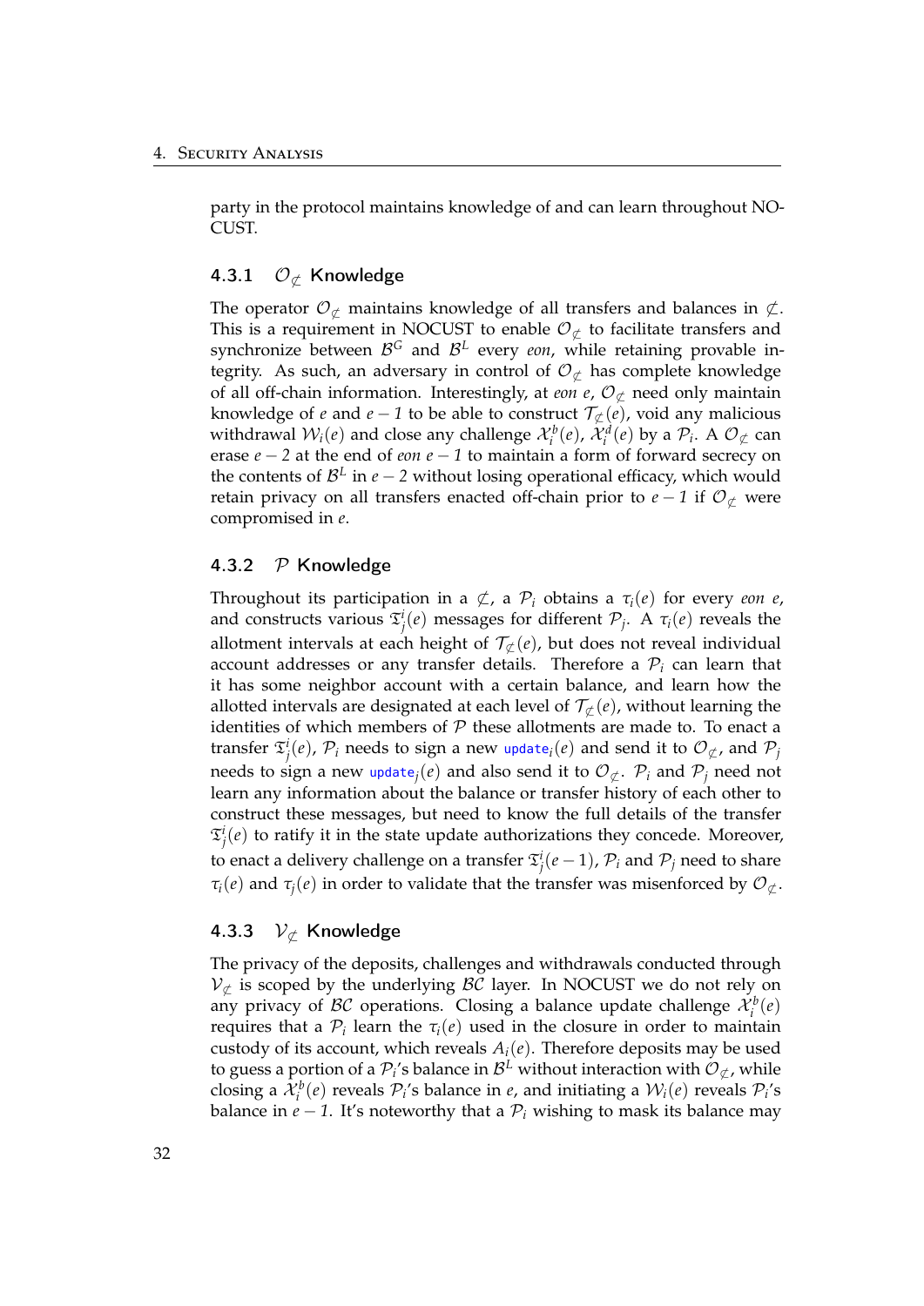party in the protocol maintains knowledge of and can learn throughout NOCUST.

### 4.3.1 $\mathcal{O}_{\not\subset}$ Knowledge

The operator $\mathcal{O}_{\not\subset}$ maintains knowledge of all transfers and balances in $\not\subset$. This is a requirement in NOCUST to enable $\mathcal{O}_{\not\subset}$ to facilitate transfers and synchronize between $\mathcal{B}^G$ and $\mathcal{B}^L$ every *eon*, while retaining provable integrity. As such, an adversary in control of $\mathcal{O}_{\not\subset}$ has complete knowledge of all off-chain information. Interestingly, at *eon e*, $\mathcal{O}_{\not\subset}$ need only maintain knowledge of *e* and $e-1$ to be able to construct $\mathcal{T}_{\not\subset}(e)$, void any malicious withdrawal $\mathcal{W}_i(e)$ and close any challenge $\mathcal{X}_i^b(e)$, $\mathcal{X}_i^d(e)$ by a $\mathcal{P}_i$. A $\mathcal{O}_{\not\subset}$ can erase $e-2$ at the end of *eon* $e-1$ to maintain a form of forward secrecy on the contents of $\mathcal{B}^L$ in $e-2$ without losing operational efficacy, which would retain privacy on all transfers enacted off-chain prior to $e-1$ if $\mathcal{O}_{\not\subset}$ were compromised in *e*.

### 4.3.2 $\mathcal{P}$ Knowledge

Throughout its participation in a $\not\subset$, a $\mathcal{P}_i$ obtains a $\tau_i(e)$ for every *eon e*, and constructs various $\mathfrak{T}_j^i(e)$ messages for different $\mathcal{P}_j$. A $\tau_i(e)$ reveals the allotment intervals at each height of $\mathcal{T}_{\not\subset}(e)$, but does not reveal individual account addresses or any transfer details. Therefore a $\mathcal{P}_i$ can learn that it has some neighbor account with a certain balance, and learn how the allotted intervals are designated at each level of $\mathcal{T}_{\not\subset}(e)$, without learning the identities of which members of $\mathcal{P}$ these allotments are made to. To enact a transfer $\mathfrak{T}_j^i(e)$, $\mathcal{P}_i$ needs to sign a new $\texttt{update}_i(e)$ and send it to $\mathcal{O}_{\not\subset}$, and $\mathcal{P}_j$ needs to sign a new $\texttt{update}_j(e)$ and also send it to $\mathcal{O}_{\not\subset}$. $\mathcal{P}_i$ and $\mathcal{P}_j$ need not learn any information about the balance or transfer history of each other to construct these messages, but need to know the full details of the transfer $\mathfrak{T}_j^i(e)$ to ratify it in the state update authorizations they concede. Moreover, to enact a delivery challenge on a transfer $\mathfrak{T}_j^i(e-1)$, $\mathcal{P}_i$ and $\mathcal{P}_j$ need to share $\tau_i(e)$ and $\tau_j(e)$ in order to validate that the transfer was misenforced by $\mathcal{O}_{\not\subset}$.

### 4.3.3 $\mathcal{V}_{\not\subset}$ Knowledge

The privacy of the deposits, challenges and withdrawals conducted through $\mathcal{V}_{\not\subset}$ is scoped by the underlying $\mathcal{BC}$ layer. In NOCUST we do not rely on any privacy of $\mathcal{BC}$ operations. Closing a balance update challenge $\mathcal{X}_i^b(e)$ requires that a $\mathcal{P}_i$ learn the $\tau_i(e)$ used in the closure in order to maintain custody of its account, which reveals $A_i(e)$. Therefore deposits may be used to guess a portion of a $\mathcal{P}_i$'s balance in $\mathcal{B}^L$ without interaction with $\mathcal{O}_{\not\subset}$, while closing a $\mathcal{X}_i^b(e)$ reveals $\mathcal{P}_i$'s balance in *e*, and initiating a $\mathcal{W}_i(e)$ reveals $\mathcal{P}_i$'s balance in $e-1$. It's noteworthy that a $\mathcal{P}_i$ wishing to mask its balance may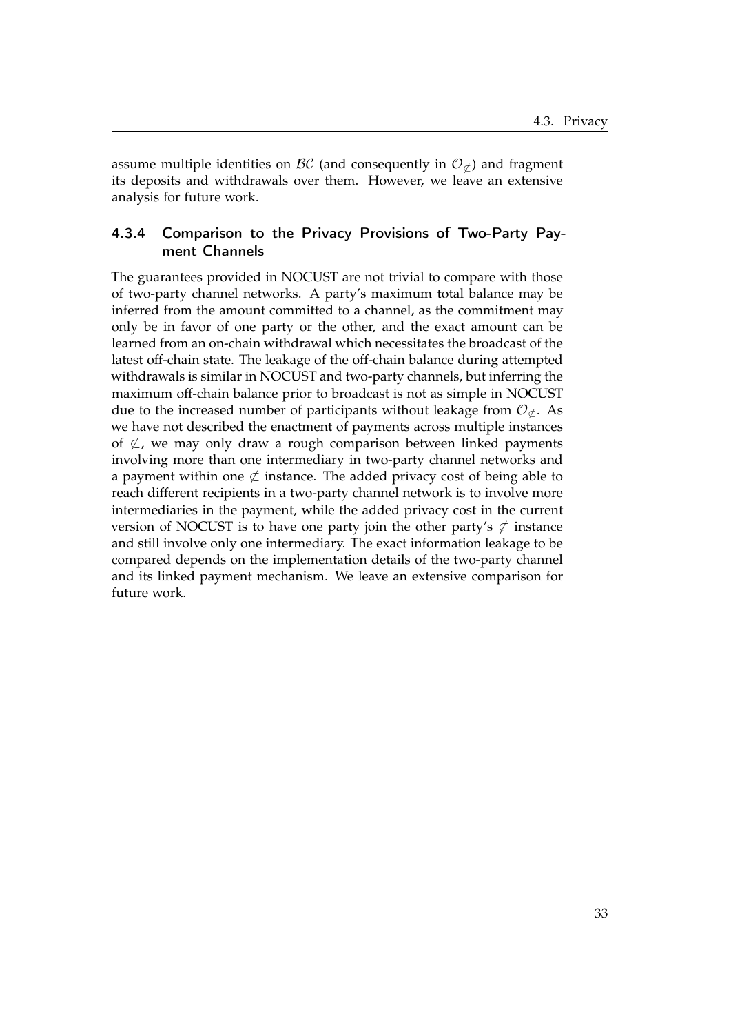assume multiple identities on $\mathcal{BC}$ (and consequently in $\mathcal{O}_{\not\subset}$) and fragment its deposits and withdrawals over them. However, we leave an extensive analysis for future work.

### 4.3.4 Comparison to the Privacy Provisions of Two-Party Payment Channels

The guarantees provided in NOCUST are not trivial to compare with those of two-party channel networks. A party's maximum total balance may be inferred from the amount committed to a channel, as the commitment may only be in favor of one party or the other, and the exact amount can be learned from an on-chain withdrawal which necessitates the broadcast of the latest off-chain state. The leakage of the off-chain balance during attempted withdrawals is similar in NOCUST and two-party channels, but inferring the maximum off-chain balance prior to broadcast is not as simple in NOCUST due to the increased number of participants without leakage from $\mathcal{O}_{\not\subset}$. As we have not described the enactment of payments across multiple instances of $\not\subset$, we may only draw a rough comparison between linked payments involving more than one intermediary in two-party channel networks and a payment within one $\not\subset$ instance. The added privacy cost of being able to reach different recipients in a two-party channel network is to involve more intermediaries in the payment, while the added privacy cost in the current version of NOCUST is to have one party join the other party's $\not\subset$ instance and still involve only one intermediary. The exact information leakage to be compared depends on the implementation details of the two-party channel and its linked payment mechanism. We leave an extensive comparison for future work.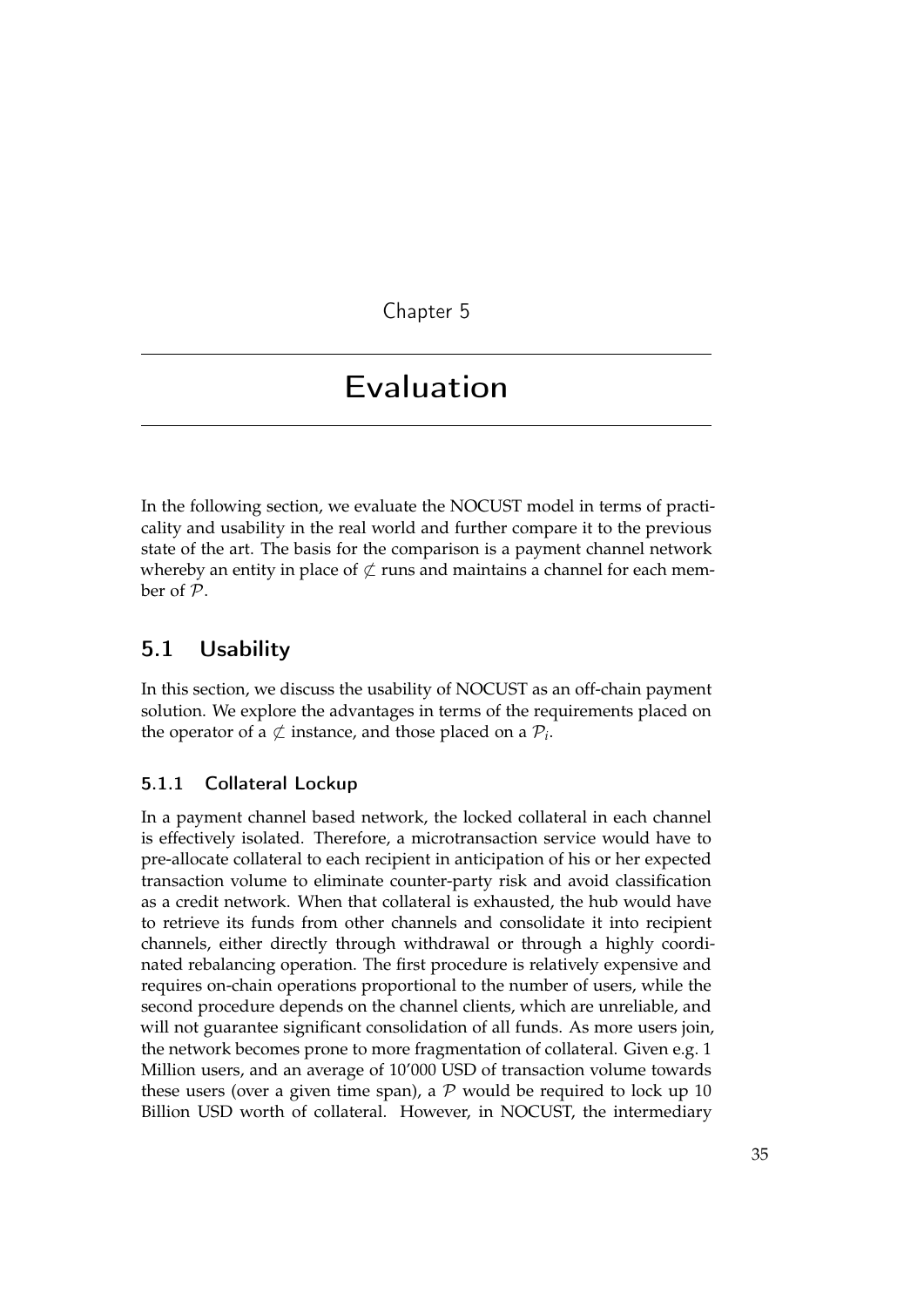# Chapter 5

# Evaluation

In the following section, we evaluate the NOCUST model in terms of practicality and usability in the real world and further compare it to the previous state of the art. The basis for the comparison is a payment channel network whereby an entity in place of $\not\subset$ runs and maintains a channel for each member of $\mathcal{P}$.

## 5.1 Usability

In this section, we discuss the usability of NOCUST as an off-chain payment solution. We explore the advantages in terms of the requirements placed on the operator of a $\not\subset$ instance, and those placed on a $\mathcal{P}_i$.

### 5.1.1 Collateral Lockup

In a payment channel based network, the locked collateral in each channel is effectively isolated. Therefore, a microtransaction service would have to pre-allocate collateral to each recipient in anticipation of his or her expected transaction volume to eliminate counter-party risk and avoid classification as a credit network. When that collateral is exhausted, the hub would have to retrieve its funds from other channels and consolidate it into recipient channels, either directly through withdrawal or through a highly coordinated rebalancing operation. The first procedure is relatively expensive and requires on-chain operations proportional to the number of users, while the second procedure depends on the channel clients, which are unreliable, and will not guarantee significant consolidation of all funds. As more users join, the network becomes prone to more fragmentation of collateral. Given e.g. 1 Million users, and an average of 10'000 USD of transaction volume towards these users (over a given time span), a $\mathcal{P}$ would be required to lock up 10 Billion USD worth of collateral. However, in NOCUST, the intermediary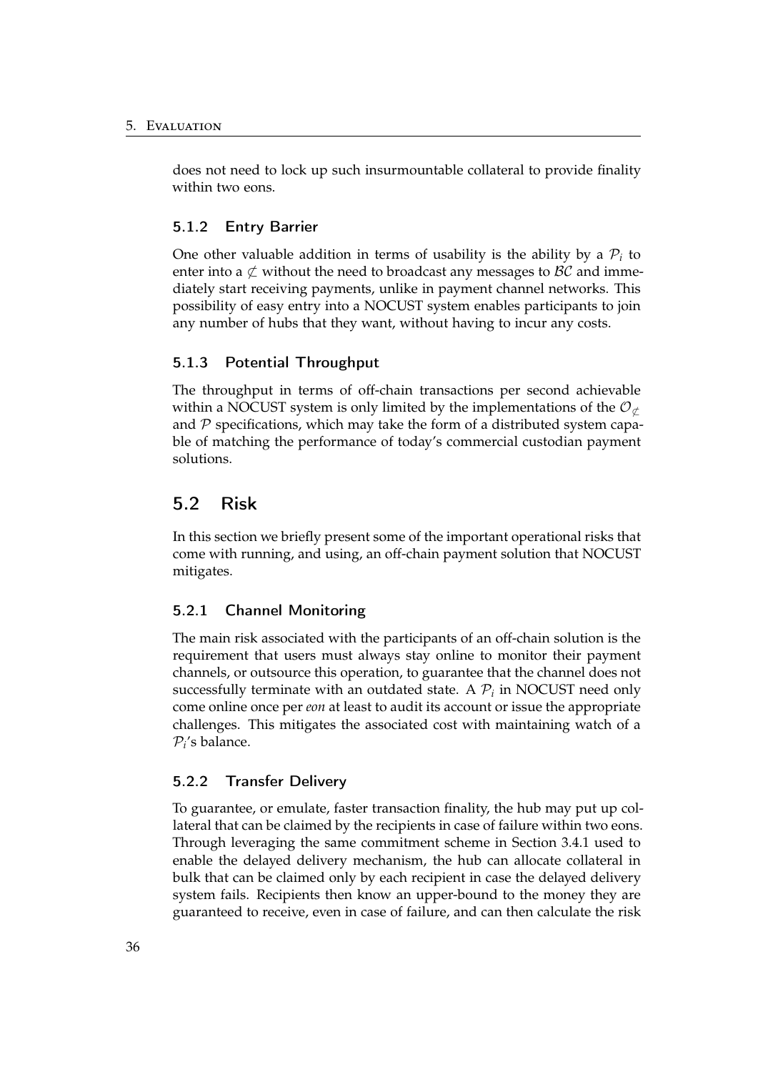does not need to lock up such insurmountable collateral to provide finality within two eons.

### 5.1.2 Entry Barrier

One other valuable addition in terms of usability is the ability by a $\mathcal{P}_i$ to enter into a $\not\subset$ without the need to broadcast any messages to $\mathcal{BC}$ and immediately start receiving payments, unlike in payment channel networks. This possibility of easy entry into a NOCUST system enables participants to join any number of hubs that they want, without having to incur any costs.

### 5.1.3 Potential Throughput

The throughput in terms of off-chain transactions per second achievable within a NOCUST system is only limited by the implementations of the $\mathcal{O}_{\not\subset}$ and $\mathcal{P}$ specifications, which may take the form of a distributed system capable of matching the performance of today's commercial custodian payment solutions.

## 5.2 Risk

In this section we briefly present some of the important operational risks that come with running, and using, an off-chain payment solution that NOCUST mitigates.

### 5.2.1 Channel Monitoring

The main risk associated with the participants of an off-chain solution is the requirement that users must always stay online to monitor their payment channels, or outsource this operation, to guarantee that the channel does not successfully terminate with an outdated state. A $\mathcal{P}_i$ in NOCUST need only come online once per *eon* at least to audit its account or issue the appropriate challenges. This mitigates the associated cost with maintaining watch of a $\mathcal{P}_i$'s balance.

### 5.2.2 Transfer Delivery

To guarantee, or emulate, faster transaction finality, the hub may put up collateral that can be claimed by the recipients in case of failure within two eons. Through leveraging the same commitment scheme in Section 3.4.1 used to enable the delayed delivery mechanism, the hub can allocate collateral in bulk that can be claimed only by each recipient in case the delayed delivery system fails. Recipients then know an upper-bound to the money they are guaranteed to receive, even in case of failure, and can then calculate the risk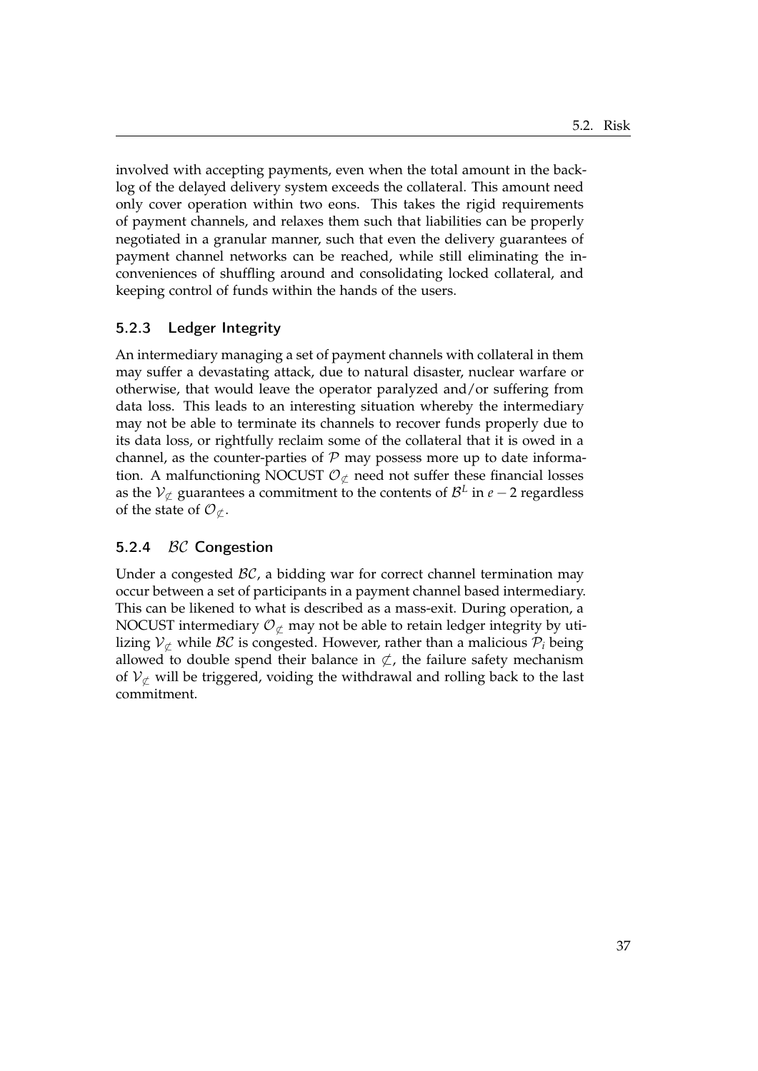involved with accepting payments, even when the total amount in the backlog of the delayed delivery system exceeds the collateral. This amount need only cover operation within two eons. This takes the rigid requirements of payment channels, and relaxes them such that liabilities can be properly negotiated in a granular manner, such that even the delivery guarantees of payment channel networks can be reached, while still eliminating the inconveniences of shuffling around and consolidating locked collateral, and keeping control of funds within the hands of the users.

### 5.2.3 Ledger Integrity

An intermediary managing a set of payment channels with collateral in them may suffer a devastating attack, due to natural disaster, nuclear warfare or otherwise, that would leave the operator paralyzed and/or suffering from data loss. This leads to an interesting situation whereby the intermediary may not be able to terminate its channels to recover funds properly due to its data loss, or rightfully reclaim some of the collateral that it is owed in a channel, as the counter-parties of $\mathcal{P}$ may possess more up to date information. A malfunctioning NOCUST $\mathcal{O}_{\not\subset}$ need not suffer these financial losses as the $\mathcal{V}_{\not\subset}$ guarantees a commitment to the contents of $\mathcal{B}^L$ in $e-2$ regardless of the state of $\mathcal{O}_{\not\subset}$.

### 5.2.4 $\mathcal{BC}$ Congestion

Under a congested $\mathcal{BC}$, a bidding war for correct channel termination may occur between a set of participants in a payment channel based intermediary. This can be likened to what is described as a mass-exit. During operation, a NOCUST intermediary $\mathcal{O}_{\not\subset}$ may not be able to retain ledger integrity by utilizing $\mathcal{V}_{\not\subset}$ while $\mathcal{BC}$ is congested. However, rather than a malicious $\mathcal{P}_i$ being allowed to double spend their balance in $\not\subset$, the failure safety mechanism of $\mathcal{V}_{\not\subset}$ will be triggered, voiding the withdrawal and rolling back to the last commitment.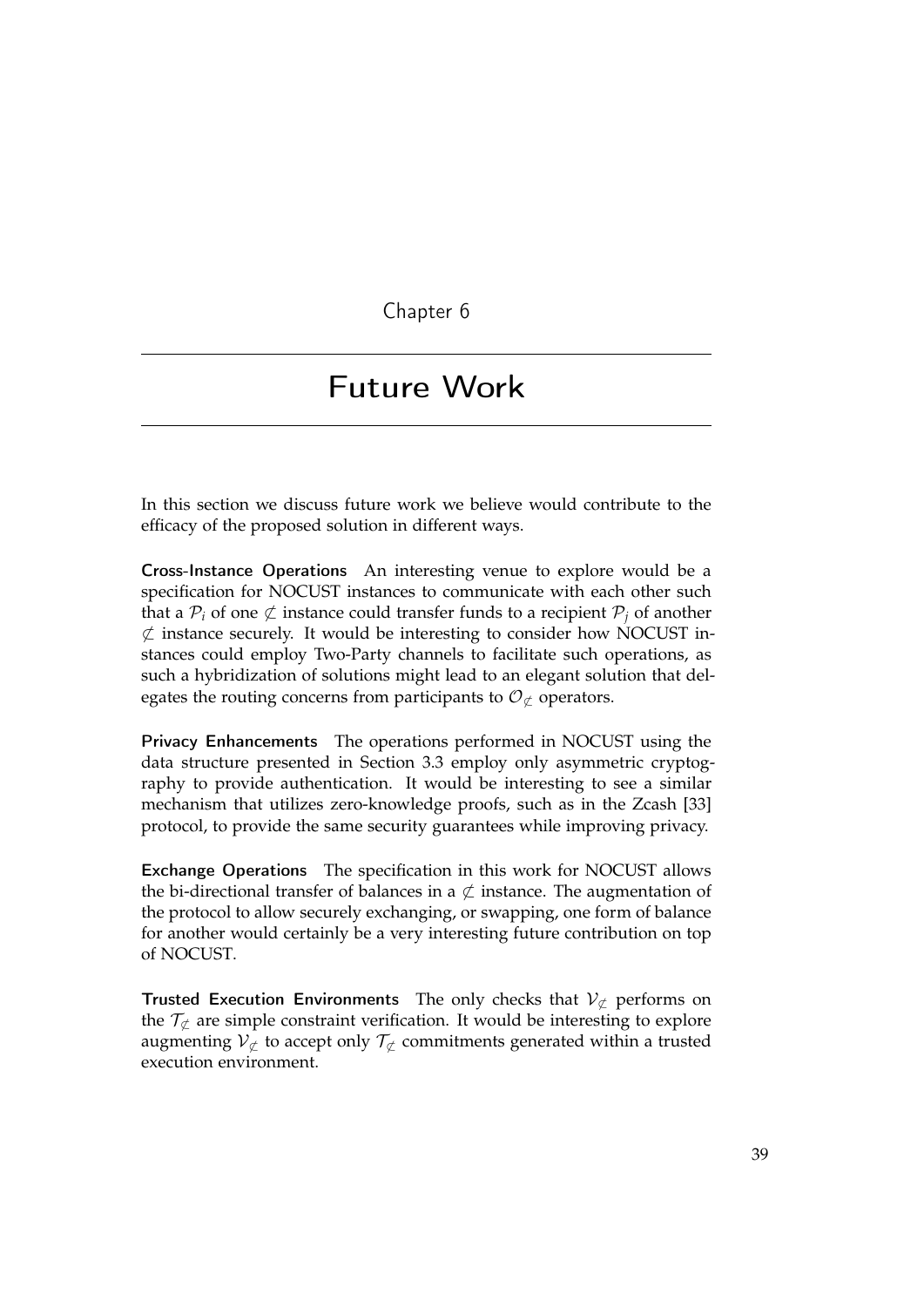# Chapter 6

# Future Work

In this section we discuss future work we believe would contribute to the efficacy of the proposed solution in different ways.

**Cross-Instance Operations** An interesting venue to explore would be a specification for NOCUST instances to communicate with each other such that a $\mathcal{P}_i$ of one $\not\subset$ instance could transfer funds to a recipient $\mathcal{P}_j$ of another $\not\subset$ instance securely. It would be interesting to consider how NOCUST instances could employ Two-Party channels to facilitate such operations, as such a hybridization of solutions might lead to an elegant solution that delegates the routing concerns from participants to $\mathcal{O}_{\not\subset}$ operators.

**Privacy Enhancements** The operations performed in NOCUST using the data structure presented in Section 3.3 employ only asymmetric cryptography to provide authentication. It would be interesting to see a similar mechanism that utilizes zero-knowledge proofs, such as in the Zcash [33] protocol, to provide the same security guarantees while improving privacy.

**Exchange Operations** The specification in this work for NOCUST allows the bi-directional transfer of balances in a $\not\subset$ instance. The augmentation of the protocol to allow securely exchanging, or swapping, one form of balance for another would certainly be a very interesting future contribution on top of NOCUST.

**Trusted Execution Environments** The only checks that $\mathcal{V}_{\not\subset}$ performs on the $\mathcal{T}_{\not\subset}$ are simple constraint verification. It would be interesting to explore augmenting $\mathcal{V}_{\not\subset}$ to accept only $\mathcal{T}_{\not\subset}$ commitments generated within a trusted execution environment.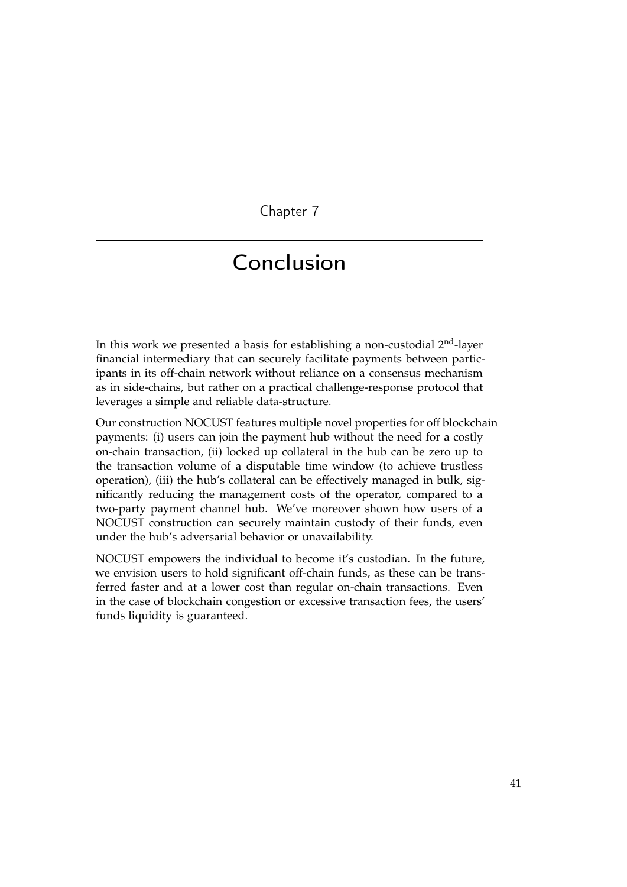# Chapter 7

# Conclusion

In this work we presented a basis for establishing a non-custodial 2$^{nd}$-layer financial intermediary that can securely facilitate payments between participants in its off-chain network without reliance on a consensus mechanism as in side-chains, but rather on a practical challenge-response protocol that leverages a simple and reliable data-structure.

Our construction NOCUST features multiple novel properties for off blockchain payments: (i) users can join the payment hub without the need for a costly on-chain transaction, (ii) locked up collateral in the hub can be zero up to the transaction volume of a disputable time window (to achieve trustless operation), (iii) the hub's collateral can be effectively managed in bulk, significantly reducing the management costs of the operator, compared to a two-party payment channel hub. We've moreover shown how users of a NOCUST construction can securely maintain custody of their funds, even under the hub's adversarial behavior or unavailability.

NOCUST empowers the individual to become it's custodian. In the future, we envision users to hold significant off-chain funds, as these can be transferred faster and at a lower cost than regular on-chain transactions. Even in the case of blockchain congestion or excessive transaction fees, the users' funds liquidity is guaranteed.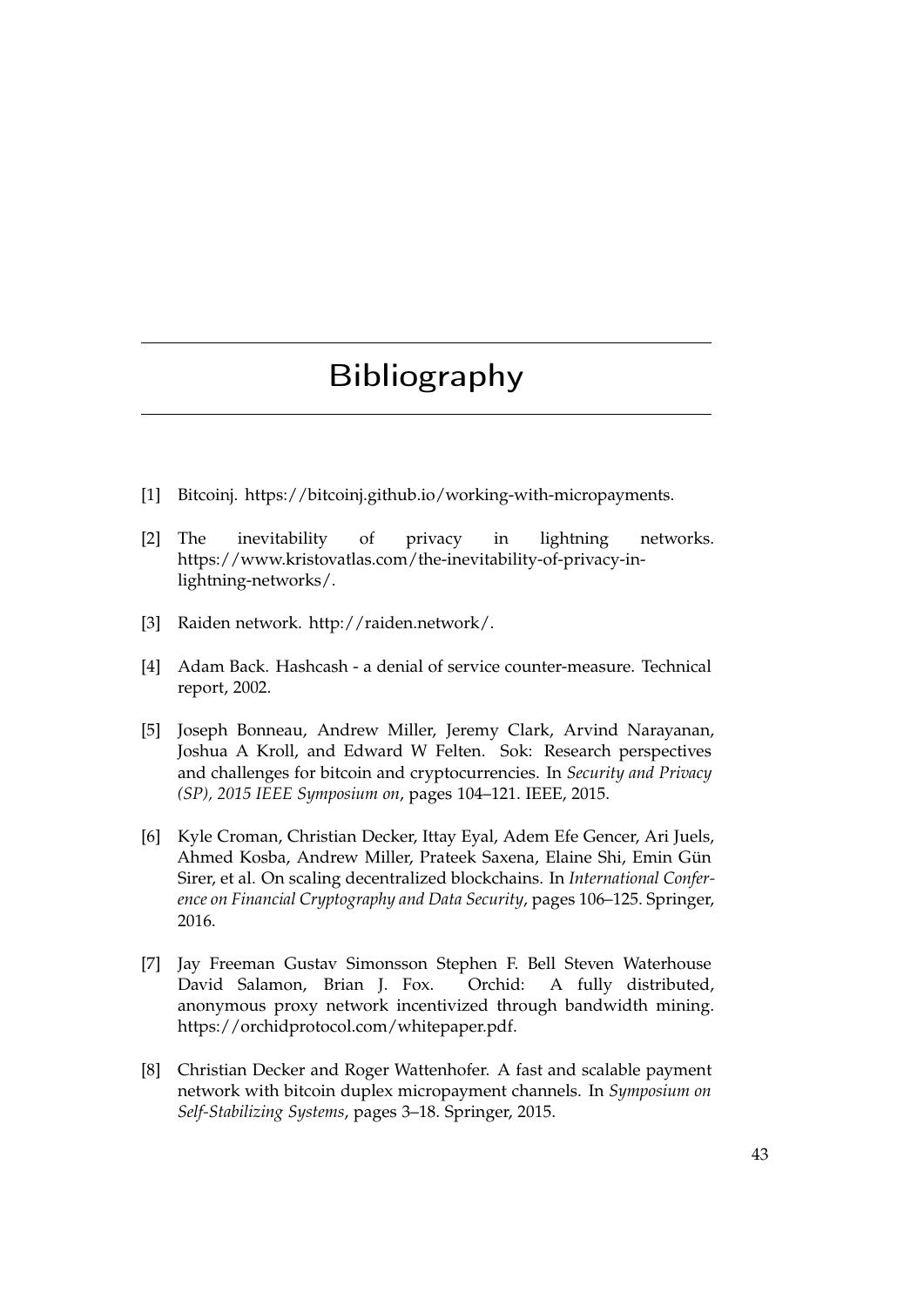# Bibliography

[1] Bitcoinj. https://bitcoinj.github.io/working-with-micropayments.

[2] The inevitability of privacy in lightning networks. https://www.kristovatlas.com/the-inevitability-of-privacy-in-lightning-networks/.

[3] Raiden network. http://raiden.network/.

[4] Adam Back. Hashcash - a denial of service counter-measure. Technical report, 2002.

[5] Joseph Bonneau, Andrew Miller, Jeremy Clark, Arvind Narayanan, Joshua A Kroll, and Edward W Felten. Sok: Research perspectives and challenges for bitcoin and cryptocurrencies. In *Security and Privacy (SP), 2015 IEEE Symposium on*, pages 104–121. IEEE, 2015.

[6] Kyle Croman, Christian Decker, Ittay Eyal, Adem Efe Gencer, Ari Juels, Ahmed Kosba, Andrew Miller, Prateek Saxena, Elaine Shi, Emin Gün Sirer, et al. On scaling decentralized blockchains. In *International Conference on Financial Cryptography and Data Security*, pages 106–125. Springer, 2016.

[7] Jay Freeman Gustav Simonsson Stephen F. Bell Steven Waterhouse David Salamon, Brian J. Fox. Orchid: A fully distributed, anonymous proxy network incentivized through bandwidth mining. https://orchidprotocol.com/whitepaper.pdf.

[8] Christian Decker and Roger Wattenhofer. A fast and scalable payment network with bitcoin duplex micropayment channels. In *Symposium on Self-Stabilizing Systems*, pages 3–18. Springer, 2015.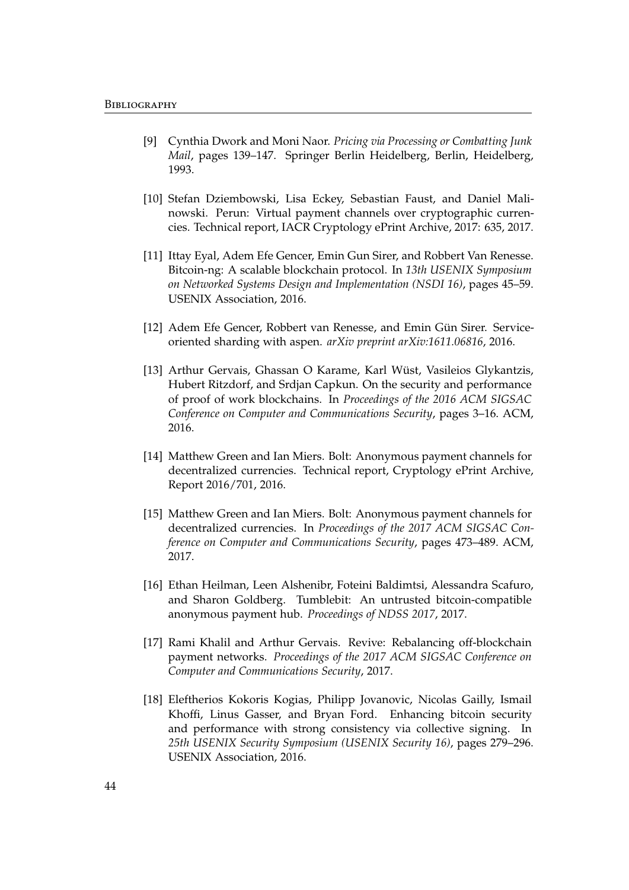[9] Cynthia Dwork and Moni Naor. *Pricing via Processing or Combatting Junk Mail*, pages 139–147. Springer Berlin Heidelberg, Berlin, Heidelberg, 1993.

[10] Stefan Dziembowski, Lisa Eckey, Sebastian Faust, and Daniel Malinowski. Perun: Virtual payment channels over cryptographic currencies. Technical report, IACR Cryptology ePrint Archive, 2017: 635, 2017.

[11] Ittay Eyal, Adem Efe Gencer, Emin Gun Sirer, and Robbert Van Renesse. Bitcoin-ng: A scalable blockchain protocol. In *13th USENIX Symposium on Networked Systems Design and Implementation (NSDI 16)*, pages 45–59. USENIX Association, 2016.

[12] Adem Efe Gencer, Robbert van Renesse, and Emin Gün Sirer. Service-oriented sharding with aspen. *arXiv preprint arXiv:1611.06816*, 2016.

[13] Arthur Gervais, Ghassan O Karame, Karl Wüst, Vasileios Glykantzis, Hubert Ritzdorf, and Srdjan Capkun. On the security and performance of proof of work blockchains. In *Proceedings of the 2016 ACM SIGSAC Conference on Computer and Communications Security*, pages 3–16. ACM, 2016.

[14] Matthew Green and Ian Miers. Bolt: Anonymous payment channels for decentralized currencies. Technical report, Cryptology ePrint Archive, Report 2016/701, 2016.

[15] Matthew Green and Ian Miers. Bolt: Anonymous payment channels for decentralized currencies. In *Proceedings of the 2017 ACM SIGSAC Conference on Computer and Communications Security*, pages 473–489. ACM, 2017.

[16] Ethan Heilman, Leen Alshenibr, Foteini Baldimtsi, Alessandra Scafuro, and Sharon Goldberg. Tumblebit: An untrusted bitcoin-compatible anonymous payment hub. *Proceedings of NDSS 2017*, 2017.

[17] Rami Khalil and Arthur Gervais. Revive: Rebalancing off-blockchain payment networks. *Proceedings of the 2017 ACM SIGSAC Conference on Computer and Communications Security*, 2017.

[18] Eleftherios Kokoris Kogias, Philipp Jovanovic, Nicolas Gailly, Ismail Khoffi, Linus Gasser, and Bryan Ford. Enhancing bitcoin security and performance with strong consistency via collective signing. In *25th USENIX Security Symposium (USENIX Security 16)*, pages 279–296. USENIX Association, 2016.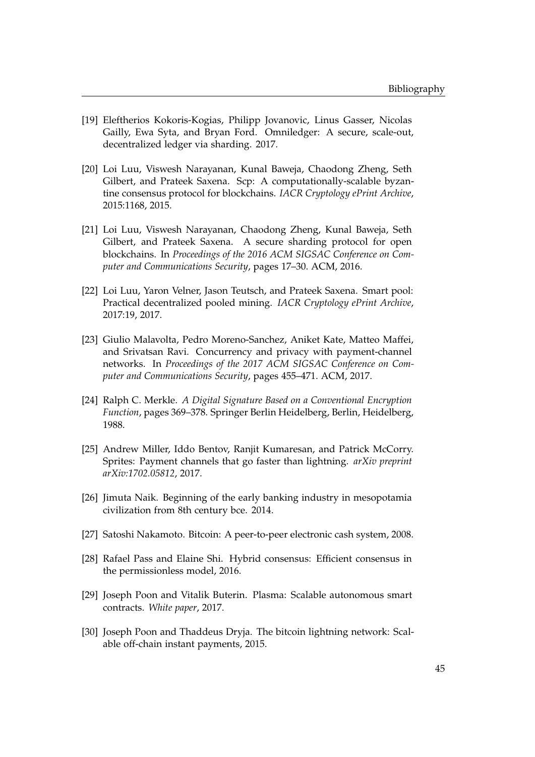[19] Eleftherios Kokoris-Kogias, Philipp Jovanovic, Linus Gasser, Nicolas Gailly, Ewa Syta, and Bryan Ford. Omniledger: A secure, scale-out, decentralized ledger via sharding. 2017.

[20] Loi Luu, Viswesh Narayanan, Kunal Baweja, Chaodong Zheng, Seth Gilbert, and Prateek Saxena. Scp: A computationally-scalable byzantine consensus protocol for blockchains. *IACR Cryptology ePrint Archive*, 2015:1168, 2015.

[21] Loi Luu, Viswesh Narayanan, Chaodong Zheng, Kunal Baweja, Seth Gilbert, and Prateek Saxena. A secure sharding protocol for open blockchains. In *Proceedings of the 2016 ACM SIGSAC Conference on Computer and Communications Security*, pages 17–30. ACM, 2016.

[22] Loi Luu, Yaron Velner, Jason Teutsch, and Prateek Saxena. Smart pool: Practical decentralized pooled mining. *IACR Cryptology ePrint Archive*, 2017:19, 2017.

[23] Giulio Malavolta, Pedro Moreno-Sanchez, Aniket Kate, Matteo Maffei, and Srivatsan Ravi. Concurrency and privacy with payment-channel networks. In *Proceedings of the 2017 ACM SIGSAC Conference on Computer and Communications Security*, pages 455–471. ACM, 2017.

[24] Ralph C. Merkle. *A Digital Signature Based on a Conventional Encryption Function*, pages 369–378. Springer Berlin Heidelberg, Berlin, Heidelberg, 1988.

[25] Andrew Miller, Iddo Bentov, Ranjit Kumaresan, and Patrick McCorry. Sprites: Payment channels that go faster than lightning. *arXiv preprint arXiv:1702.05812*, 2017.

[26] Jimuta Naik. Beginning of the early banking industry in mesopotamia civilization from 8th century bce. 2014.

[27] Satoshi Nakamoto. Bitcoin: A peer-to-peer electronic cash system, 2008.

[28] Rafael Pass and Elaine Shi. Hybrid consensus: Efficient consensus in the permissionless model, 2016.

[29] Joseph Poon and Vitalik Buterin. Plasma: Scalable autonomous smart contracts. *White paper*, 2017.

[30] Joseph Poon and Thaddeus Dryja. The bitcoin lightning network: Scalable off-chain instant payments, 2015.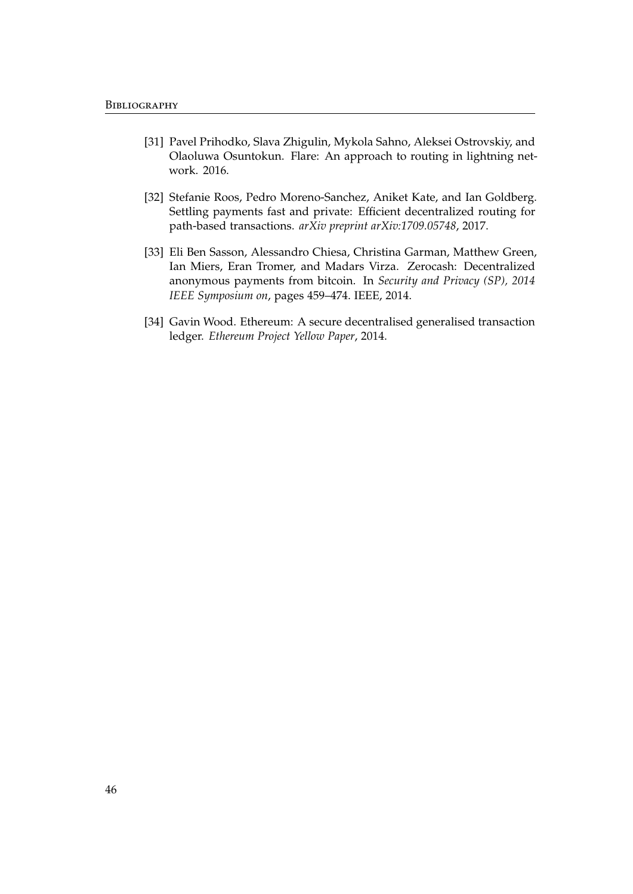[31] Pavel Prihodko, Slava Zhigulin, Mykola Sahno, Aleksei Ostrovskiy, and Olaoluwa Osuntokun. Flare: An approach to routing in lightning network. 2016.

[32] Stefanie Roos, Pedro Moreno-Sanchez, Aniket Kate, and Ian Goldberg. Settling payments fast and private: Efficient decentralized routing for path-based transactions. *arXiv preprint arXiv:1709.05748*, 2017.

[33] Eli Ben Sasson, Alessandro Chiesa, Christina Garman, Matthew Green, Ian Miers, Eran Tromer, and Madars Virza. Zerocash: Decentralized anonymous payments from bitcoin. In *Security and Privacy (SP), 2014 IEEE Symposium on*, pages 459–474. IEEE, 2014.

[34] Gavin Wood. Ethereum: A secure decentralised generalised transaction ledger. *Ethereum Project Yellow Paper*, 2014.